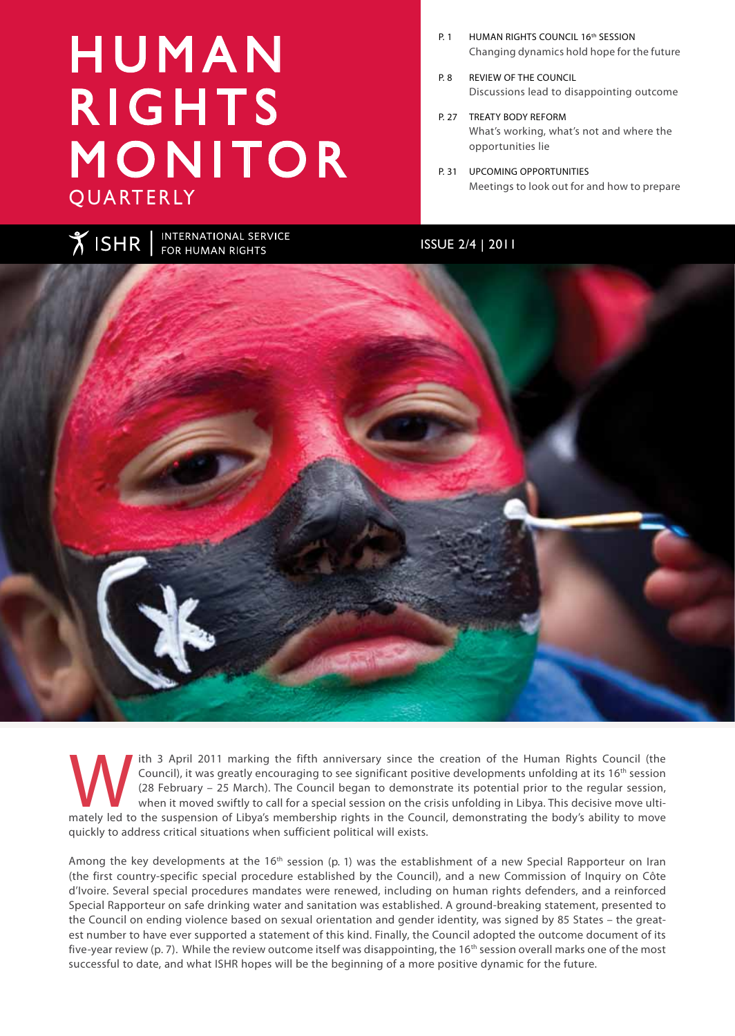# HUMAN RIGHTS MONITOR QUARTERLY

- P. 1 HUMAN RIGHTS COUNCIL 16th SESSION
  Changing dynamics hold hope for the future
- P. 8 REVIEW OF THE COUNCIL
  Discussions lead to disappointing outcome
- P. 27 TREATY BODY REFORM
  What's working, what's not and where the opportunities lie
- P. 31 UPCOMING OPPORTUNITIES
  Meetings to look out for and how to prepare

ISHR | INTERNATIONAL SERVICE FOR HUMAN RIGHTS

ISSUE 2/4 | 2011

With 3 April 2011 marking the fifth anniversary since the creation of the Human Rights Council (the Council), it was greatly encouraging to see significant positive developments unfolding at its 16th session (28 February – 25 March). The Council began to demonstrate its potential prior to the regular session, when it moved swiftly to call for a special session on the crisis unfolding in Libya. This decisive move ultimately led to the suspension of Libya's membership rights in the Council, demonstrating the body's ability to move quickly to address critical situations when sufficient political will exists.

Among the key developments at the 16th session (p. 1) was the establishment of a new Special Rapporteur on Iran (the first country-specific special procedure established by the Council), and a new Commission of Inquiry on Côte d'Ivoire. Several special procedures mandates were renewed, including on human rights defenders, and a reinforced Special Rapporteur on safe drinking water and sanitation was established. A ground-breaking statement, presented to the Council on ending violence based on sexual orientation and gender identity, was signed by 85 States – the greatest number to have ever supported a statement of this kind. Finally, the Council adopted the outcome document of its five-year review (p. 7). While the review outcome itself was disappointing, the 16th session overall marks one of the most successful to date, and what ISHR hopes will be the beginning of a more positive dynamic for the future.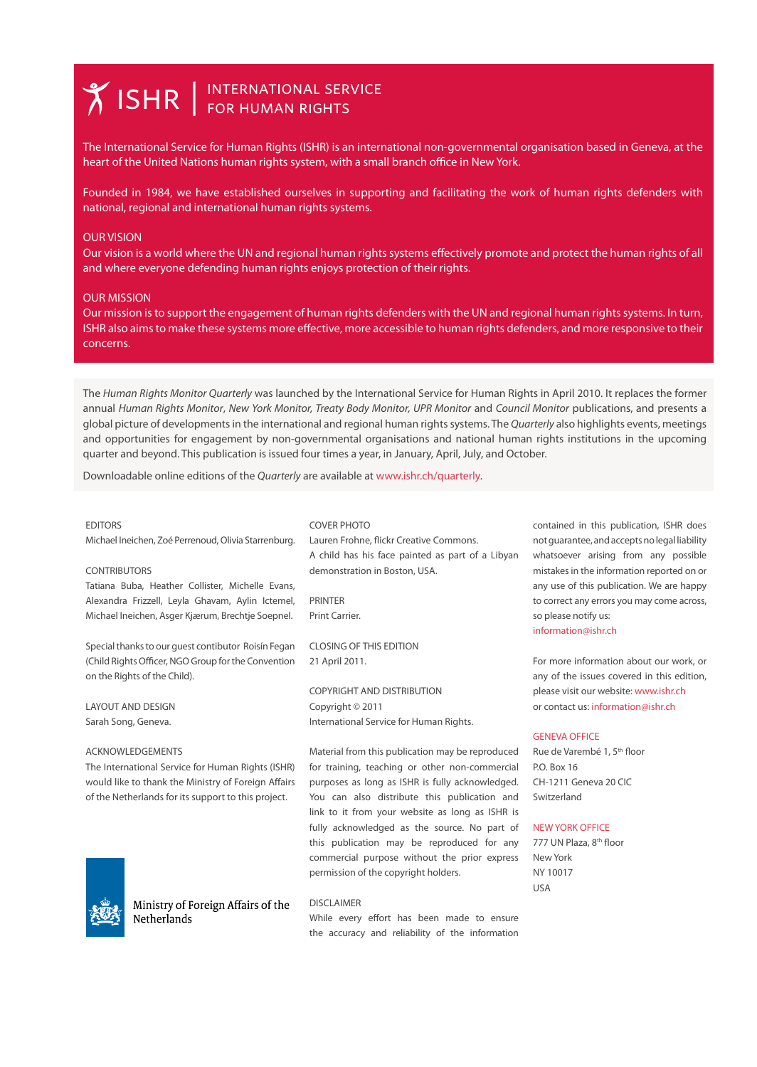# ISHR | INTERNATIONAL SERVICE FOR HUMAN RIGHTS

The International Service for Human Rights (ISHR) is an international non-governmental organisation based in Geneva, at the heart of the United Nations human rights system, with a small branch office in New York.

Founded in 1984, we have established ourselves in supporting and facilitating the work of human rights defenders with national, regional and international human rights systems.

## OUR VISION

Our vision is a world where the UN and regional human rights systems effectively promote and protect the human rights of all and where everyone defending human rights enjoys protection of their rights.

## OUR MISSION

Our mission is to support the engagement of human rights defenders with the UN and regional human rights systems. In turn, ISHR also aims to make these systems more effective, more accessible to human rights defenders, and more responsive to their concerns.

The *Human Rights Monitor Quarterly* was launched by the International Service for Human Rights in April 2010. It replaces the former annual *Human Rights Monitor*, *New York Monitor, Treaty Body Monitor, UPR Monitor* and *Council Monitor* publications, and presents a global picture of developments in the international and regional human rights systems. The *Quarterly* also highlights events, meetings and opportunities for engagement by non-governmental organisations and national human rights institutions in the upcoming quarter and beyond. This publication is issued four times a year, in January, April, July, and October.

Downloadable online editions of the *Quarterly* are available at www.ishr.ch/quarterly.

EDITORS
Michael Ineichen, Zoé Perrenoud, Olivia Starrenburg.

CONTRIBUTORS
Tatiana Buba, Heather Collister, Michelle Evans, Alexandra Frizzell, Leyla Ghavam, Aylin Ictemel, Michael Ineichen, Asger Kjærum, Brechtje Soepnel.

Special thanks to our guest contibutor Roisín Fegan (Child Rights Officer, NGO Group for the Convention on the Rights of the Child).

LAYOUT AND DESIGN
Sarah Song, Geneva.

ACKNOWLEDGEMENTS
The International Service for Human Rights (ISHR) would like to thank the Ministry of Foreign Affairs of the Netherlands for its support to this project.

Ministry of Foreign Affairs of the Netherlands

COVER PHOTO
Lauren Frohne, flickr Creative Commons.
A child has his face painted as part of a Libyan demonstration in Boston, USA.

PRINTER
Print Carrier.

CLOSING OF THIS EDITION
21 April 2011.

COPYRIGHT AND DISTRIBUTION
Copyright © 2011
International Service for Human Rights.

Material from this publication may be reproduced for training, teaching or other non-commercial purposes as long as ISHR is fully acknowledged. You can also distribute this publication and link to it from your website as long as ISHR is fully acknowledged as the source. No part of this publication may be reproduced for any commercial purpose without the prior express permission of the copyright holders.

DISCLAIMER
While every effort has been made to ensure the accuracy and reliability of the information contained in this publication, ISHR does not guarantee, and accepts no legal liability whatsoever arising from any possible mistakes in the information reported on or any use of this publication. We are happy to correct any errors you may come across, so please notify us:
information@ishr.ch

For more information about our work, or any of the issues covered in this edition, please visit our website: www.ishr.ch
or contact us: information@ishr.ch

GENEVA OFFICE
Rue de Varembé 1, 5th floor
P.O. Box 16
CH-1211 Geneva 20 CIC
Switzerland

NEW YORK OFFICE
777 UN Plaza, 8th floor
New York
NY 10017
USA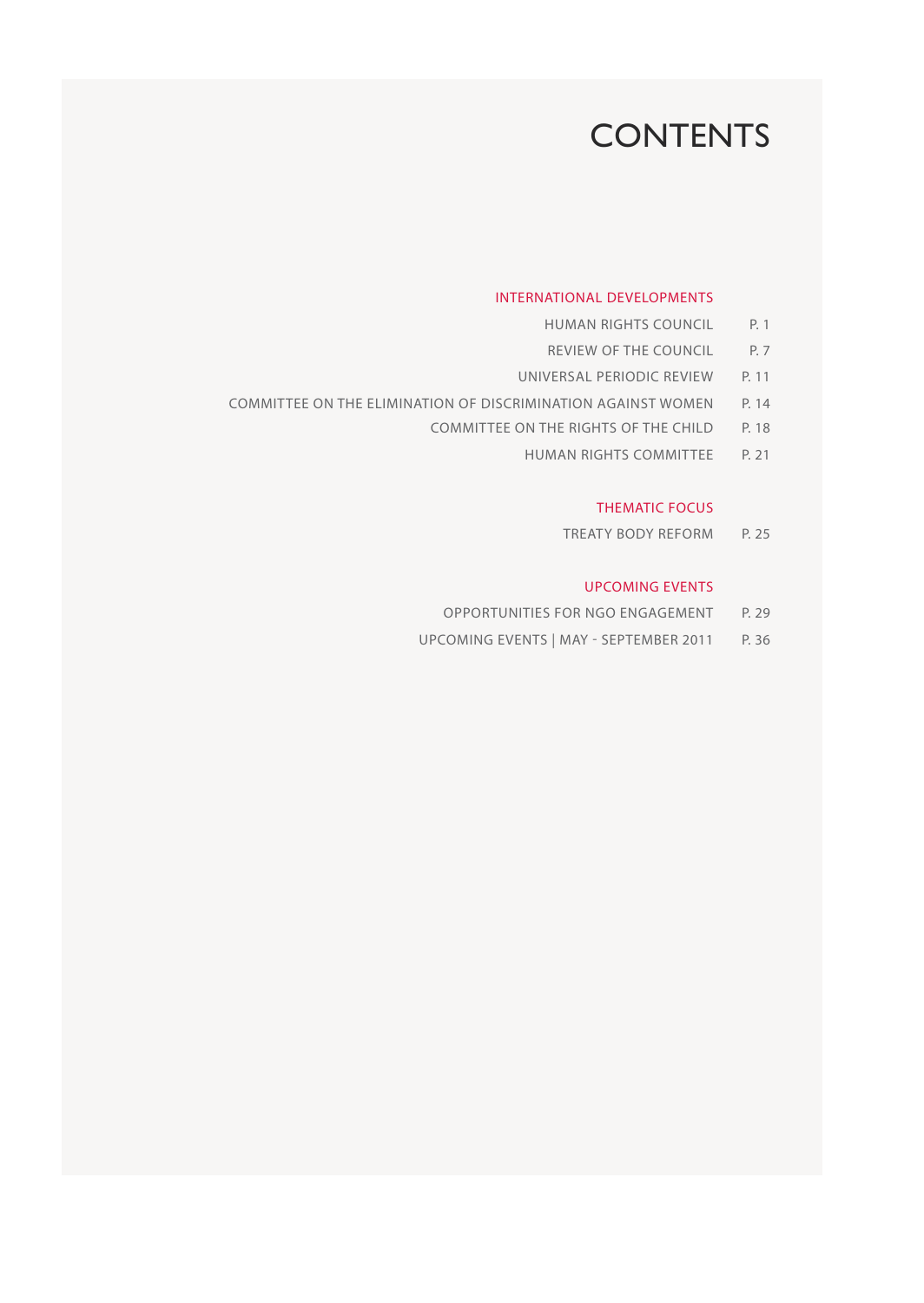# CONTENTS

## INTERNATIONAL DEVELOPMENTS

HUMAN RIGHTS COUNCIL P. 1

REVIEW OF THE COUNCIL P. 7

UNIVERSAL PERIODIC REVIEW P. 11

COMMITTEE ON THE ELIMINATION OF DISCRIMINATION AGAINST WOMEN P. 14

COMMITTEE ON THE RIGHTS OF THE CHILD P. 18

HUMAN RIGHTS COMMITTEE P. 21

## THEMATIC FOCUS

TREATY BODY REFORM P. 25

## UPCOMING EVENTS

OPPORTUNITIES FOR NGO ENGAGEMENT P. 29

UPCOMING EVENTS | MAY - SEPTEMBER 2011 P. 36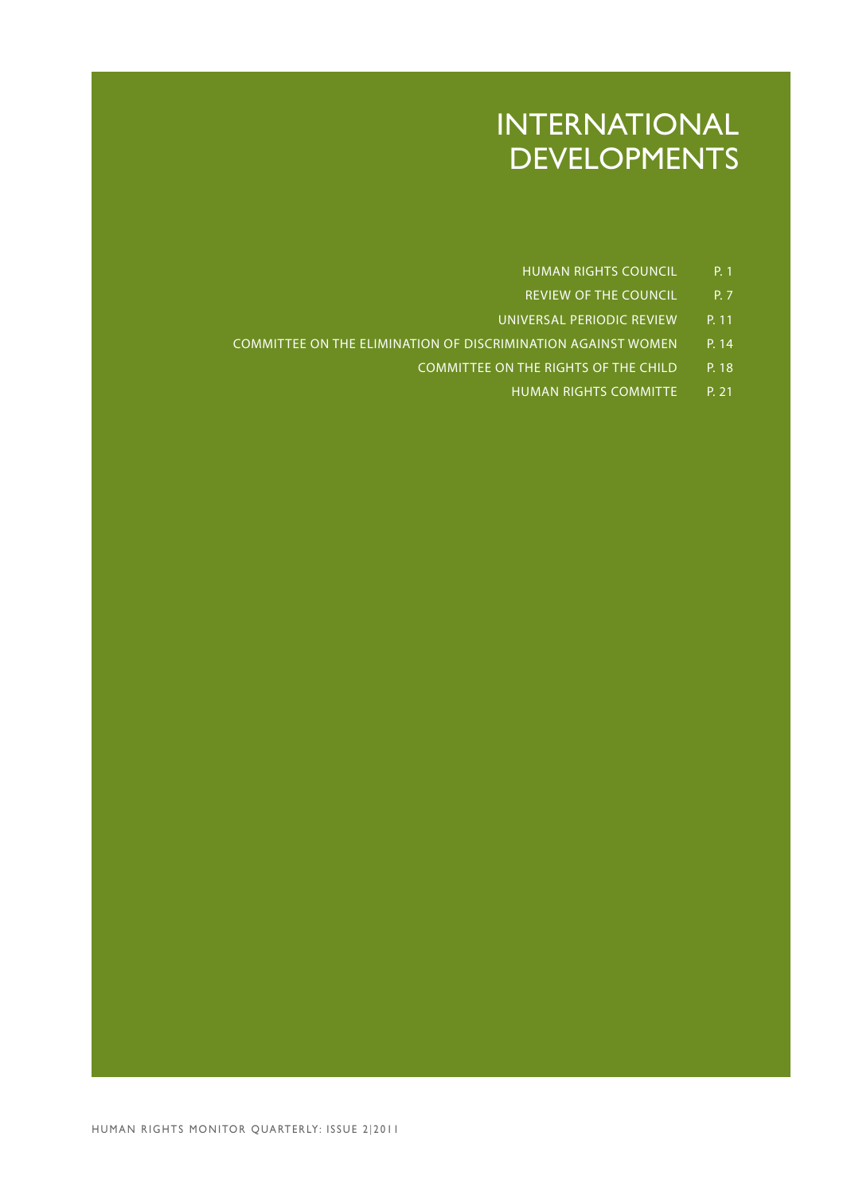# INTERNATIONAL DEVELOPMENTS

| | |
|---|---|
| HUMAN RIGHTS COUNCIL | P. 1 |
| REVIEW OF THE COUNCIL | P. 7 |
| UNIVERSAL PERIODIC REVIEW | P. 11 |
| COMMITTEE ON THE ELIMINATION OF DISCRIMINATION AGAINST WOMEN | P. 14 |
| COMMITTEE ON THE RIGHTS OF THE CHILD | P. 18 |
| HUMAN RIGHTS COMMITTE | P. 21 |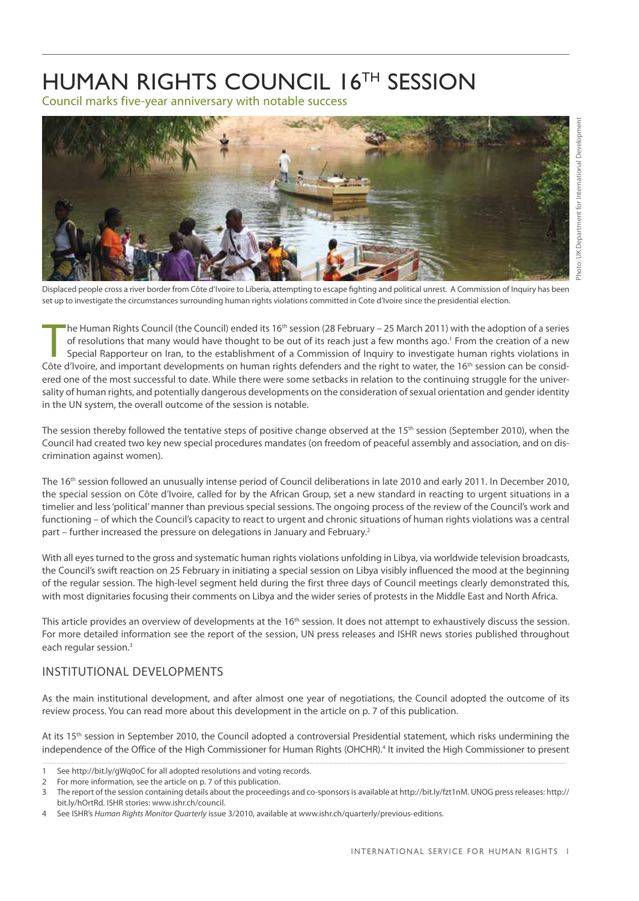# HUMAN RIGHTS COUNCIL 16TH SESSION

Council marks five-year anniversary with notable success

Photo: UK Department for International Development

Displaced people cross a river border from Côte d'Ivoire to Liberia, attempting to escape fighting and political unrest. A Commission of Inquiry has been set up to investigate the circumstances surrounding human rights violations committed in Cote d'Ivoire since the presidential election.

The Human Rights Council (the Council) ended its 16th session (28 February – 25 March 2011) with the adoption of a series of resolutions that many would have thought to be out of its reach just a few months ago.[1] From the creation of a new Special Rapporteur on Iran, to the establishment of a Commission of Inquiry to investigate human rights violations in Côte d'Ivoire, and important developments on human rights defenders and the right to water, the 16th session can be considered one of the most successful to date. While there were some setbacks in relation to the continuing struggle for the universality of human rights, and potentially dangerous developments on the consideration of sexual orientation and gender identity in the UN system, the overall outcome of the session is notable.

The session thereby followed the tentative steps of positive change observed at the 15th session (September 2010), when the Council had created two key new special procedures mandates (on freedom of peaceful assembly and association, and on discrimination against women).

The 16th session followed an unusually intense period of Council deliberations in late 2010 and early 2011. In December 2010, the special session on Côte d'Ivoire, called for by the African Group, set a new standard in reacting to urgent situations in a timelier and less 'political' manner than previous special sessions. The ongoing process of the review of the Council's work and functioning – of which the Council's capacity to react to urgent and chronic situations of human rights violations was a central part – further increased the pressure on delegations in January and February.[2]

With all eyes turned to the gross and systematic human rights violations unfolding in Libya, via worldwide television broadcasts, the Council's swift reaction on 25 February in initiating a special session on Libya visibly influenced the mood at the beginning of the regular session. The high-level segment held during the first three days of Council meetings clearly demonstrated this, with most dignitaries focusing their comments on Libya and the wider series of protests in the Middle East and North Africa.

This article provides an overview of developments at the 16th session. It does not attempt to exhaustively discuss the session. For more detailed information see the report of the session, UN press releases and ISHR news stories published throughout each regular session.[3]

## INSTITUTIONAL DEVELOPMENTS

As the main institutional development, and after almost one year of negotiations, the Council adopted the outcome of its review process. You can read more about this development in the article on p. 7 of this publication.

At its 15th session in September 2010, the Council adopted a controversial Presidential statement, which risks undermining the independence of the Office of the High Commissioner for Human Rights (OHCHR).[4] It invited the High Commissioner to present

---

1 See http://bit.ly/gWq0oC for all adopted resolutions and voting records.

2 For more information, see the article on p. 7 of this publication.

3 The report of the session containing details about the proceedings and co-sponsors is available at http://bit.ly/fzt1nM. UNOG press releases: http://bit.ly/hOrtRd. ISHR stories: www.ishr.ch/council.

4 See ISHR's *Human Rights Monitor Quarterly* issue 3/2010, available at www.ishr.ch/quarterly/previous-editions.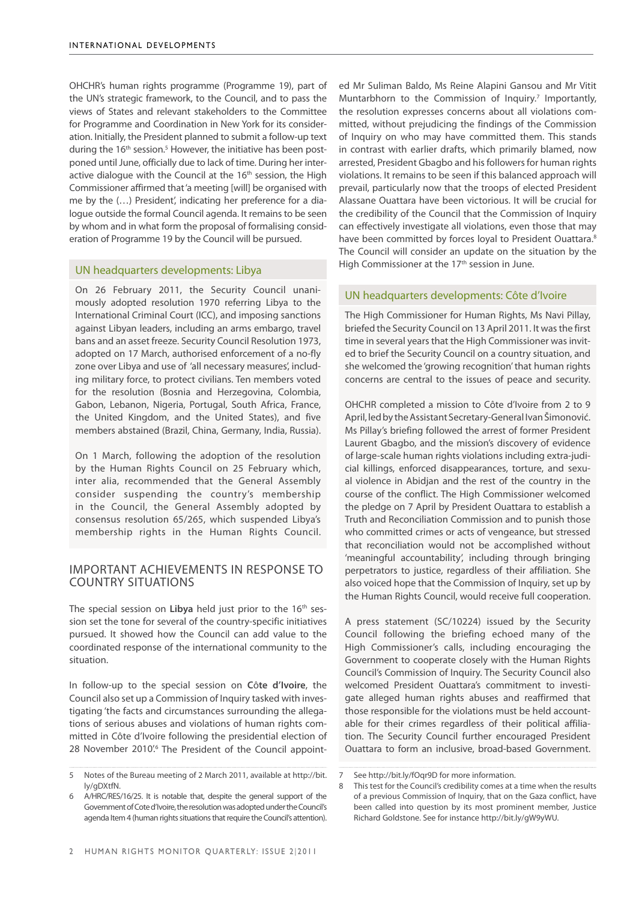OHCHR's human rights programme (Programme 19), part of the UN's strategic framework, to the Council, and to pass the views of States and relevant stakeholders to the Committee for Programme and Coordination in New York for their consideration. Initially, the President planned to submit a follow-up text during the 16th session.[5] However, the initiative has been postponed until June, officially due to lack of time. During her interactive dialogue with the Council at the 16th session, the High Commissioner affirmed that 'a meeting [will] be organised with me by the (…) President', indicating her preference for a dialogue outside the formal Council agenda. It remains to be seen by whom and in what form the proposal of formalising consideration of Programme 19 by the Council will be pursued.

### UN headquarters developments: Libya

On 26 February 2011, the Security Council unanimously adopted resolution 1970 referring Libya to the International Criminal Court (ICC), and imposing sanctions against Libyan leaders, including an arms embargo, travel bans and an asset freeze. Security Council Resolution 1973, adopted on 17 March, authorised enforcement of a no-fly zone over Libya and use of 'all necessary measures', including military force, to protect civilians. Ten members voted for the resolution (Bosnia and Herzegovina, Colombia, Gabon, Lebanon, Nigeria, Portugal, South Africa, France, the United Kingdom, and the United States), and five members abstained (Brazil, China, Germany, India, Russia).

On 1 March, following the adoption of the resolution by the Human Rights Council on 25 February which, inter alia, recommended that the General Assembly consider suspending the country's membership in the Council, the General Assembly adopted by consensus resolution 65/265, which suspended Libya's membership rights in the Human Rights Council.

## IMPORTANT ACHIEVEMENTS IN RESPONSE TO COUNTRY SITUATIONS

The special session on **Libya** held just prior to the 16th session set the tone for several of the country-specific initiatives pursued. It showed how the Council can add value to the coordinated response of the international community to the situation.

In follow-up to the special session on **Côte d'Ivoire**, the Council also set up a Commission of Inquiry tasked with investigating 'the facts and circumstances surrounding the allegations of serious abuses and violations of human rights committed in Côte d'Ivoire following the presidential election of 28 November 2010'.[6] The President of the Council appointed Mr Suliman Baldo, Ms Reine Alapini Gansou and Mr Vitit Muntarbhorn to the Commission of Inquiry.[7] Importantly, the resolution expresses concerns about all violations committed, without prejudicing the findings of the Commission of Inquiry on who may have committed them. This stands in contrast with earlier drafts, which primarily blamed, now arrested, President Gbagbo and his followers for human rights violations. It remains to be seen if this balanced approach will prevail, particularly now that the troops of elected President Alassane Ouattara have been victorious. It will be crucial for the credibility of the Council that the Commission of Inquiry can effectively investigate all violations, even those that may have been committed by forces loyal to President Ouattara.[8] The Council will consider an update on the situation by the High Commissioner at the 17th session in June.

### UN headquarters developments: Côte d'Ivoire

The High Commissioner for Human Rights, Ms Navi Pillay, briefed the Security Council on 13 April 2011. It was the first time in several years that the High Commissioner was invited to brief the Security Council on a country situation, and she welcomed the 'growing recognition' that human rights concerns are central to the issues of peace and security.

OHCHR completed a mission to Côte d'Ivoire from 2 to 9 April, led by the Assistant Secretary-General Ivan Šimonović. Ms Pillay's briefing followed the arrest of former President Laurent Gbagbo, and the mission's discovery of evidence of large-scale human rights violations including extra-judicial killings, enforced disappearances, torture, and sexual violence in Abidjan and the rest of the country in the course of the conflict. The High Commissioner welcomed the pledge on 7 April by President Ouattara to establish a Truth and Reconciliation Commission and to punish those who committed crimes or acts of vengeance, but stressed that reconciliation would not be accomplished without 'meaningful accountability', including through bringing perpetrators to justice, regardless of their affiliation. She also voiced hope that the Commission of Inquiry, set up by the Human Rights Council, would receive full cooperation.

A press statement (SC/10224) issued by the Security Council following the briefing echoed many of the High Commissioner's calls, including encouraging the Government to cooperate closely with the Human Rights Council's Commission of Inquiry. The Security Council also welcomed President Ouattara's commitment to investigate alleged human rights abuses and reaffirmed that those responsible for the violations must be held accountable for their crimes regardless of their political affiliation. The Security Council further encouraged President Ouattara to form an inclusive, broad-based Government.

---

5 Notes of the Bureau meeting of 2 March 2011, available at http://bit.ly/gDXtfN.

6 A/HRC/RES/16/25. It is notable that, despite the general support of the Government of Cote d'Ivoire, the resolution was adopted under the Council's agenda Item 4 (human rights situations that require the Council's attention).

7 See http://bit.ly/fOqr9D for more information.

8 This test for the Council's credibility comes at a time when the results of a previous Commission of Inquiry, that on the Gaza conflict, have been called into question by its most prominent member, Justice Richard Goldstone. See for instance http://bit.ly/gW9yWU.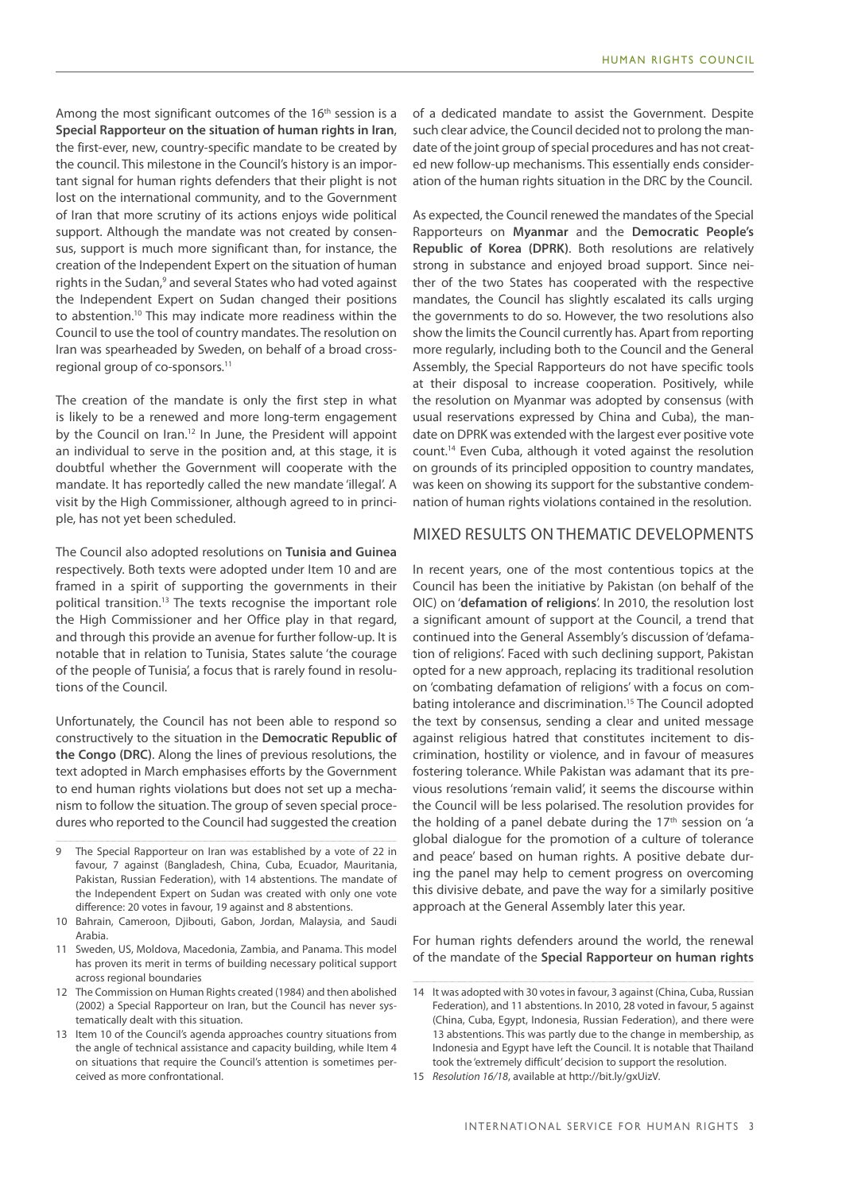Among the most significant outcomes of the 16th session is a **Special Rapporteur on the situation of human rights in Iran**, the first-ever, new, country-specific mandate to be created by the council. This milestone in the Council's history is an important signal for human rights defenders that their plight is not lost on the international community, and to the Government of Iran that more scrutiny of its actions enjoys wide political support. Although the mandate was not created by consensus, support is much more significant than, for instance, the creation of the Independent Expert on the situation of human rights in the Sudan,[9] and several States who had voted against the Independent Expert on Sudan changed their positions to abstention.[10] This may indicate more readiness within the Council to use the tool of country mandates. The resolution on Iran was spearheaded by Sweden, on behalf of a broad cross-regional group of co-sponsors.[11]

The creation of the mandate is only the first step in what is likely to be a renewed and more long-term engagement by the Council on Iran.[12] In June, the President will appoint an individual to serve in the position and, at this stage, it is doubtful whether the Government will cooperate with the mandate. It has reportedly called the new mandate 'illegal'. A visit by the High Commissioner, although agreed to in principle, has not yet been scheduled.

The Council also adopted resolutions on **Tunisia and Guinea** respectively. Both texts were adopted under Item 10 and are framed in a spirit of supporting the governments in their political transition.[13] The texts recognise the important role the High Commissioner and her Office play in that regard, and through this provide an avenue for further follow-up. It is notable that in relation to Tunisia, States salute 'the courage of the people of Tunisia', a focus that is rarely found in resolutions of the Council.

Unfortunately, the Council has not been able to respond so constructively to the situation in the **Democratic Republic of the Congo (DRC)**. Along the lines of previous resolutions, the text adopted in March emphasises efforts by the Government to end human rights violations but does not set up a mechanism to follow the situation. The group of seven special procedures who reported to the Council had suggested the creation of a dedicated mandate to assist the Government. Despite such clear advice, the Council decided not to prolong the mandate of the joint group of special procedures and has not created new follow-up mechanisms. This essentially ends consideration of the human rights situation in the DRC by the Council.

As expected, the Council renewed the mandates of the Special Rapporteurs on **Myanmar** and the **Democratic People's Republic of Korea (DPRK)**. Both resolutions are relatively strong in substance and enjoyed broad support. Since neither of the two States has cooperated with the respective mandates, the Council has slightly escalated its calls urging the governments to do so. However, the two resolutions also show the limits the Council currently has. Apart from reporting more regularly, including both to the Council and the General Assembly, the Special Rapporteurs do not have specific tools at their disposal to increase cooperation. Positively, while the resolution on Myanmar was adopted by consensus (with usual reservations expressed by China and Cuba), the mandate on DPRK was extended with the largest ever positive vote count.[14] Even Cuba, although it voted against the resolution on grounds of its principled opposition to country mandates, was keen on showing its support for the substantive condemnation of human rights violations contained in the resolution.

## MIXED RESULTS ON THEMATIC DEVELOPMENTS

In recent years, one of the most contentious topics at the Council has been the initiative by Pakistan (on behalf of the OIC) on '**defamation of religions**'. In 2010, the resolution lost a significant amount of support at the Council, a trend that continued into the General Assembly's discussion of 'defamation of religions'. Faced with such declining support, Pakistan opted for a new approach, replacing its traditional resolution on 'combating defamation of religions' with a focus on combating intolerance and discrimination.[15] The Council adopted the text by consensus, sending a clear and united message against religious hatred that constitutes incitement to discrimination, hostility or violence, and in favour of measures fostering tolerance. While Pakistan was adamant that its previous resolutions 'remain valid', it seems the discourse within the Council will be less polarised. The resolution provides for the holding of a panel debate during the 17th session on 'a global dialogue for the promotion of a culture of tolerance and peace' based on human rights. A positive debate during the panel may help to cement progress on overcoming this divisive debate, and pave the way for a similarly positive approach at the General Assembly later this year.

For human rights defenders around the world, the renewal of the mandate of the **Special Rapporteur on human rights**

---

9 The Special Rapporteur on Iran was established by a vote of 22 in favour, 7 against (Bangladesh, China, Cuba, Ecuador, Mauritania, Pakistan, Russian Federation), with 14 abstentions. The mandate of the Independent Expert on Sudan was created with only one vote difference: 20 votes in favour, 19 against and 8 abstentions.

10 Bahrain, Cameroon, Djibouti, Gabon, Jordan, Malaysia, and Saudi Arabia.

11 Sweden, US, Moldova, Macedonia, Zambia, and Panama. This model has proven its merit in terms of building necessary political support across regional boundaries

12 The Commission on Human Rights created (1984) and then abolished (2002) a Special Rapporteur on Iran, but the Council has never systematically dealt with this situation.

13 Item 10 of the Council's agenda approaches country situations from the angle of technical assistance and capacity building, while Item 4 on situations that require the Council's attention is sometimes perceived as more confrontational.

14 It was adopted with 30 votes in favour, 3 against (China, Cuba, Russian Federation), and 11 abstentions. In 2010, 28 voted in favour, 5 against (China, Cuba, Egypt, Indonesia, Russian Federation), and there were 13 abstentions. This was partly due to the change in membership, as Indonesia and Egypt have left the Council. It is notable that Thailand took the 'extremely difficult' decision to support the resolution.

15 *Resolution 16/18*, available at http://bit.ly/gxUizV.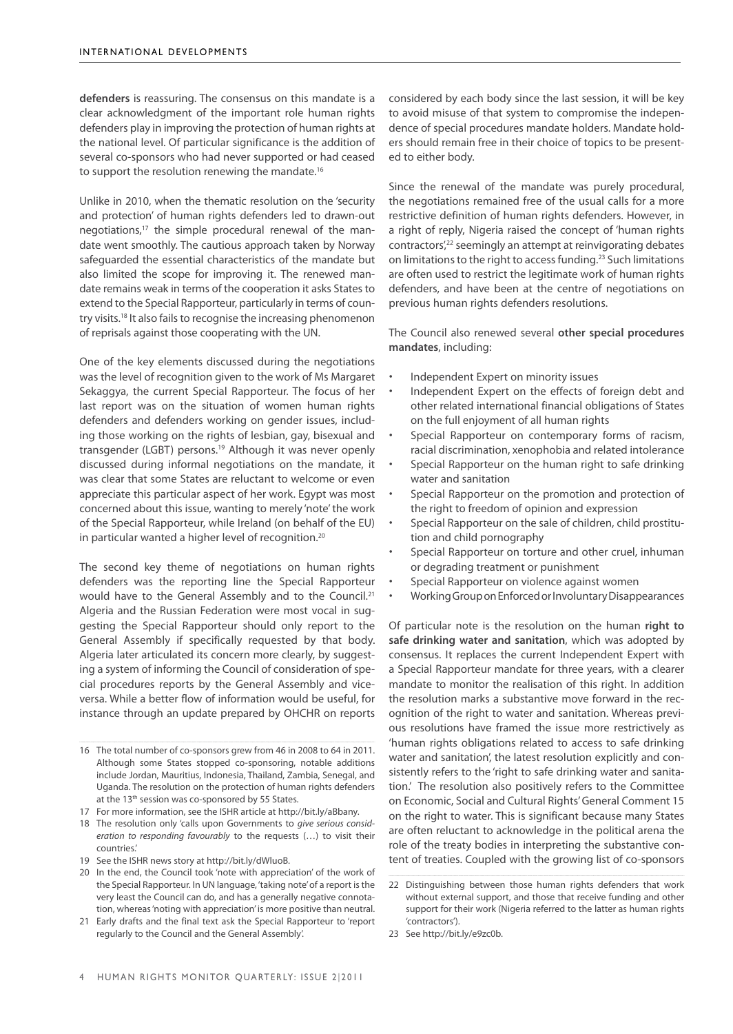**defenders** is reassuring. The consensus on this mandate is a clear acknowledgment of the important role human rights defenders play in improving the protection of human rights at the national level. Of particular significance is the addition of several co-sponsors who had never supported or had ceased to support the resolution renewing the mandate.[16]

Unlike in 2010, when the thematic resolution on the 'security and protection' of human rights defenders led to drawn-out negotiations,[17] the simple procedural renewal of the mandate went smoothly. The cautious approach taken by Norway safeguarded the essential characteristics of the mandate but also limited the scope for improving it. The renewed mandate remains weak in terms of the cooperation it asks States to extend to the Special Rapporteur, particularly in terms of country visits.[18] It also fails to recognise the increasing phenomenon of reprisals against those cooperating with the UN.

One of the key elements discussed during the negotiations was the level of recognition given to the work of Ms Margaret Sekaggya, the current Special Rapporteur. The focus of her last report was on the situation of women human rights defenders and defenders working on gender issues, including those working on the rights of lesbian, gay, bisexual and transgender (LGBT) persons.[19] Although it was never openly discussed during informal negotiations on the mandate, it was clear that some States are reluctant to welcome or even appreciate this particular aspect of her work. Egypt was most concerned about this issue, wanting to merely 'note' the work of the Special Rapporteur, while Ireland (on behalf of the EU) in particular wanted a higher level of recognition.[20]

The second key theme of negotiations on human rights defenders was the reporting line the Special Rapporteur would have to the General Assembly and to the Council.[21] Algeria and the Russian Federation were most vocal in suggesting the Special Rapporteur should only report to the General Assembly if specifically requested by that body. Algeria later articulated its concern more clearly, by suggesting a system of informing the Council of consideration of special procedures reports by the General Assembly and vice-versa. While a better flow of information would be useful, for instance through an update prepared by OHCHR on reports considered by each body since the last session, it will be key to avoid misuse of that system to compromise the independence of special procedures mandate holders. Mandate holders should remain free in their choice of topics to be presented to either body.

Since the renewal of the mandate was purely procedural, the negotiations remained free of the usual calls for a more restrictive definition of human rights defenders. However, in a right of reply, Nigeria raised the concept of 'human rights contractors',[22] seemingly an attempt at reinvigorating debates on limitations to the right to access funding.[23] Such limitations are often used to restrict the legitimate work of human rights defenders, and have been at the centre of negotiations on previous human rights defenders resolutions.

The Council also renewed several **other special procedures mandates**, including:

- Independent Expert on minority issues
- Independent Expert on the effects of foreign debt and other related international financial obligations of States on the full enjoyment of all human rights
- Special Rapporteur on contemporary forms of racism, racial discrimination, xenophobia and related intolerance
- Special Rapporteur on the human right to safe drinking water and sanitation
- Special Rapporteur on the promotion and protection of the right to freedom of opinion and expression
- Special Rapporteur on the sale of children, child prostitution and child pornography
- Special Rapporteur on torture and other cruel, inhuman or degrading treatment or punishment
- Special Rapporteur on violence against women
- Working Group on Enforced or Involuntary Disappearances

Of particular note is the resolution on the human **right to safe drinking water and sanitation**, which was adopted by consensus. It replaces the current Independent Expert with a Special Rapporteur mandate for three years, with a clearer mandate to monitor the realisation of this right. In addition the resolution marks a substantive move forward in the recognition of the right to water and sanitation. Whereas previous resolutions have framed the issue more restrictively as 'human rights obligations related to access to safe drinking water and sanitation', the latest resolution explicitly and consistently refers to the 'right to safe drinking water and sanitation.' The resolution also positively refers to the Committee on Economic, Social and Cultural Rights' General Comment 15 on the right to water. This is significant because many States are often reluctant to acknowledge in the political arena the role of the treaty bodies in interpreting the substantive content of treaties. Coupled with the growing list of co-sponsors

---

16 The total number of co-sponsors grew from 46 in 2008 to 64 in 2011. Although some States stopped co-sponsoring, notable additions include Jordan, Mauritius, Indonesia, Thailand, Zambia, Senegal, and Uganda. The resolution on the protection of human rights defenders at the 13th session was co-sponsored by 55 States.

17 For more information, see the ISHR article at http://bit.ly/aBbany.

18 The resolution only 'calls upon Governments to *give serious consideration to responding favourably* to the requests (…) to visit their countries.'

19 See the ISHR news story at http://bit.ly/dWluoB.

20 In the end, the Council took 'note with appreciation' of the work of the Special Rapporteur. In UN language, 'taking note' of a report is the very least the Council can do, and has a generally negative connotation, whereas 'noting with appreciation' is more positive than neutral.

21 Early drafts and the final text ask the Special Rapporteur to 'report regularly to the Council and the General Assembly'.

22 Distinguishing between those human rights defenders that work without external support, and those that receive funding and other support for their work (Nigeria referred to the latter as human rights 'contractors').

23 See http://bit.ly/e9zc0b.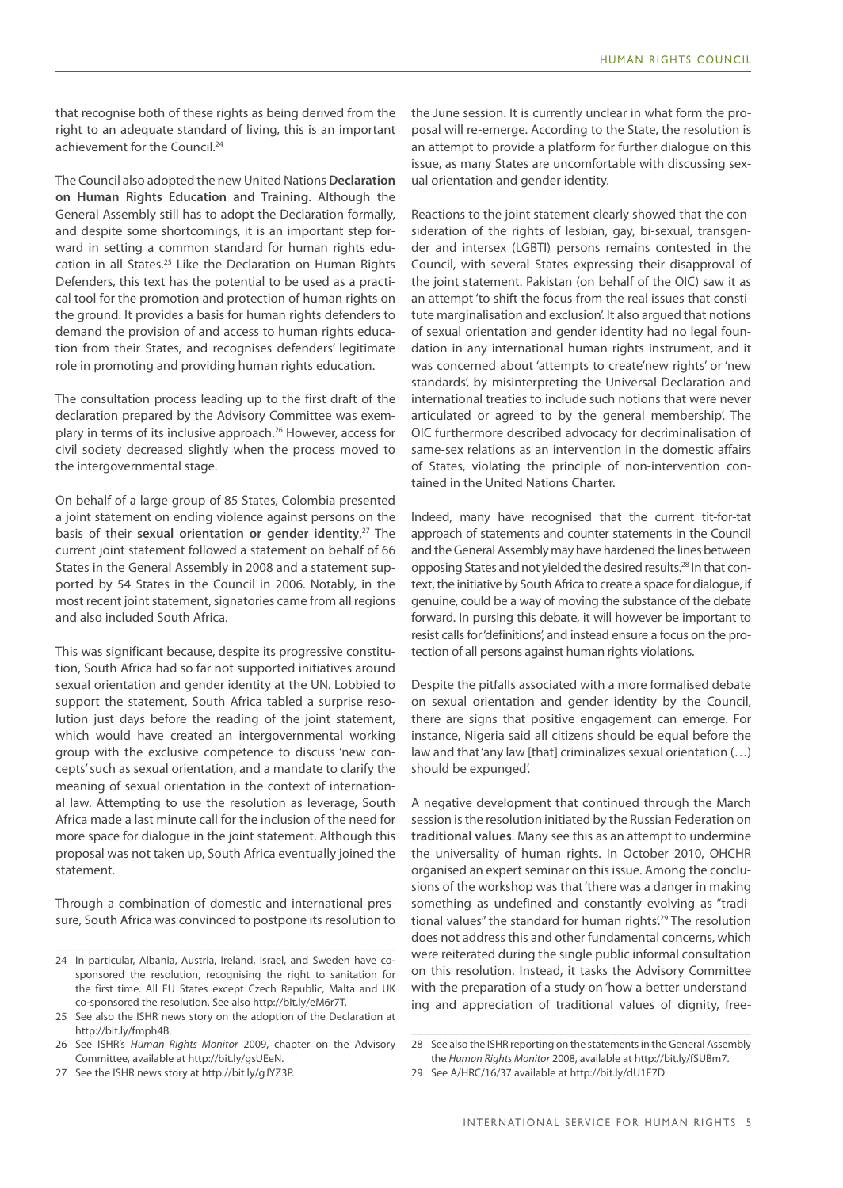that recognise both of these rights as being derived from the right to an adequate standard of living, this is an important achievement for the Council.[24]

The Council also adopted the new United Nations **Declaration on Human Rights Education and Training**. Although the General Assembly still has to adopt the Declaration formally, and despite some shortcomings, it is an important step forward in setting a common standard for human rights education in all States.[25] Like the Declaration on Human Rights Defenders, this text has the potential to be used as a practical tool for the promotion and protection of human rights on the ground. It provides a basis for human rights defenders to demand the provision of and access to human rights education from their States, and recognises defenders' legitimate role in promoting and providing human rights education.

The consultation process leading up to the first draft of the declaration prepared by the Advisory Committee was exemplary in terms of its inclusive approach.[26] However, access for civil society decreased slightly when the process moved to the intergovernmental stage.

On behalf of a large group of 85 States, Colombia presented a joint statement on ending violence against persons on the basis of their **sexual orientation or gender identity**.[27] The current joint statement followed a statement on behalf of 66 States in the General Assembly in 2008 and a statement supported by 54 States in the Council in 2006. Notably, in the most recent joint statement, signatories came from all regions and also included South Africa.

This was significant because, despite its progressive constitution, South Africa had so far not supported initiatives around sexual orientation and gender identity at the UN. Lobbied to support the statement, South Africa tabled a surprise resolution just days before the reading of the joint statement, which would have created an intergovernmental working group with the exclusive competence to discuss 'new concepts' such as sexual orientation, and a mandate to clarify the meaning of sexual orientation in the context of international law. Attempting to use the resolution as leverage, South Africa made a last minute call for the inclusion of the need for more space for dialogue in the joint statement. Although this proposal was not taken up, South Africa eventually joined the statement.

Through a combination of domestic and international pressure, South Africa was convinced to postpone its resolution to the June session. It is currently unclear in what form the proposal will re-emerge. According to the State, the resolution is an attempt to provide a platform for further dialogue on this issue, as many States are uncomfortable with discussing sexual orientation and gender identity.

Reactions to the joint statement clearly showed that the consideration of the rights of lesbian, gay, bi-sexual, transgender and intersex (LGBTI) persons remains contested in the Council, with several States expressing their disapproval of the joint statement. Pakistan (on behalf of the OIC) saw it as an attempt 'to shift the focus from the real issues that constitute marginalisation and exclusion'. It also argued that notions of sexual orientation and gender identity had no legal foundation in any international human rights instrument, and it was concerned about 'attempts to create'new rights' or 'new standards', by misinterpreting the Universal Declaration and international treaties to include such notions that were never articulated or agreed to by the general membership'. The OIC furthermore described advocacy for decriminalisation of same-sex relations as an intervention in the domestic affairs of States, violating the principle of non-intervention contained in the United Nations Charter.

Indeed, many have recognised that the current tit-for-tat approach of statements and counter statements in the Council and the General Assembly may have hardened the lines between opposing States and not yielded the desired results.[28] In that context, the initiative by South Africa to create a space for dialogue, if genuine, could be a way of moving the substance of the debate forward. In pursing this debate, it will however be important to resist calls for 'definitions', and instead ensure a focus on the protection of all persons against human rights violations.

Despite the pitfalls associated with a more formalised debate on sexual orientation and gender identity by the Council, there are signs that positive engagement can emerge. For instance, Nigeria said all citizens should be equal before the law and that 'any law [that] criminalizes sexual orientation (…) should be expunged'.

A negative development that continued through the March session is the resolution initiated by the Russian Federation on **traditional values**. Many see this as an attempt to undermine the universality of human rights. In October 2010, OHCHR organised an expert seminar on this issue. Among the conclusions of the workshop was that 'there was a danger in making something as undefined and constantly evolving as "traditional values" the standard for human rights'.[29] The resolution does not address this and other fundamental concerns, which were reiterated during the single public informal consultation on this resolution. Instead, it tasks the Advisory Committee with the preparation of a study on 'how a better understanding and appreciation of traditional values of dignity, free-

---

24 In particular, Albania, Austria, Ireland, Israel, and Sweden have co-sponsored the resolution, recognising the right to sanitation for the first time. All EU States except Czech Republic, Malta and UK co-sponsored the resolution. See also http://bit.ly/eM6r7T.

25 See also the ISHR news story on the adoption of the Declaration at http://bit.ly/fmph4B.

26 See ISHR's *Human Rights Monitor* 2009, chapter on the Advisory Committee, available at http://bit.ly/gsUEeN.

27 See the ISHR news story at http://bit.ly/gJYZ3P.

28 See also the ISHR reporting on the statements in the General Assembly the *Human Rights Monitor* 2008, available at http://bit.ly/fSUBm7.

29 See A/HRC/16/37 available at http://bit.ly/dU1F7D.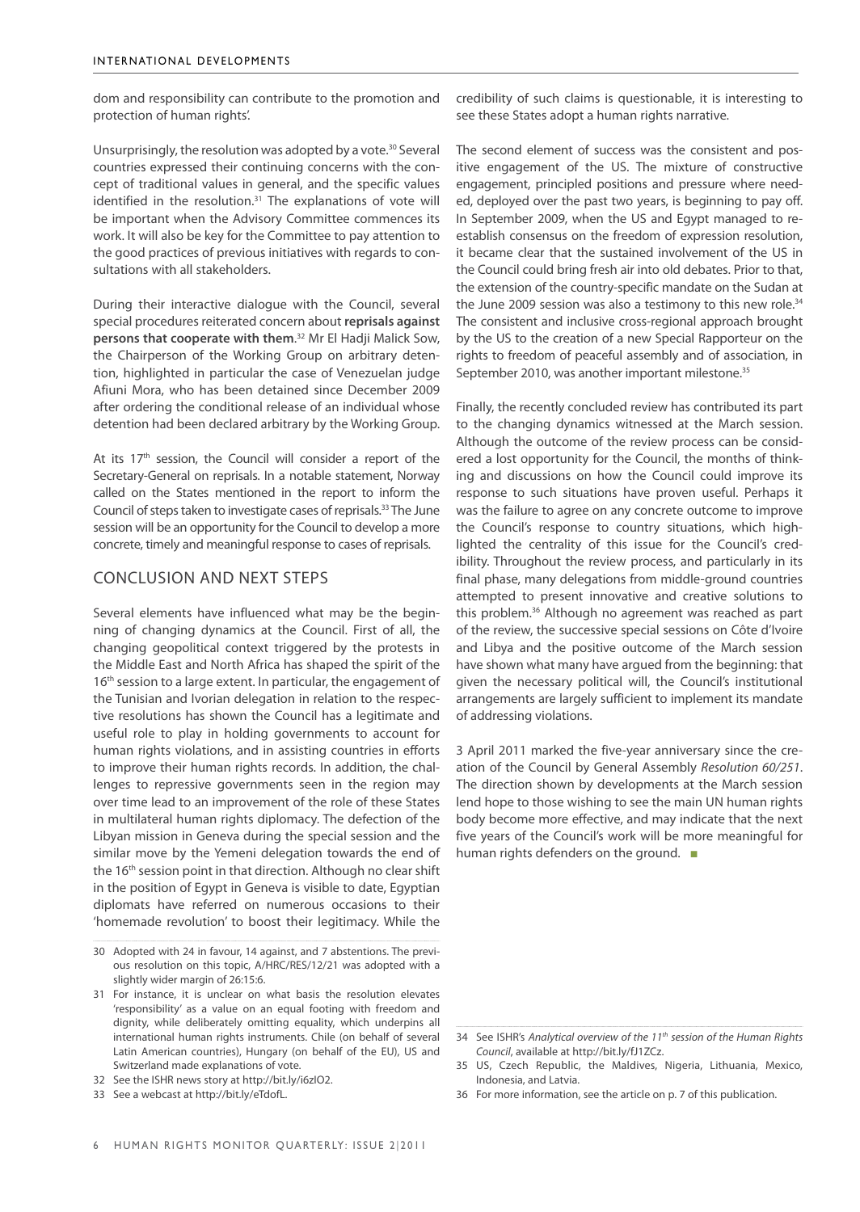dom and responsibility can contribute to the promotion and protection of human rights'.

Unsurprisingly, the resolution was adopted by a vote.[30] Several countries expressed their continuing concerns with the concept of traditional values in general, and the specific values identified in the resolution.[31] The explanations of vote will be important when the Advisory Committee commences its work. It will also be key for the Committee to pay attention to the good practices of previous initiatives with regards to consultations with all stakeholders.

During their interactive dialogue with the Council, several special procedures reiterated concern about **reprisals against persons that cooperate with them**.[32] Mr El Hadji Malick Sow, the Chairperson of the Working Group on arbitrary detention, highlighted in particular the case of Venezuelan judge Afiuni Mora, who has been detained since December 2009 after ordering the conditional release of an individual whose detention had been declared arbitrary by the Working Group.

At its 17th session, the Council will consider a report of the Secretary-General on reprisals. In a notable statement, Norway called on the States mentioned in the report to inform the Council of steps taken to investigate cases of reprisals.[33] The June session will be an opportunity for the Council to develop a more concrete, timely and meaningful response to cases of reprisals.

## CONCLUSION AND NEXT STEPS

Several elements have influenced what may be the beginning of changing dynamics at the Council. First of all, the changing geopolitical context triggered by the protests in the Middle East and North Africa has shaped the spirit of the 16th session to a large extent. In particular, the engagement of the Tunisian and Ivorian delegation in relation to the respective resolutions has shown the Council has a legitimate and useful role to play in holding governments to account for human rights violations, and in assisting countries in efforts to improve their human rights records. In addition, the challenges to repressive governments seen in the region may over time lead to an improvement of the role of these States in multilateral human rights diplomacy. The defection of the Libyan mission in Geneva during the special session and the similar move by the Yemeni delegation towards the end of the 16th session point in that direction. Although no clear shift in the position of Egypt in Geneva is visible to date, Egyptian diplomats have referred on numerous occasions to their 'homemade revolution' to boost their legitimacy. While the credibility of such claims is questionable, it is interesting to see these States adopt a human rights narrative.

The second element of success was the consistent and positive engagement of the US. The mixture of constructive engagement, principled positions and pressure where needed, deployed over the past two years, is beginning to pay off. In September 2009, when the US and Egypt managed to re-establish consensus on the freedom of expression resolution, it became clear that the sustained involvement of the US in the Council could bring fresh air into old debates. Prior to that, the extension of the country-specific mandate on the Sudan at the June 2009 session was also a testimony to this new role.[34] The constant and inclusive cross-regional approach brought by the US to the creation of a new Special Rapporteur on the rights to freedom of peaceful assembly and of association, in September 2010, was another important milestone.[35]

Finally, the recently concluded review has contributed its part to the changing dynamics witnessed at the March session. Although the outcome of the review process can be considered a lost opportunity for the Council, the months of thinking and discussions on how the Council could improve its response to such situations have proven useful. Perhaps it was the failure to agree on any concrete outcome to improve the Council's response to country situations, which highlighted the centrality of this issue for the Council's credibility. Throughout the review process, and particularly in its final phase, many delegations from middle-ground countries attempted to present innovative and creative solutions to this problem.[36] Although no agreement was reached as part of the review, the successive special sessions on Côte d'Ivoire and Libya and the positive outcome of the March session have shown what many have argued from the beginning: that given the necessary political will, the Council's institutional arrangements are largely sufficient to implement its mandate of addressing violations.

3 April 2011 marked the five-year anniversary since the creation of the Council by General Assembly *Resolution 60/251*. The direction shown by developments at the March session lend hope to those wishing to see the main UN human rights body become more effective, and may indicate that the next five years of the Council's work will be more meaningful for human rights defenders on the ground. ■

---

30 Adopted with 24 in favour, 14 against, and 7 abstentions. The previous resolution on this topic, A/HRC/RES/12/21 was adopted with a slightly wider margin of 26:15:6.

31 For instance, it is unclear on what basis the resolution elevates 'responsibility' as a value on an equal footing with freedom and dignity, while deliberately omitting equality, which underpins all international human rights instruments. Chile (on behalf of several Latin American countries), Hungary (on behalf of the EU), US and Switzerland made explanations of vote.

32 See the ISHR news story at http://bit.ly/i6zIO2.

33 See a webcast at http://bit.ly/eTdofL.

34 See ISHR's *Analytical overview of the 11th session of the Human Rights Council*, available at http://bit.ly/fJ1ZCz.

35 US, Czech Republic, the Maldives, Nigeria, Lithuania, Mexico, Indonesia, and Latvia.

36 For more information, see the article on p. 7 of this publication.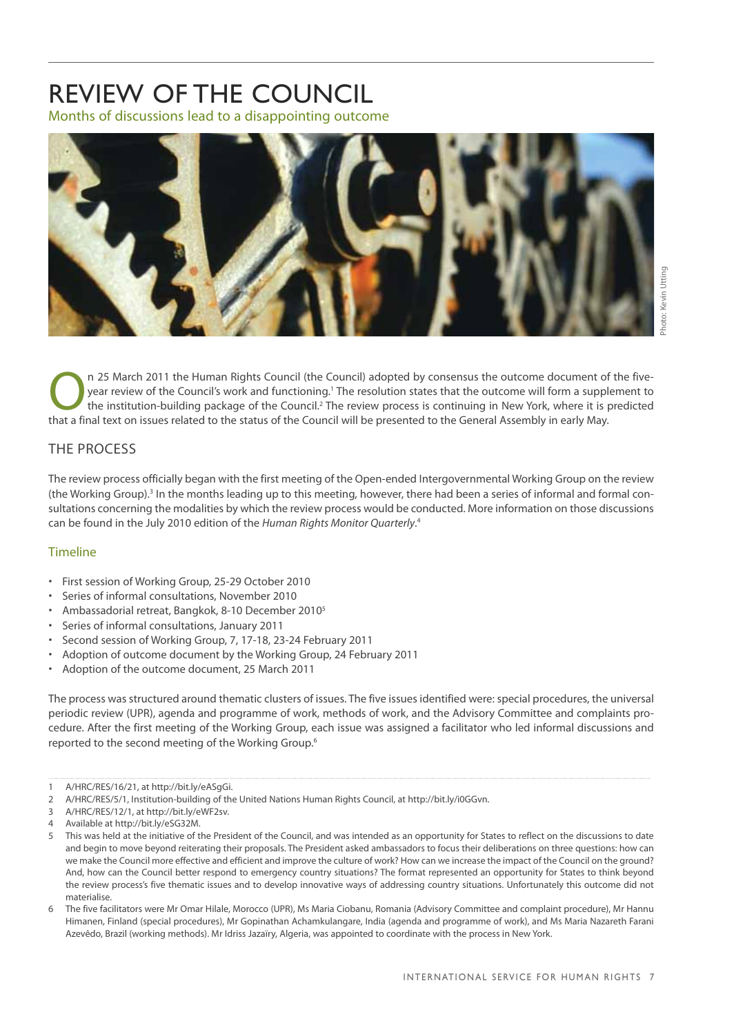# REVIEW OF THE COUNCIL

## Months of discussions lead to a disappointing outcome

Photo: Kevin Utting

On 25 March 2011 the Human Rights Council (the Council) adopted by consensus the outcome document of the five-year review of the Council's work and functioning.[1] The resolution states that the outcome will form a supplement to the institution-building package of the Council.[2] The review process is continuing in New York, where it is predicted that a final text on issues related to the status of the Council will be presented to the General Assembly in early May.

## THE PROCESS

The review process officially began with the first meeting of the Open-ended Intergovernmental Working Group on the review (the Working Group).[3] In the months leading up to this meeting, however, there had been a series of informal and formal consultations concerning the modalities by which the review process would be conducted. More information on those discussions can be found in the July 2010 edition of the *Human Rights Monitor Quarterly*.[4]

### Timeline

- First session of Working Group, 25-29 October 2010
- Series of informal consultations, November 2010
- Ambassadorial retreat, Bangkok, 8-10 December 2010[5]
- Series of informal consultations, January 2011
- Second session of Working Group, 7, 17-18, 23-24 February 2011
- Adoption of outcome document by the Working Group, 24 February 2011
- Adoption of the outcome document, 25 March 2011

The process was structured around thematic clusters of issues. The five issues identified were: special procedures, the universal periodic review (UPR), agenda and programme of work, methods of work, and the Advisory Committee and complaints procedure. After the first meeting of the Working Group, each issue was assigned a facilitator who led informal discussions and reported to the second meeting of the Working Group.[6]

---

1 A/HRC/RES/16/21, at http://bit.ly/eASgGi.

2 A/HRC/RES/5/1, Institution-building of the United Nations Human Rights Council, at http://bit.ly/i0GGvn.

3 A/HRC/RES/12/1, at http://bit.ly/eWF2sv.

4 Available at http://bit.ly/eSG32M.

5 This was held at the initiative of the President of the Council, and was intended as an opportunity for States to reflect on the discussions to date and begin to move beyond reiterating their proposals. The President asked ambassadors to focus their deliberations on three questions: how can we make the Council more effective and efficient and improve the culture of work? How can we increase the impact of the Council on the ground? And, how can the Council better respond to emergency country situations? The format represented an opportunity for States to think beyond the review process's five thematic issues and to develop innovative ways of addressing country situations. Unfortunately this outcome did not materialise.

6 The five facilitators were Mr Omar Hilale, Morocco (UPR), Ms Maria Ciobanu, Romania (Advisory Committee and complaint procedure), Mr Hannu Himanen, Finland (special procedures), Mr Gopinathan Achamkulangare, India (agenda and programme of work), and Ms Maria Nazareth Farani Azevêdo, Brazil (working methods). Mr Idriss Jazaïry, Algeria, was appointed to coordinate with the process in New York.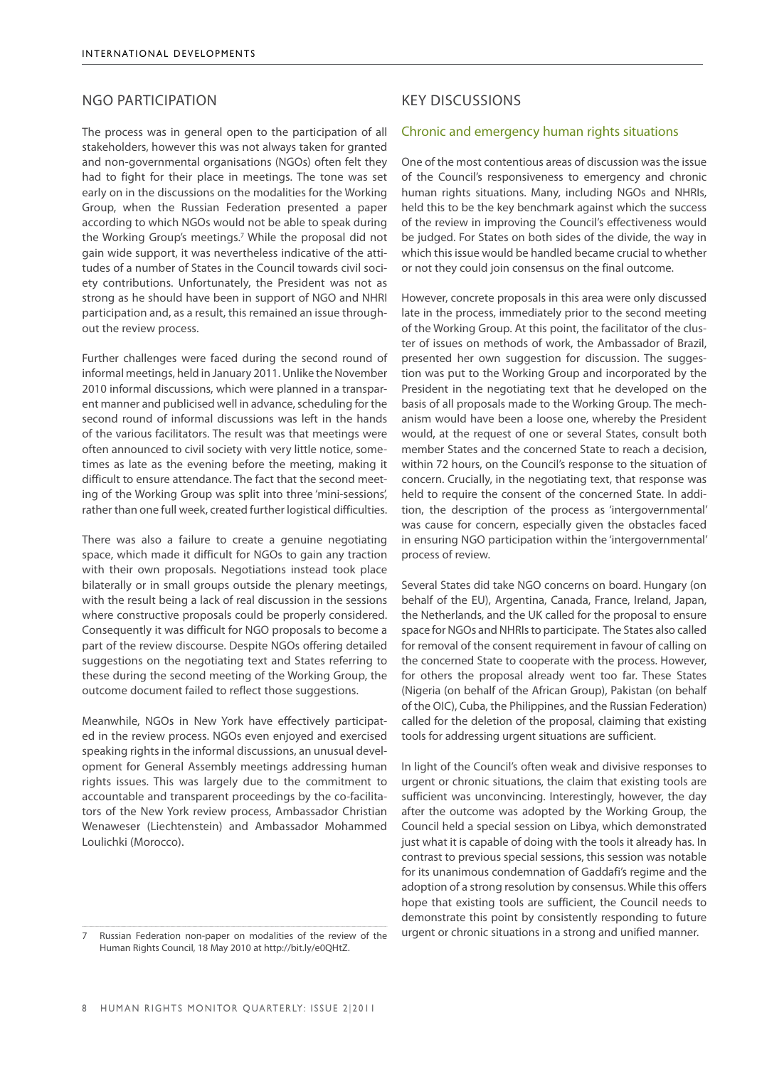## NGO PARTICIPATION

The process was in general open to the participation of all stakeholders, however this was not always taken for granted and non-governmental organisations (NGOs) often felt they had to fight for their place in meetings. The tone was set early on in the discussions on the modalities for the Working Group, when the Russian Federation presented a paper according to which NGOs would not be able to speak during the Working Group's meetings.[7] While the proposal did not gain wide support, it was nevertheless indicative of the attitudes of a number of States in the Council towards civil society contributions. Unfortunately, the President was not as strong as he should have been in support of NGO and NHRI participation and, as a result, this remained an issue throughout the review process.

Further challenges were faced during the second round of informal meetings, held in January 2011. Unlike the November 2010 informal discussions, which were planned in a transparent manner and publicised well in advance, scheduling for the second round of informal discussions was left in the hands of the various facilitators. The result was that meetings were often announced to civil society with very little notice, sometimes as late as the evening before the meeting, making it difficult to ensure attendance. The fact that the second meeting of the Working Group was split into three 'mini-sessions', rather than one full week, created further logistical difficulties.

There was also a failure to create a genuine negotiating space, which made it difficult for NGOs to gain any traction with their own proposals. Negotiations instead took place bilaterally or in small groups outside the plenary meetings, with the result being a lack of real discussion in the sessions where constructive proposals could be properly considered. Consequently it was difficult for NGO proposals to become a part of the review discourse. Despite NGOs offering detailed suggestions on the negotiating text and States referring to these during the second meeting of the Working Group, the outcome document failed to reflect those suggestions.

Meanwhile, NGOs in New York have effectively participated in the review process. NGOs even enjoyed and exercised speaking rights in the informal discussions, an unusual development for General Assembly meetings addressing human rights issues. This was largely due to the commitment to accountable and transparent proceedings by the co-facilitators of the New York review process, Ambassador Christian Wenaweser (Liechtenstein) and Ambassador Mohammed Loulichki (Morocco).

## KEY DISCUSSIONS

### Chronic and emergency human rights situations

One of the most contentious areas of discussion was the issue of the Council's responsiveness to emergency and chronic human rights situations. Many, including NGOs and NHRIs, held this to be the key benchmark against which the success of the review in improving the Council's effectiveness would be judged. For States on both sides of the divide, the way in which this issue would be handled became crucial to whether or not they could join consensus on the final outcome.

However, concrete proposals in this area were only discussed late in the process, immediately prior to the second meeting of the Working Group. At this point, the facilitator of the cluster of issues on methods of work, the Ambassador of Brazil, presented her own suggestion for discussion. The suggestion was put to the Working Group and incorporated by the President in the negotiating text that he developed on the basis of all proposals made to the Working Group. The mechanism would have been a loose one, whereby the President would, at the request of one or several States, consult both member States and the concerned State to reach a decision, within 72 hours, on the Council's response to the situation of concern. Crucially, in the negotiating text, that response was held to require the consent of the concerned State. In addition, the description of the process as 'intergovernmental' was cause for concern, especially given the obstacles faced in ensuring NGO participation within the 'intergovernmental' process of review.

Several States did take NGO concerns on board. Hungary (on behalf of the EU), Argentina, Canada, France, Ireland, Japan, the Netherlands, and the UK called for the proposal to ensure space for NGOs and NHRIs to participate. The States also called for removal of the consent requirement in favour of calling on the concerned State to cooperate with the process. However, for others the proposal already went too far. These States (Nigeria (on behalf of the African Group), Pakistan (on behalf of the OIC), Cuba, the Philippines, and the Russian Federation) called for the deletion of the proposal, claiming that existing tools for addressing urgent situations are sufficient.

In light of the Council's often weak and divisive responses to urgent or chronic situations, the claim that existing tools are sufficient was unconvincing. Interestingly, however, the day after the outcome was adopted by the Working Group, the Council held a special session on Libya, which demonstrated just what it is capable of doing with the tools it already has. In contrast to previous special sessions, this session was notable for its unanimous condemnation of Gaddafi's regime and the adoption of a strong resolution by consensus. While this offers hope that existing tools are sufficient, the Council needs to demonstrate this point by consistently responding to future urgent or chronic situations in a strong and unified manner.

---

7 Russian Federation non-paper on modalities of the review of the Human Rights Council, 18 May 2010 at http://bit.ly/e0QHtZ.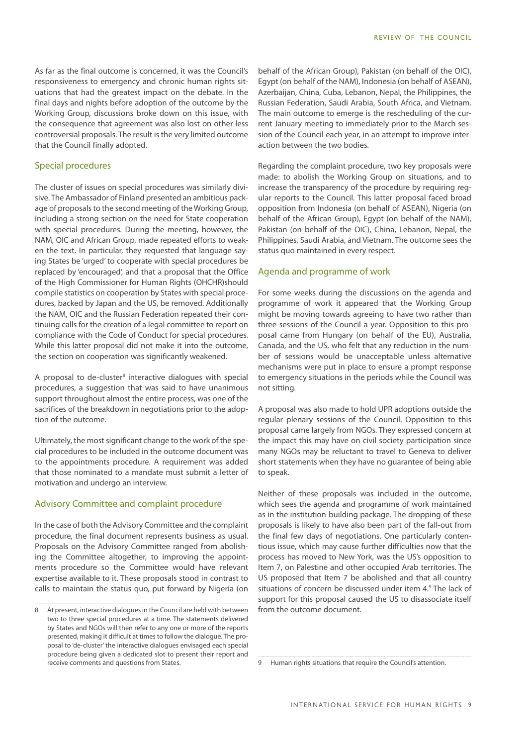As far as the final outcome is concerned, it was the Council's responsiveness to emergency and chronic human rights situations that had the greatest impact on the debate. In the final days and nights before adoption of the outcome by the Working Group, discussions broke down on this issue, with the consequence that agreement was also lost on other less controversial proposals. The result is the very limited outcome that the Council finally adopted.

## Special procedures

The cluster of issues on special procedures was similarly divisive. The Ambassador of Finland presented an ambitious package of proposals to the second meeting of the Working Group, including a strong section on the need for State cooperation with special procedures. During the meeting, however, the NAM, OIC and African Group, made repeated efforts to weaken the text. In particular, they requested that language saying States be 'urged' to cooperate with special procedures be replaced by 'encouraged', and that a proposal that the Office of the High Commissioner for Human Rights (OHCHR)should compile statistics on cooperation by States with special procedures, backed by Japan and the US, be removed. Additionally the NAM, OIC and the Russian Federation repeated their continuing calls for the creation of a legal committee to report on compliance with the Code of Conduct for special procedures. While this latter proposal did not make it into the outcome, the section on cooperation was significantly weakened.

A proposal to de-cluster[8] interactive dialogues with special procedures, a suggestion that was said to have unanimous support throughout almost the entire process, was one of the sacrifices of the breakdown in negotiations prior to the adoption of the outcome.

Ultimately, the most significant change to the work of the special procedures to be included in the outcome document was to the appointments procedure. A requirement was added that those nominated to a mandate must submit a letter of motivation and undergo an interview.

## Advisory Committee and complaint procedure

In the case of both the Advisory Committee and the complaint procedure, the final document represents business as usual. Proposals on the Advisory Committee ranged from abolishing the Committee altogether, to improving the appointments procedure so the Committee would have relevant expertise available to it. These proposals stood in contrast to calls to maintain the status quo, put forward by Nigeria (on behalf of the African Group), Pakistan (on behalf of the OIC), Egypt (on behalf of the NAM), Indonesia (on behalf of ASEAN), Azerbaijan, China, Cuba, Lebanon, Nepal, the Philippines, the Russian Federation, Saudi Arabia, South Africa, and Vietnam. The main outcome to emerge is the rescheduling of the current January meeting to immediately prior to the March session of the Council each year, in an attempt to improve interaction between the two bodies.

Regarding the complaint procedure, two key proposals were made: to abolish the Working Group on situations, and to increase the transparency of the procedure by requiring regular reports to the Council. This latter proposal faced broad opposition from Indonesia (on behalf of ASEAN), Nigeria (on behalf of the African Group), Egypt (on behalf of the NAM), Pakistan (on behalf of the OIC), China, Lebanon, Nepal, the Philippines, Saudi Arabia, and Vietnam. The outcome sees the status quo maintained in every respect.

## Agenda and programme of work

For some weeks during the discussions on the agenda and programme of work it appeared that the Working Group might be moving towards agreeing to have two rather than three sessions of the Council a year. Opposition to this proposal came from Hungary (on behalf of the EU), Australia, Canada, and the US, who felt that any reduction in the number of sessions would be unacceptable unless alternative mechanisms were put in place to ensure a prompt response to emergency situations in the periods while the Council was not sitting.

A proposal was also made to hold UPR adoptions outside the regular plenary sessions of the Council. Opposition to this proposal came largely from NGOs. They expressed concern at the impact this may have on civil society participation since many NGOs may be reluctant to travel to Geneva to deliver short statements when they have no guarantee of being able to speak.

Neither of these proposals was included in the outcome, which sees the agenda and programme of work maintained as in the institution-building package. The dropping of these proposals is likely to have also been part of the fall-out from the final few days of negotiations. One particularly contentious issue, which may cause further difficulties now that the process has moved to New York, was the US's opposition to Item 7, on Palestine and other occupied Arab territories. The US proposed that Item 7 be abolished and that all country situations of concern be discussed under item 4.[9] The lack of support for this proposal caused the US to disassociate itself from the outcome document.

---

8 At present, interactive dialogues in the Council are held with between two to three special procedures at a time. The statements delivered by States and NGOs will then refer to any one or more of the reports presented, making it difficult at times to follow the dialogue. The proposal to 'de-cluster' the interactive dialogues envisaged each special procedure being given a dedicated slot to present their report and receive comments and questions from States.

9 Human rights situations that require the Council's attention.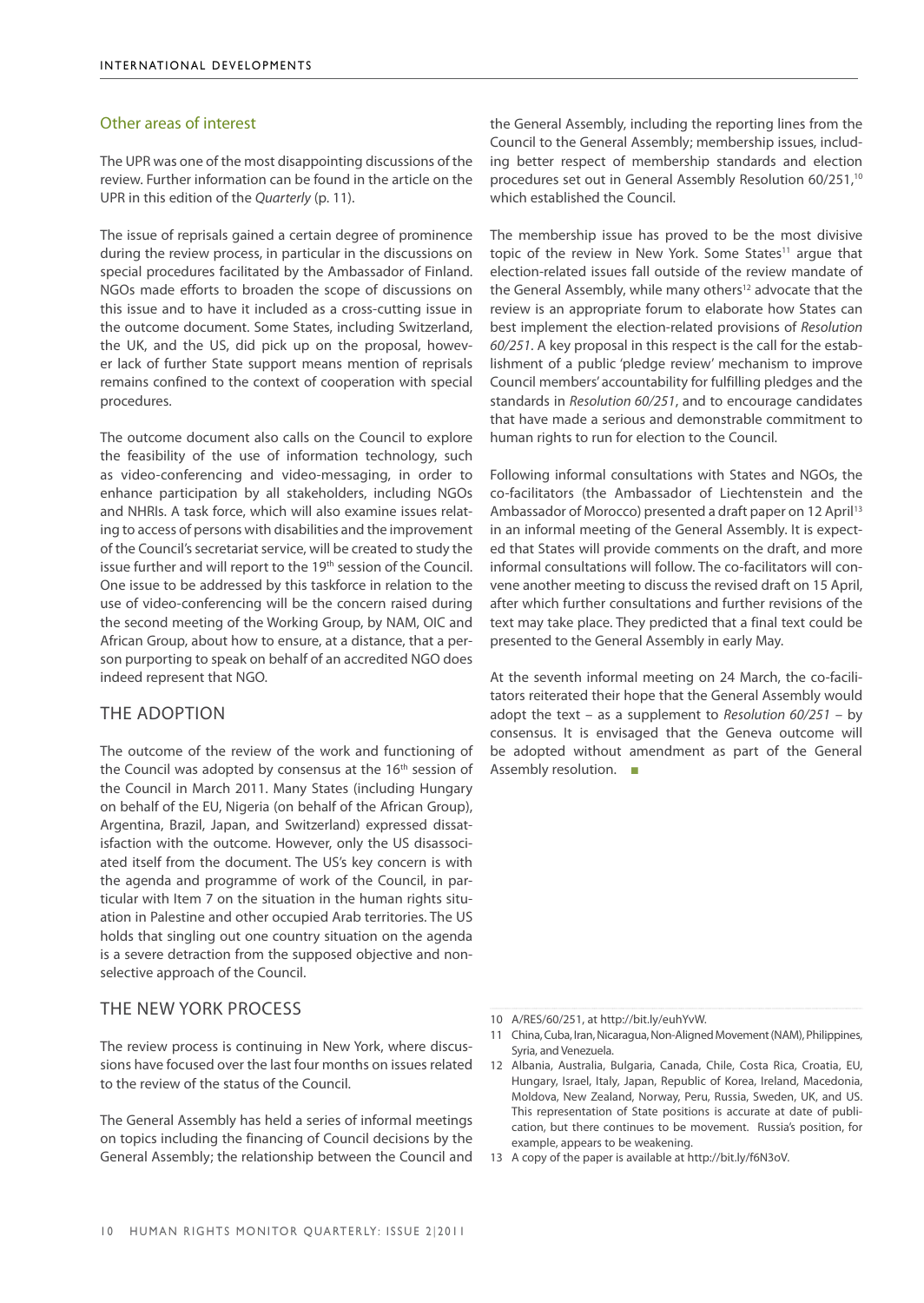### Other areas of interest

The UPR was one of the most disappointing discussions of the review. Further information can be found in the article on the UPR in this edition of the *Quarterly* (p. 11).

The issue of reprisals gained a certain degree of prominence during the review process, in particular in the discussions on special procedures facilitated by the Ambassador of Finland. NGOs made efforts to broaden the scope of discussions on this issue and to have it included as a cross-cutting issue in the outcome document. Some States, including Switzerland, the UK, and the US, did pick up on the proposal, however lack of further State support means mention of reprisals remains confined to the context of cooperation with special procedures.

The outcome document also calls on the Council to explore the feasibility of the use of information technology, such as video-conferencing and video-messaging, in order to enhance participation by all stakeholders, including NGOs and NHRIs. A task force, which will also examine issues relating to access of persons with disabilities and the improvement of the Council's secretariat service, will be created to study the issue further and will report to the 19th session of the Council. One issue to be addressed by this taskforce in relation to the use of video-conferencing will be the concern raised during the second meeting of the Working Group, by NAM, OIC and African Group, about how to ensure, at a distance, that a person purporting to speak on behalf of an accredited NGO does indeed represent that NGO.

## THE ADOPTION

The outcome of the review of the work and functioning of the Council was adopted by consensus at the 16th session of the Council in March 2011. Many States (including Hungary on behalf of the EU, Nigeria (on behalf of the African Group), Argentina, Brazil, Japan, and Switzerland) expressed dissatisfaction with the outcome. However, only the US disassociated itself from the document. The US's key concern is with the agenda and programme of work of the Council, in particular with Item 7 on the situation in the human rights situation in Palestine and other occupied Arab territories. The US holds that singling out one country situation on the agenda is a severe detraction from the supposed objective and non-selective approach of the Council.

## THE NEW YORK PROCESS

The review process is continuing in New York, where discussions have focused over the last four months on issues related to the review of the status of the Council.

The General Assembly has held a series of informal meetings on topics including the financing of Council decisions by the General Assembly; the relationship between the Council and the General Assembly, including the reporting lines from the Council to the General Assembly; membership issues, including better respect of membership standards and election procedures set out in General Assembly Resolution 60/251,[10] which established the Council.

The membership issue has proved to be the most divisive topic of the review in New York. Some States[11] argue that election-related issues fall outside of the review mandate of the General Assembly, while many others[12] advocate that the review is an appropriate forum to elaborate how States can best implement the election-related provisions of *Resolution 60/251*. A key proposal in this respect is the call for the establishment of a public 'pledge review' mechanism to improve Council members' accountability for fulfilling pledges and the standards in *Resolution 60/251*, and to encourage candidates that have made a serious and demonstrable commitment to human rights to run for election to the Council.

Following informal consultations with States and NGOs, the co-facilitators (the Ambassador of Liechtenstein and the Ambassador of Morocco) presented a draft paper on 12 April[13] in an informal meeting of the General Assembly. It is expected that States will provide comments on the draft, and more informal consultations will follow. The co-facilitators will convene another meeting to discuss the revised draft on 15 April, after which further consultations and further revisions of the text may take place. They predicted that a final text could be presented to the General Assembly in early May.

At the seventh informal meeting on 24 March, the co-facilitators reiterated their hope that the General Assembly would adopt the text – as a supplement to *Resolution 60/251* – by consensus. It is envisaged that the Geneva outcome will be adopted without amendment as part of the General Assembly resolution. ■

---

10 A/RES/60/251, at http://bit.ly/euhYvW.

11 China, Cuba, Iran, Nicaragua, Non-Aligned Movement (NAM), Philippines, Syria, and Venezuela.

12 Albania, Australia, Bulgaria, Canada, Chile, Costa Rica, Croatia, EU, Hungary, Israel, Italy, Japan, Republic of Korea, Ireland, Macedonia, Moldova, New Zealand, Norway, Peru, Russia, Sweden, UK, and US. This representation of State positions is accurate at date of publication, but there continues to be movement. Russia's position, for example, appears to be weakening.

13 A copy of the paper is available at http://bit.ly/f6N3oV.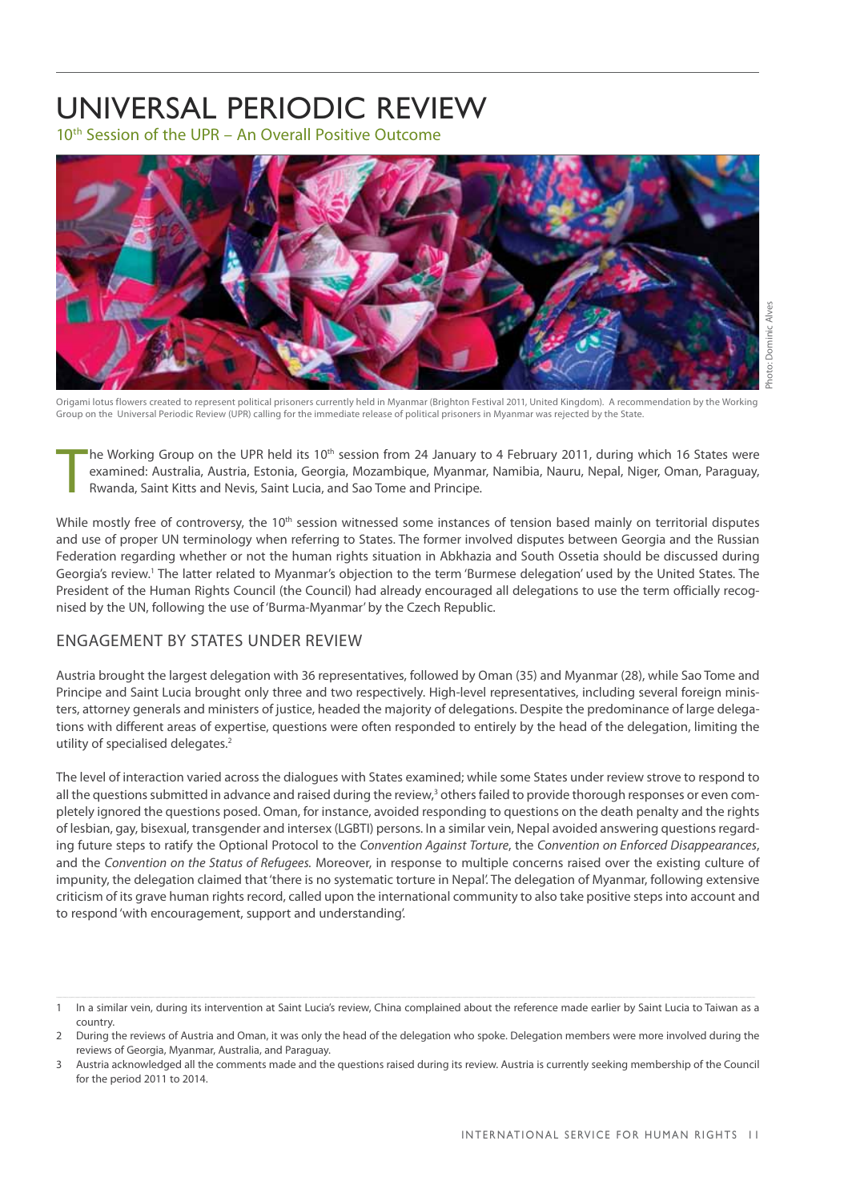# UNIVERSAL PERIODIC REVIEW

10th Session of the UPR – An Overall Positive Outcome

Photo: Dominic Alves

Origami lotus flowers created to represent political prisoners currently held in Myanmar (Brighton Festival 2011, United Kingdom). A recommendation by the Working Group on the Universal Periodic Review (UPR) calling for the immediate release of political prisoners in Myanmar was rejected by the State.

The Working Group on the UPR held its 10th session from 24 January to 4 February 2011, during which 16 States were examined: Australia, Austria, Estonia, Georgia, Mozambique, Myanmar, Namibia, Nauru, Nepal, Niger, Oman, Paraguay, Rwanda, Saint Kitts and Nevis, Saint Lucia, and Sao Tome and Principe.

While mostly free of controversy, the 10th session witnessed some instances of tension based mainly on territorial disputes and use of proper UN terminology when referring to States. The former involved disputes between Georgia and the Russian Federation regarding whether or not the human rights situation in Abkhazia and South Ossetia should be discussed during Georgia's review.[1] The latter related to Myanmar's objection to the term 'Burmese delegation' used by the United States. The President of the Human Rights Council (the Council) had already encouraged all delegations to use the term officially recognised by the UN, following the use of 'Burma-Myanmar' by the Czech Republic.

## ENGAGEMENT BY STATES UNDER REVIEW

Austria brought the largest delegation with 36 representatives, followed by Oman (35) and Myanmar (28), while Sao Tome and Principe and Saint Lucia brought only three and two respectively. High-level representatives, including several foreign ministers, attorney generals and ministers of justice, headed the majority of delegations. Despite the predominance of large delegations with different areas of expertise, questions were often responded to entirely by the head of the delegation, limiting the utility of specialised delegates.[2]

The level of interaction varied across the dialogues with States examined; while some States under review strove to respond to all the questions submitted in advance and raised during the review,[3] others failed to provide thorough responses or even completely ignored the questions posed. Oman, for instance, avoided responding to questions on the death penalty and the rights of lesbian, gay, bisexual, transgender and intersex (LGBTI) persons. In a similar vein, Nepal avoided answering questions regarding future steps to ratify the Optional Protocol to the *Convention Against Torture*, the *Convention on Enforced Disappearances*, and the *Convention on the Status of Refugees.* Moreover, in response to multiple concerns raised over the existing culture of impunity, the delegation claimed that 'there is no systematic torture in Nepal'. The delegation of Myanmar, following extensive criticism of its grave human rights record, called upon the international community to also take positive steps into account and to respond 'with encouragement, support and understanding'.

---

1 In a similar vein, during its intervention at Saint Lucia's review, China complained about the reference made earlier by Saint Lucia to Taiwan as a country.

2 During the reviews of Austria and Oman, it was only the head of the delegation who spoke. Delegation members were more involved during the reviews of Georgia, Myanmar, Australia, and Paraguay.

3 Austria acknowledged all the comments made and the questions raised during its review. Austria is currently seeking membership of the Council for the period 2011 to 2014.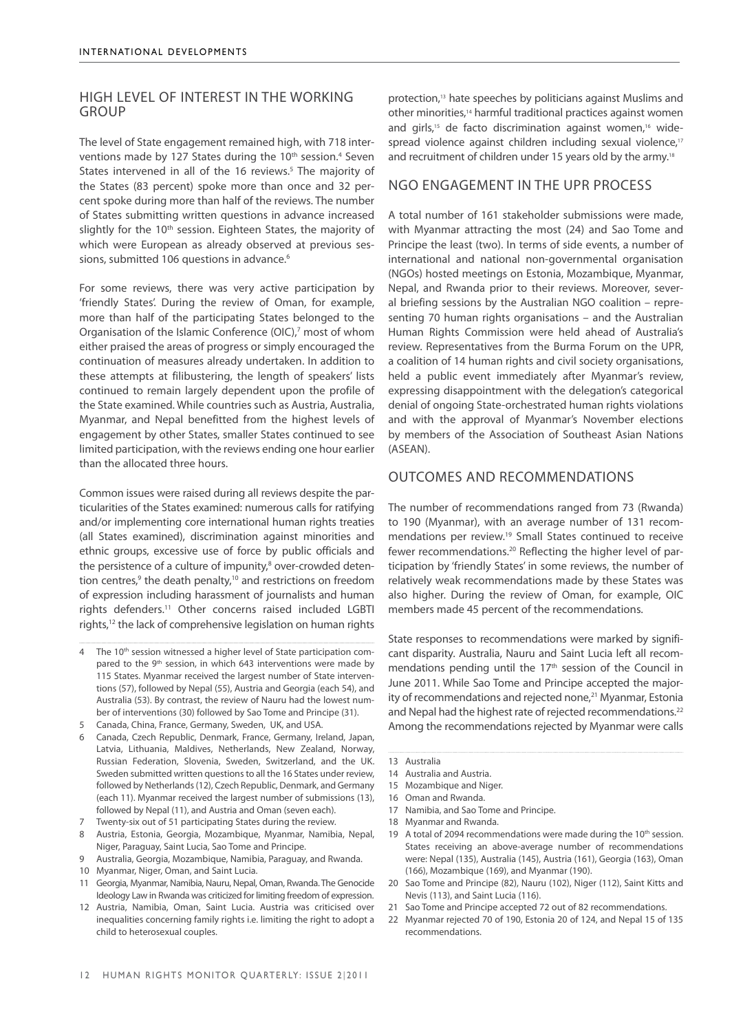## HIGH LEVEL OF INTEREST IN THE WORKING GROUP

The level of State engagement remained high, with 718 interventions made by 127 States during the 10th session.[4] Seven States intervened in all of the 16 reviews.[5] The majority of the States (83 percent) spoke more than once and 32 percent spoke during more than half of the reviews. The number of States submitting written questions in advance increased slightly for the 10th session. Eighteen States, the majority of which were European as already observed at previous sessions, submitted 106 questions in advance.[6]

For some reviews, there was very active participation by 'friendly States'. During the review of Oman, for example, more than half of the participating States belonged to the Organisation of the Islamic Conference (OIC),[7] most of whom either praised the areas of progress or simply encouraged the continuation of measures already undertaken. In addition to these attempts at filibustering, the length of speakers' lists continued to remain largely dependent upon the profile of the State examined. While countries such as Austria, Australia, Myanmar, and Nepal benefitted from the highest levels of engagement by other States, smaller States continued to see limited participation, with the reviews ending one hour earlier than the allocated three hours.

Common issues were raised during all reviews despite the particularities of the States examined: numerous calls for ratifying and/or implementing core international human rights treaties (all States examined), discrimination against minorities and ethnic groups, excessive use of force by public officials and the persistence of a culture of impunity,[8] over-crowded detention centres,[9] the death penalty,[10] and restrictions on freedom of expression including harassment of journalists and human rights defenders.[11] Other concerns raised included LGBTI rights,[12] the lack of comprehensive legislation on human rights protection,[13] hate speeches by politicians against Muslims and other minorities,[14] harmful traditional practices against women and girls,[15] de facto discrimination against women,[16] widespread violence against children including sexual violence,[17] and recruitment of children under 15 years old by the army.[18]

## NGO ENGAGEMENT IN THE UPR PROCESS

A total number of 161 stakeholder submissions were made, with Myanmar attracting the most (24) and Sao Tome and Principe the least (two). In terms of side events, a number of international and national non-governmental organisation (NGOs) hosted meetings on Estonia, Mozambique, Myanmar, Nepal, and Rwanda prior to their reviews. Moreover, several briefing sessions by the Australian NGO coalition – representing 70 human rights organisations – and the Australian Human Rights Commission were held ahead of Australia's review. Representatives from the Burma Forum on the UPR, a coalition of 14 human rights and civil society organisations, held a public event immediately after Myanmar's review, expressing disappointment with the delegation's categorical denial of ongoing State-orchestrated human rights violations and with the approval of Myanmar's November elections by members of the Association of Southeast Asian Nations (ASEAN).

## OUTCOMES AND RECOMMENDATIONS

The number of recommendations ranged from 73 (Rwanda) to 190 (Myanmar), with an average number of 131 recommendations per review.[19] Small States continued to receive fewer recommendations.[20] Reflecting the higher level of participation by 'friendly States' in some reviews, the number of relatively weak recommendations made by these States was also higher. During the review of Oman, for example, OIC members made 45 percent of the recommendations.

State responses to recommendations were marked by significant disparity. Australia, Nauru and Saint Lucia left all recommendations pending until the 17th session of the Council in June 2011. While Sao Tome and Principe accepted the majority of recommendations and rejected none,[21] Myanmar, Estonia and Nepal had the highest rate of rejected recommendations.[22] Among the recommendations rejected by Myanmar were calls

---

4 The 10th session witnessed a higher level of State participation compared to the 9th session, in which 643 interventions were made by 115 States. Myanmar received the largest number of State interventions (57), followed by Nepal (55), Austria and Georgia (each 54), and Australia (53). By contrast, the review of Nauru had the lowest number of interventions (30) followed by Sao Tome and Principe (31).

5 Canada, China, France, Germany, Sweden, UK, and USA.

6 Canada, Czech Republic, Denmark, France, Germany, Ireland, Japan, Latvia, Lithuania, Maldives, Netherlands, New Zealand, Norway, Russian Federation, Slovenia, Sweden, Switzerland, and the UK. Sweden submitted written questions to all the 16 States under review, followed by Netherlands (12), Czech Republic, Denmark, and Germany (each 11). Myanmar received the largest number of submissions (13), followed by Nepal (11), and Austria and Oman (seven each).

7 Twenty-six out of 51 participating States during the review.

8 Austria, Estonia, Georgia, Mozambique, Myanmar, Namibia, Nepal, Niger, Paraguay, Saint Lucia, Sao Tome and Principe.

9 Australia, Georgia, Mozambique, Namibia, Paraguay, and Rwanda.

10 Myanmar, Niger, Oman, and Saint Lucia.

11 Georgia, Myanmar, Namibia, Nauru, Nepal, Oman, Rwanda. The Genocide Ideology Law in Rwanda was criticized for limiting freedom of expression.

12 Austria, Namibia, Oman, Saint Lucia. Austria was criticised over inequalities concerning family rights i.e. limiting the right to adopt a child to heterosexual couples.

13 Australia

14 Australia and Austria.

15 Mozambique and Niger.

16 Oman and Rwanda.

17 Namibia, and Sao Tome and Principe.

18 Myanmar and Rwanda.

19 A total of 2094 recommendations were made during the 10th session. States receiving an above-average number of recommendations were: Nepal (135), Australia (145), Austria (161), Georgia (163), Oman (166), Mozambique (169), and Myanmar (190).

20 Sao Tome and Principe (82), Nauru (102), Niger (112), Saint Kitts and Nevis (113), and Saint Lucia (116).

21 Sao Tome and Principe accepted 72 out of 82 recommendations.

22 Myanmar rejected 70 of 190, Estonia 20 of 124, and Nepal 15 of 135 recommendations.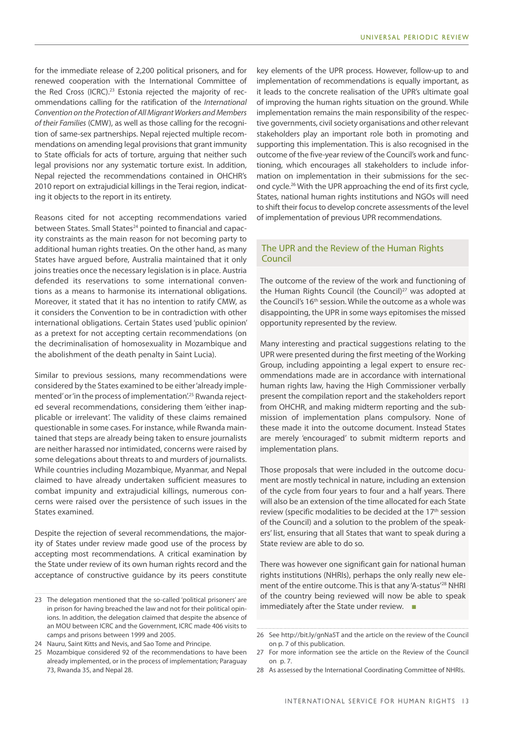for the immediate release of 2,200 political prisoners, and for renewed cooperation with the International Committee of the Red Cross (ICRC).[23] Estonia rejected the majority of recommendations calling for the ratification of the *International Convention on the Protection of All Migrant Workers and Members of their Families* (CMW), as well as those calling for the recognition of same-sex partnerships. Nepal rejected multiple recommendations on amending legal provisions that grant immunity to State officials for acts of torture, arguing that neither such legal provisions nor any systematic torture exist. In addition, Nepal rejected the recommendations contained in OHCHR's 2010 report on extrajudicial killings in the Terai region, indicating it objects to the report in its entirety.

Reasons cited for not accepting recommendations varied between States. Small States[24] pointed to financial and capacity constraints as the main reason for not becoming party to additional human rights treaties. On the other hand, as many States have argued before, Australia maintained that it only joins treaties once the necessary legislation is in place. Austria defended its reservations to some international conventions as a means to harmonise its international obligations. Moreover, it stated that it has no intention to ratify CMW, as it considers the Convention to be in contradiction with other international obligations. Certain States used 'public opinion' as a pretext for not accepting certain recommendations (on the decriminalisation of homosexuality in Mozambique and the abolishment of the death penalty in Saint Lucia).

Similar to previous sessions, many recommendations were considered by the States examined to be either 'already implemented' or 'in the process of implementation'.[25] Rwanda rejected several recommendations, considering them 'either inapplicable or irrelevant'. The validity of these claims remained questionable in some cases. For instance, while Rwanda maintained that steps are already being taken to ensure journalists are neither harassed nor intimidated, concerns were raised by some delegations about threats to and murders of journalists. While countries including Mozambique, Myanmar, and Nepal claimed to have already undertaken sufficient measures to combat impunity and extrajudicial killings, numerous concerns were raised over the persistence of such issues in the States examined.

Despite the rejection of several recommendations, the majority of States under review made good use of the process by accepting most recommendations. A critical examination by the State under review of its own human rights record and the acceptance of constructive guidance by its peers constitute key elements of the UPR process. However, follow-up to and implementation of recommendations is equally important, as it leads to the concrete realisation of the UPR's ultimate goal of improving the human rights situation on the ground. While implementation remains the main responsibility of the respective governments, civil society organisations and other relevant stakeholders play an important role both in promoting and supporting this implementation. This is also recognised in the outcome of the five-year review of the Council's work and functioning, which encourages all stakeholders to include information on implementation in their submissions for the second cycle.[26] With the UPR approaching the end of its first cycle, States, national human rights institutions and NGOs will need to shift their focus to develop concrete assessments of the level of implementation of previous UPR recommendations.

## The UPR and the Review of the Human Rights Council

The outcome of the review of the work and functioning of the Human Rights Council (the Council)[27] was adopted at the Council's 16th session. While the outcome as a whole was disappointing, the UPR in some ways epitomises the missed opportunity represented by the review.

Many interesting and practical suggestions relating to the UPR were presented during the first meeting of the Working Group, including appointing a legal expert to ensure recommendations made are in accordance with international human rights law, having the High Commissioner verbally present the compilation report and the stakeholders report from OHCHR, and making midterm reporting and the submission of implementation plans compulsory. None of these made it into the outcome document. Instead States are merely 'encouraged' to submit midterm reports and implementation plans.

Those proposals that were included in the outcome document are mostly technical in nature, including an extension of the cycle from four years to four and a half years. There will also be an extension of the time allocated for each State review (specific modalities to be decided at the 17th session of the Council) and a solution to the problem of the speakers' list, ensuring that all States that want to speak during a State review are able to do so.

There was however one significant gain for national human rights institutions (NHRIs), perhaps the only really new element of the entire outcome. This is that any 'A-status'[28] NHRI of the country being reviewed will now be able to speak immediately after the State under review. ■

---

23 The delegation mentioned that the so-called 'political prisoners' are in prison for having breached the law and not for their political opinions. In addition, the delegation claimed that despite the absence of an MOU between ICRC and the Government, ICRC made 406 visits to camps and prisons between 1999 and 2005.

24 Nauru, Saint Kitts and Nevis, and Sao Tome and Principe.

25 Mozambique considered 92 of the recommendations to have been already implemented, or in the process of implementation; Paraguay 73, Rwanda 35, and Nepal 28.

26 See http://bit.ly/gnNa5T and the article on the review of the Council on p. 7 of this publication.

27 For more information see the article on the Review of the Council on p. 7.

28 As assessed by the International Coordinating Committee of NHRIs.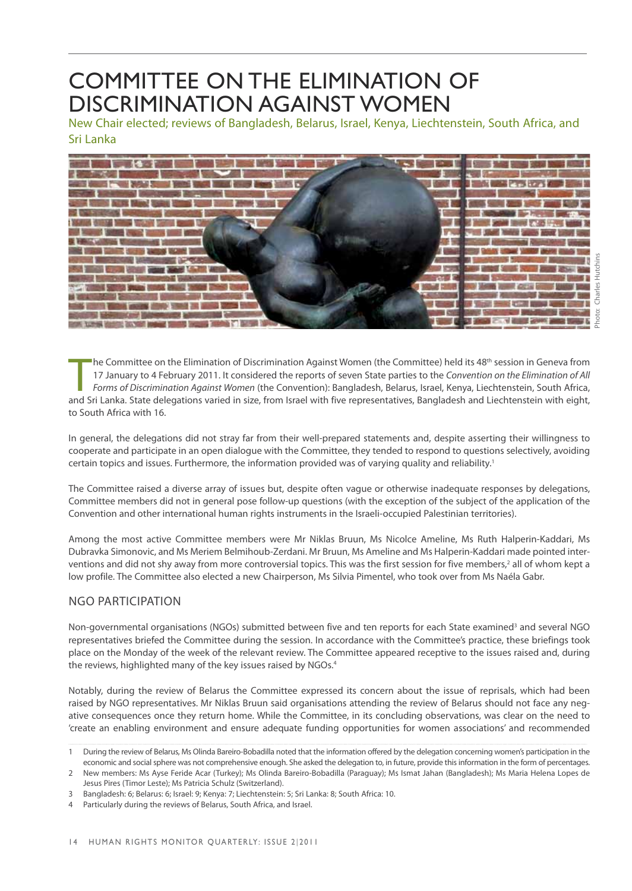# COMMITTEE ON THE ELIMINATION OF DISCRIMINATION AGAINST WOMEN

New Chair elected; reviews of Bangladesh, Belarus, Israel, Kenya, Liechtenstein, South Africa, and Sri Lanka

Photo: Charles Hutchins

The Committee on the Elimination of Discrimination Against Women (the Committee) held its 48th session in Geneva from 17 January to 4 February 2011. It considered the reports of seven State parties to the *Convention on the Elimination of All Forms of Discrimination Against Women* (the Convention): Bangladesh, Belarus, Israel, Kenya, Liechtenstein, South Africa, and Sri Lanka. State delegations varied in size, from Israel with five representatives, Bangladesh and Liechtenstein with eight, to South Africa with 16.

In general, the delegations did not stray far from their well-prepared statements and, despite asserting their willingness to cooperate and participate in an open dialogue with the Committee, they tended to respond to questions selectively, avoiding certain topics and issues. Furthermore, the information provided was of varying quality and reliability.[1]

The Committee raised a diverse array of issues but, despite often vague or otherwise inadequate responses by delegations, Committee members did not in general pose follow-up questions (with the exception of the subject of the application of the Convention and other international human rights instruments in the Israeli-occupied Palestinian territories).

Among the most active Committee members were Mr Niklas Bruun, Ms Nicolce Ameline, Ms Ruth Halperin-Kaddari, Ms Dubravka Simonovic, and Ms Meriem Belmihoub-Zerdani. Mr Bruun, Ms Ameline and Ms Halperin-Kaddari made pointed interventions and did not shy away from more controversial topics. This was the first session for five members,[2] all of whom kept a low profile. The Committee also elected a new Chairperson, Ms Silvia Pimentel, who took over from Ms Naéla Gabr.

## NGO PARTICIPATION

Non-governmental organisations (NGOs) submitted between five and ten reports for each State examined[3] and several NGO representatives briefed the Committee during the session. In accordance with the Committee's practice, these briefings took place on the Monday of the week of the relevant review. The Committee appeared receptive to the issues raised and, during the reviews, highlighted many of the key issues raised by NGOs.[4]

Notably, during the review of Belarus the Committee expressed its concern about the issue of reprisals, which had been raised by NGO representatives. Mr Niklas Bruun said organisations attending the review of Belarus should not face any negative consequences once they return home. While the Committee, in its concluding observations, was clear on the need to 'create an enabling environment and ensure adequate funding opportunities for women associations' and recommended

---

1 During the review of Belarus, Ms Olinda Bareiro-Bobadilla noted that the information offered by the delegation concerning women's participation in the economic and social sphere was not comprehensive enough. She asked the delegation to, in future, provide this information in the form of percentages.

2 New members: Ms Ayse Feride Acar (Turkey); Ms Olinda Bareiro-Bobadilla (Paraguay); Ms Ismat Jahan (Bangladesh); Ms Maria Helena Lopes de Jesus Pires (Timor Leste); Ms Patricia Schulz (Switzerland).

3 Bangladesh: 6; Belarus: 6; Israel: 9; Kenya: 7; Liechtenstein: 5; Sri Lanka: 8; South Africa: 10.

4 Particularly during the reviews of Belarus, South Africa, and Israel.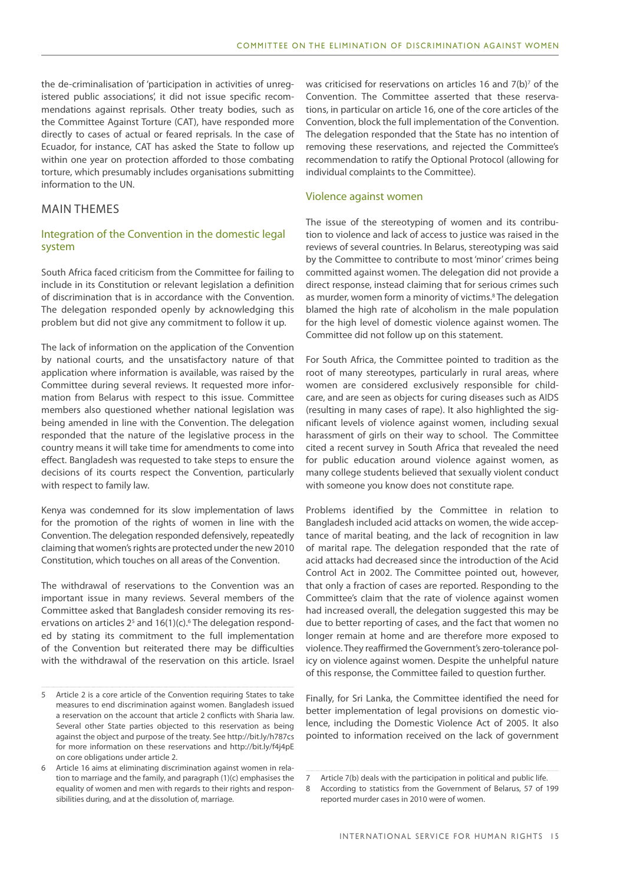the de-criminalisation of 'participation in activities of unregistered public associations', it did not issue specific recommendations against reprisals. Other treaty bodies, such as the Committee Against Torture (CAT), have responded more directly to cases of actual or feared reprisals. In the case of Ecuador, for instance, CAT has asked the State to follow up within one year on protection afforded to those combating torture, which presumably includes organisations submitting information to the UN.

## MAIN THEMES

### Integration of the Convention in the domestic legal system

South Africa faced criticism from the Committee for failing to include in its Constitution or relevant legislation a definition of discrimination that is in accordance with the Convention. The delegation responded openly by acknowledging this problem but did not give any commitment to follow it up.

The lack of information on the application of the Convention by national courts, and the unsatisfactory nature of that application where information is available, was raised by the Committee during several reviews. It requested more information from Belarus with respect to this issue. Committee members also questioned whether national legislation was being amended in line with the Convention. The delegation responded that the nature of the legislative process in the country means it will take time for amendments to come into effect. Bangladesh was requested to take steps to ensure the decisions of its courts respect the Convention, particularly with respect to family law.

Kenya was condemned for its slow implementation of laws for the promotion of the rights of women in line with the Convention. The delegation responded defensively, repeatedly claiming that women's rights are protected under the new 2010 Constitution, which touches on all areas of the Convention.

The withdrawal of reservations to the Convention was an important issue in many reviews. Several members of the Committee asked that Bangladesh consider removing its reservations on articles 2[5] and 16(1)(c).[6] The delegation responded by stating its commitment to the full implementation of the Convention but reiterated there may be difficulties with the withdrawal of the reservation on this article. Israel was criticised for reservations on articles 16 and 7(b)[7] of the Convention. The Committee asserted that these reservations, in particular on article 16, one of the core articles of the Convention, block the full implementation of the Convention. The delegation responded that the State has no intention of removing these reservations, and rejected the Committee's recommendation to ratify the Optional Protocol (allowing for individual complaints to the Committee).

### Violence against women

The issue of the stereotyping of women and its contribution to violence and lack of access to justice was raised in the reviews of several countries. In Belarus, stereotyping was said by the Committee to contribute to most 'minor' crimes being committed against women. The delegation did not provide a direct response, instead claiming that for serious crimes such as murder, women form a minority of victims.[8] The delegation blamed the high rate of alcoholism in the male population for the high level of domestic violence against women. The Committee did not follow up on this statement.

For South Africa, the Committee pointed to tradition as the root of many stereotypes, particularly in rural areas, where women are considered exclusively responsible for childcare, and are seen as objects for curing diseases such as AIDS (resulting in many cases of rape). It also highlighted the significant levels of violence against women, including sexual harassment of girls on their way to school. The Committee cited a recent survey in South Africa that revealed the need for public education around violence against women, as many college students believed that sexually violent conduct with someone you know does not constitute rape.

Problems identified by the Committee in relation to Bangladesh included acid attacks on women, the wide acceptance of marital beating, and the lack of recognition in law of marital rape. The delegation responded that the rate of acid attacks had decreased since the introduction of the Acid Control Act in 2002. The Committee pointed out, however, that only a fraction of cases are reported. Responding to the Committee's claim that the rate of violence against women had increased overall, the delegation suggested this may be due to better reporting of cases, and the fact that women no longer remain at home and are therefore more exposed to violence. They reaffirmed the Government's zero-tolerance policy on violence against women. Despite the unhelpful nature of this response, the Committee failed to question further.

Finally, for Sri Lanka, the Committee identified the need for better implementation of legal provisions on domestic violence, including the Domestic Violence Act of 2005. It also pointed to information received on the lack of government

---

5 Article 2 is a core article of the Convention requiring States to take measures to end discrimination against women. Bangladesh issued a reservation on the account that article 2 conflicts with Sharia law. Several other State parties objected to this reservation as being against the object and purpose of the treaty. See http://bit.ly/h787cs for more information on these reservations and http://bit.ly/f4j4pE on core obligations under article 2.

6 Article 16 aims at eliminating discrimination against women in relation to marriage and the family, and paragraph (1)(c) emphasises the equality of women and men with regards to their rights and responsibilities during, and at the dissolution of, marriage.

7 Article 7(b) deals with the participation in political and public life.

8 According to statistics from the Government of Belarus, 57 of 199 reported murder cases in 2010 were of women.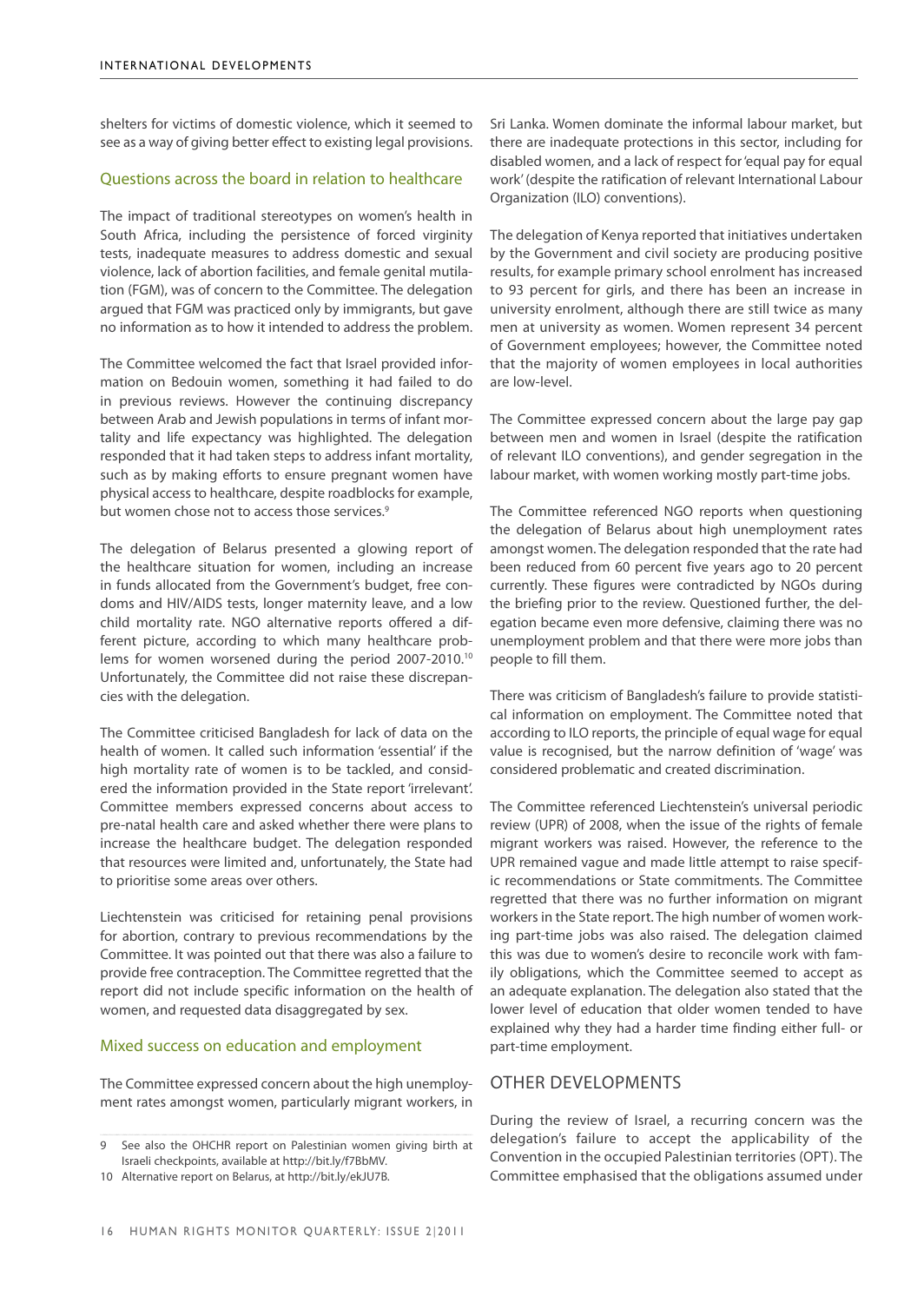shelters for victims of domestic violence, which it seemed to see as a way of giving better effect to existing legal provisions.

## Questions across the board in relation to healthcare

The impact of traditional stereotypes on women's health in South Africa, including the persistence of forced virginity tests, inadequate measures to address domestic and sexual violence, lack of abortion facilities, and female genital mutilation (FGM), was of concern to the Committee. The delegation argued that FGM was practiced only by immigrants, but gave no information as to how it intended to address the problem.

The Committee welcomed the fact that Israel provided information on Bedouin women, something it had failed to do in previous reviews. However the continuing discrepancy between Arab and Jewish populations in terms of infant mortality and life expectancy was highlighted. The delegation responded that it had taken steps to address infant mortality, such as by making efforts to ensure pregnant women have physical access to healthcare, despite roadblocks for example, but women chose not to access those services.[9]

The delegation of Belarus presented a glowing report of the healthcare situation for women, including an increase in funds allocated from the Government's budget, free condoms and HIV/AIDS tests, longer maternity leave, and a low child mortality rate. NGO alternative reports offered a different picture, according to which many healthcare problems for women worsened during the period 2007-2010.[10] Unfortunately, the Committee did not raise these discrepancies with the delegation.

The Committee criticised Bangladesh for lack of data on the health of women. It called such information 'essential' if the high mortality rate of women is to be tackled, and considered the information provided in the State report 'irrelevant'. Committee members expressed concerns about access to pre-natal health care and asked whether there were plans to increase the healthcare budget. The delegation responded that resources were limited and, unfortunately, the State had to prioritise some areas over others.

Liechtenstein was criticised for retaining penal provisions for abortion, contrary to previous recommendations by the Committee. It was pointed out that there was also a failure to provide free contraception. The Committee regretted that the report did not include specific information on the health of women, and requested data disaggregated by sex.

## Mixed success on education and employment

The Committee expressed concern about the high unemployment rates amongst women, particularly migrant workers, in Sri Lanka. Women dominate the informal labour market, but there are inadequate protections in this sector, including for disabled women, and a lack of respect for 'equal pay for equal work' (despite the ratification of relevant International Labour Organization (ILO) conventions).

The delegation of Kenya reported that initiatives undertaken by the Government and civil society are producing positive results, for example primary school enrolment has increased to 93 percent for girls, and there has been an increase in university enrolment, although there are still twice as many men at university as women. Women represent 34 percent of Government employees; however, the Committee noted that the majority of women employees in local authorities are low-level.

The Committee expressed concern about the large pay gap between men and women in Israel (despite the ratification of relevant ILO conventions), and gender segregation in the labour market, with women working mostly part-time jobs.

The Committee referenced NGO reports when questioning the delegation of Belarus about high unemployment rates amongst women. The delegation responded that the rate had been reduced from 60 percent five years ago to 20 percent currently. These figures were contradicted by NGOs during the briefing prior to the review. Questioned further, the delegation became even more defensive, claiming there was no unemployment problem and that there were more jobs than people to fill them.

There was criticism of Bangladesh's failure to provide statistical information on employment. The Committee noted that according to ILO reports, the principle of equal wage for equal value is recognised, but the narrow definition of 'wage' was considered problematic and created discrimination.

The Committee referenced Liechtenstein's universal periodic review (UPR) of 2008, when the issue of the rights of female migrant workers was raised. However, the reference to the UPR remained vague and made little attempt to raise specific recommendations or State commitments. The Committee regretted that there was no further information on migrant workers in the State report. The high number of women working part-time jobs was also raised. The delegation claimed this was due to women's desire to reconcile work with family obligations, which the Committee seemed to accept as an adequate explanation. The delegation also stated that the lower level of education that older women tended to have explained why they had a harder time finding either full- or part-time employment.

## OTHER DEVELOPMENTS

During the review of Israel, a recurring concern was the delegation's failure to accept the applicability of the Convention in the occupied Palestinian territories (OPT). The Committee emphasised that the obligations assumed under

---

9 See also the OHCHR report on Palestinian women giving birth at Israeli checkpoints, available at http://bit.ly/f7BbMV.

10 Alternative report on Belarus, at http://bit.ly/ekJU7B.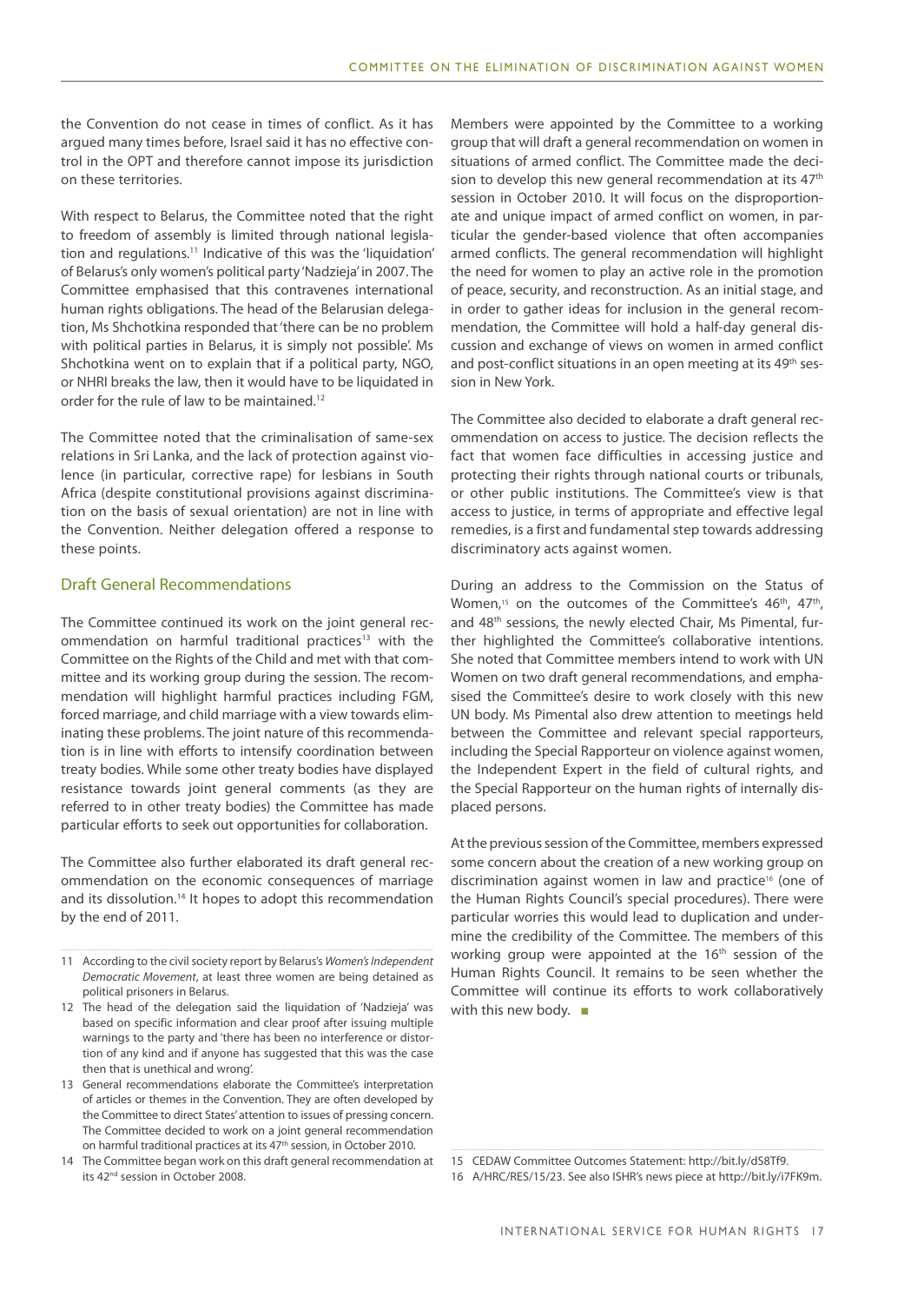the Convention do not cease in times of conflict. As it has argued many times before, Israel said it has no effective control in the OPT and therefore cannot impose its jurisdiction on these territories.

With respect to Belarus, the Committee noted that the right to freedom of assembly is limited through national legislation and regulations.[11] Indicative of this was the 'liquidation' of Belarus's only women's political party 'Nadzieja' in 2007. The Committee emphasised that this contravenes international human rights obligations. The head of the Belarusian delegation, Ms Shchotkina responded that 'there can be no problem with political parties in Belarus, it is simply not possible'. Ms Shchotkina went on to explain that if a political party, NGO, or NHRI breaks the law, then it would have to be liquidated in order for the rule of law to be maintained.[12]

The Committee noted that the criminalisation of same-sex relations in Sri Lanka, and the lack of protection against violence (in particular, corrective rape) for lesbians in South Africa (despite constitutional provisions against discrimination on the basis of sexual orientation) are not in line with the Convention. Neither delegation offered a response to these points.

## Draft General Recommendations

The Committee continued its work on the joint general recommendation on harmful traditional practices[13] with the Committee on the Rights of the Child and met with that committee and its working group during the session. The recommendation will highlight harmful practices including FGM, forced marriage, and child marriage with a view towards eliminating these problems. The joint nature of this recommendation is in line with efforts to intensify coordination between treaty bodies. While some other treaty bodies have displayed resistance towards joint general comments (as they are referred to in other treaty bodies) the Committee has made particular efforts to seek out opportunities for collaboration.

The Committee also further elaborated its draft general recommendation on the economic consequences of marriage and its dissolution.[14] It hopes to adopt this recommendation by the end of 2011.

Members were appointed by the Committee to a working group that will draft a general recommendation on women in situations of armed conflict. The Committee made the decision to develop this new general recommendation at its 47th session in October 2010. It will focus on the disproportionate and unique impact of armed conflict on women, in particular the gender-based violence that often accompanies armed conflicts. The general recommendation will highlight the need for women to play an active role in the promotion of peace, security, and reconstruction. As an initial stage, and in order to gather ideas for inclusion in the general recommendation, the Committee will hold a half-day general discussion and exchange of views on women in armed conflict and post-conflict situations in an open meeting at its 49th session in New York.

The Committee also decided to elaborate a draft general recommendation on access to justice. The decision reflects the fact that women face difficulties in accessing justice and protecting their rights through national courts or tribunals, or other public institutions. The Committee's view is that access to justice, in terms of appropriate and effective legal remedies, is a first and fundamental step towards addressing discriminatory acts against women.

During an address to the Commission on the Status of Women,[15] on the outcomes of the Committee's 46th, 47th, and 48th sessions, the newly elected Chair, Ms Pimental, further highlighted the Committee's collaborative intentions. She noted that Committee members intend to work with UN Women on two draft general recommendations, and emphasised the Committee's desire to work closely with this new UN body. Ms Pimental also drew attention to meetings held between the Committee and relevant special rapporteurs, including the Special Rapporteur on violence against women, the Independent Expert in the field of cultural rights, and the Special Rapporteur on the human rights of internally displaced persons.

At the previous session of the Committee, members expressed some concern about the creation of a new working group on discrimination against women in law and practice[16] (one of the Human Rights Council's special procedures). There were particular worries this would lead to duplication and undermine the credibility of the Committee. The members of this working group were appointed at the 16th session of the Human Rights Council. It remains to be seen whether the Committee will continue its efforts to work collaboratively with this new body. ■

---

11 According to the civil society report by Belarus's *Women's Independent Democratic Movement*, at least three women are being detained as political prisoners in Belarus.

12 The head of the delegation said the liquidation of 'Nadzieja' was based on specific information and clear proof after issuing multiple warnings to the party and 'there has been no interference or distortion of any kind and if anyone has suggested that this was the case then that is unethical and wrong'.

13 General recommendations elaborate the Committee's interpretation of articles or themes in the Convention. They are often developed by the Committee to direct States' attention to issues of pressing concern. The Committee decided to work on a joint general recommendation on harmful traditional practices at its 47th session, in October 2010.

14 The Committee began work on this draft general recommendation at its 42nd session in October 2008.

15 CEDAW Committee Outcomes Statement: http://bit.ly/dS8Tf9.

16 A/HRC/RES/15/23. See also ISHR's news piece at http://bit.ly/i7FK9m.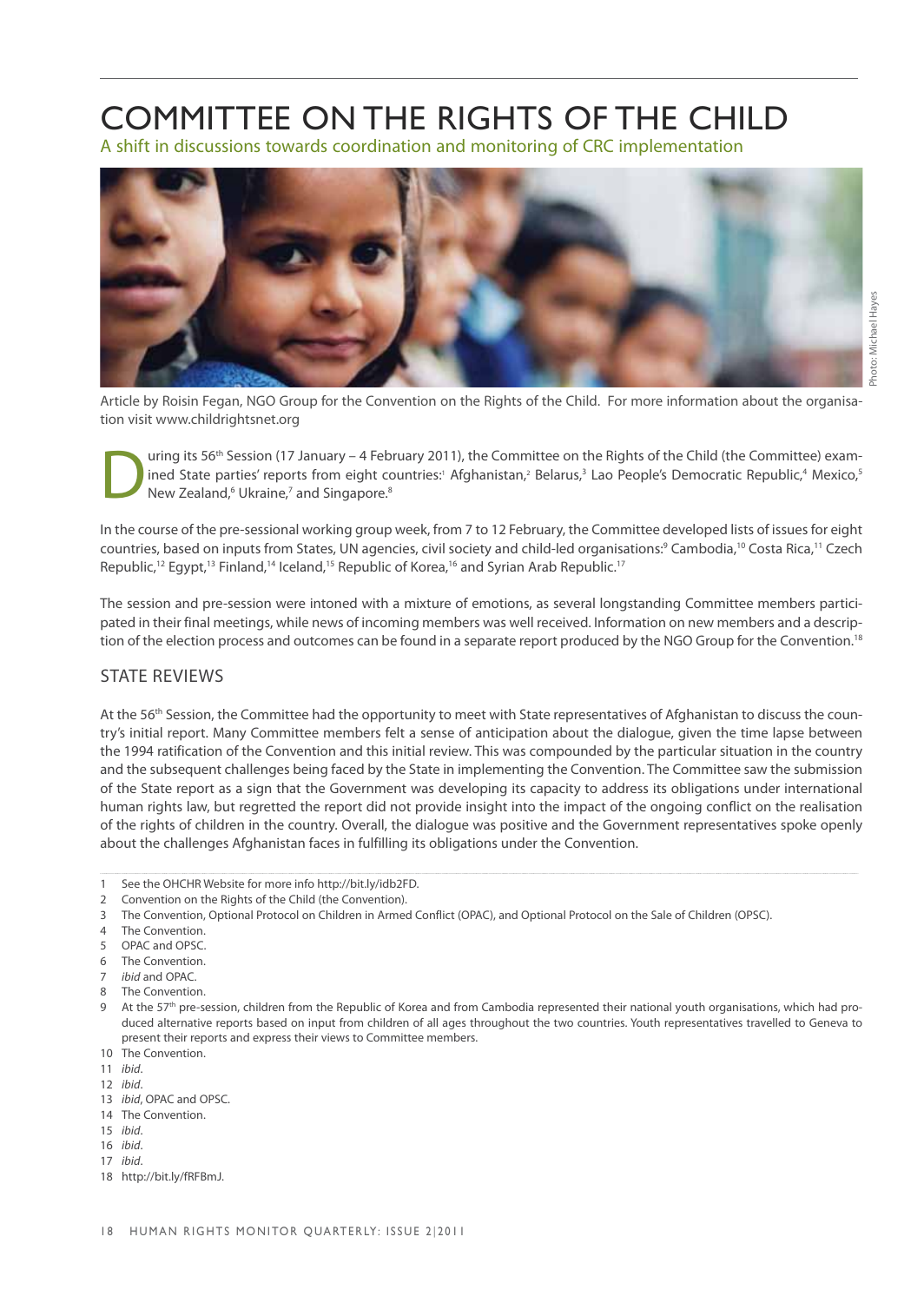# COMMITTEE ON THE RIGHTS OF THE CHILD

A shift in discussions towards coordination and monitoring of CRC implementation

Photo: Michael Hayes

Article by Roisin Fegan, NGO Group for the Convention on the Rights of the Child. For more information about the organisation visit www.childrightsnet.org

During its 56th Session (17 January – 4 February 2011), the Committee on the Rights of the Child (the Committee) examined State parties' reports from eight countries:[1] Afghanistan,[2] Belarus,[3] Lao People's Democratic Republic,[4] Mexico,[5] New Zealand,[6] Ukraine,[7] and Singapore.[8]

In the course of the pre-sessional working group week, from 7 to 12 February, the Committee developed lists of issues for eight countries, based on inputs from States, UN agencies, civil society and child-led organisations:[9] Cambodia,[10] Costa Rica,[11] Czech Republic,[12] Egypt,[13] Finland,[14] Iceland,[15] Republic of Korea,[16] and Syrian Arab Republic.[17]

The session and pre-session were intoned with a mixture of emotions, as several longstanding Committee members participated in their final meetings, while news of incoming members was well received. Information on new members and a description of the election process and outcomes can be found in a separate report produced by the NGO Group for the Convention.[18]

## STATE REVIEWS

At the 56th Session, the Committee had the opportunity to meet with State representatives of Afghanistan to discuss the country's initial report. Many Committee members felt a sense of anticipation about the dialogue, given the time lapse between the 1994 ratification of the Convention and this initial review. This was compounded by the particular situation in the country and the subsequent challenges being faced by the State in implementing the Convention. The Committee saw the submission of the State report as a sign that the Government was developing its capacity to address its obligations under international human rights law, but regretted the report did not provide insight into the impact of the ongoing conflict on the realisation of the rights of children in the country. Overall, the dialogue was positive and the Government representatives spoke openly about the challenges Afghanistan faces in fulfilling its obligations under the Convention.

---

1 See the OHCHR Website for more info http://bit.ly/idb2FD.
2 Convention on the Rights of the Child (the Convention).
3 The Convention, Optional Protocol on Children in Armed Conflict (OPAC), and Optional Protocol on the Sale of Children (OPSC).
4 The Convention.
5 OPAC and OPSC.
6 The Convention.
7 *ibid* and OPAC.
8 The Convention.
9 At the 57th pre-session, children from the Republic of Korea and from Cambodia represented their national youth organisations, which had produced alternative reports based on input from children of all ages throughout the two countries. Youth representatives travelled to Geneva to present their reports and express their views to Committee members.
10 The Convention.
11 *ibid*.
12 *ibid*.
13 *ibid*, OPAC and OPSC.
14 The Convention.
15 *ibid*.
16 *ibid*.
17 *ibid*.
18 http://bit.ly/fRFBmJ.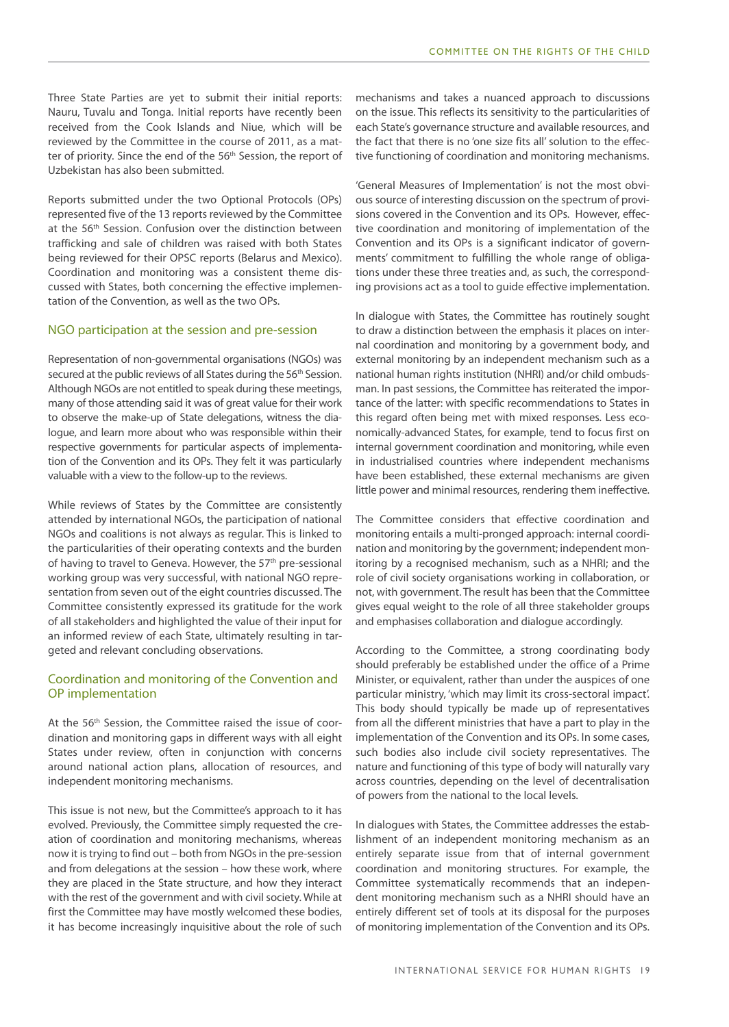Three State Parties are yet to submit their initial reports: Nauru, Tuvalu and Tonga. Initial reports have recently been received from the Cook Islands and Niue, which will be reviewed by the Committee in the course of 2011, as a matter of priority. Since the end of the 56th Session, the report of Uzbekistan has also been submitted.

Reports submitted under the two Optional Protocols (OPs) represented five of the 13 reports reviewed by the Committee at the 56th Session. Confusion over the distinction between trafficking and sale of children was raised with both States being reviewed for their OPSC reports (Belarus and Mexico). Coordination and monitoring was a consistent theme discussed with States, both concerning the effective implementation of the Convention, as well as the two OPs.

## NGO participation at the session and pre-session

Representation of non-governmental organisations (NGOs) was secured at the public reviews of all States during the 56th Session. Although NGOs are not entitled to speak during these meetings, many of those attending said it was of great value for their work to observe the make-up of State delegations, witness the dialogue, and learn more about who was responsible within their respective governments for particular aspects of implementation of the Convention and its OPs. They felt it was particularly valuable with a view to the follow-up to the reviews.

While reviews of States by the Committee are consistently attended by international NGOs, the participation of national NGOs and coalitions is not always as regular. This is linked to the particularities of their operating contexts and the burden of having to travel to Geneva. However, the 57th pre-sessional working group was very successful, with national NGO representation from seven out of the eight countries discussed. The Committee consistently expressed its gratitude for the work of all stakeholders and highlighted the value of their input for an informed review of each State, ultimately resulting in targeted and relevant concluding observations.

## Coordination and monitoring of the Convention and OP implementation

At the 56th Session, the Committee raised the issue of coordination and monitoring gaps in different ways with all eight States under review, often in conjunction with concerns around national action plans, allocation of resources, and independent monitoring mechanisms.

This issue is not new, but the Committee's approach to it has evolved. Previously, the Committee simply requested the creation of coordination and monitoring mechanisms, whereas now it is trying to find out – both from NGOs in the pre-session and from delegations at the session – how these work, where they are placed in the State structure, and how they interact with the rest of the government and with civil society. While at first the Committee may have mostly welcomed these bodies, it has become increasingly inquisitive about the role of such mechanisms and takes a nuanced approach to discussions on the issue. This reflects its sensitivity to the particularities of each State's governance structure and available resources, and the fact that there is no 'one size fits all' solution to the effective functioning of coordination and monitoring mechanisms.

'General Measures of Implementation' is not the most obvious source of interesting discussion on the spectrum of provisions covered in the Convention and its OPs. However, effective coordination and monitoring of implementation of the Convention and its OPs is a significant indicator of governments' commitment to fulfilling the whole range of obligations under these three treaties and, as such, the corresponding provisions act as a tool to guide effective implementation.

In dialogue with States, the Committee has routinely sought to draw a distinction between the emphasis it places on internal coordination and monitoring by a government body, and external monitoring by an independent mechanism such as a national human rights institution (NHRI) and/or child ombudsman. In past sessions, the Committee has reiterated the importance of the latter: with specific recommendations to States in this regard often being met with mixed responses. Less economically-advanced States, for example, tend to focus first on internal government coordination and monitoring, while even in industrialised countries where independent mechanisms have been established, these external mechanisms are given little power and minimal resources, rendering them ineffective.

The Committee considers that effective coordination and monitoring entails a multi-pronged approach: internal coordination and monitoring by the government; independent monitoring by a recognised mechanism, such as a NHRI; and the role of civil society organisations working in collaboration, or not, with government. The result has been that the Committee gives equal weight to the role of all three stakeholder groups and emphasises collaboration and dialogue accordingly.

According to the Committee, a strong coordinating body should preferably be established under the office of a Prime Minister, or equivalent, rather than under the auspices of one particular ministry, 'which may limit its cross-sectoral impact'. This body should typically be made up of representatives from all the different ministries that have a part to play in the implementation of the Convention and its OPs. In some cases, such bodies also include civil society representatives. The nature and functioning of this type of body will naturally vary across countries, depending on the level of decentralisation of powers from the national to the local levels.

In dialogues with States, the Committee addresses the establishment of an independent monitoring mechanism as an entirely separate issue from that of internal government coordination and monitoring structures. For example, the Committee systematically recommends that an independent monitoring mechanism such as a NHRI should have an entirely different set of tools at its disposal for the purposes of monitoring implementation of the Convention and its OPs.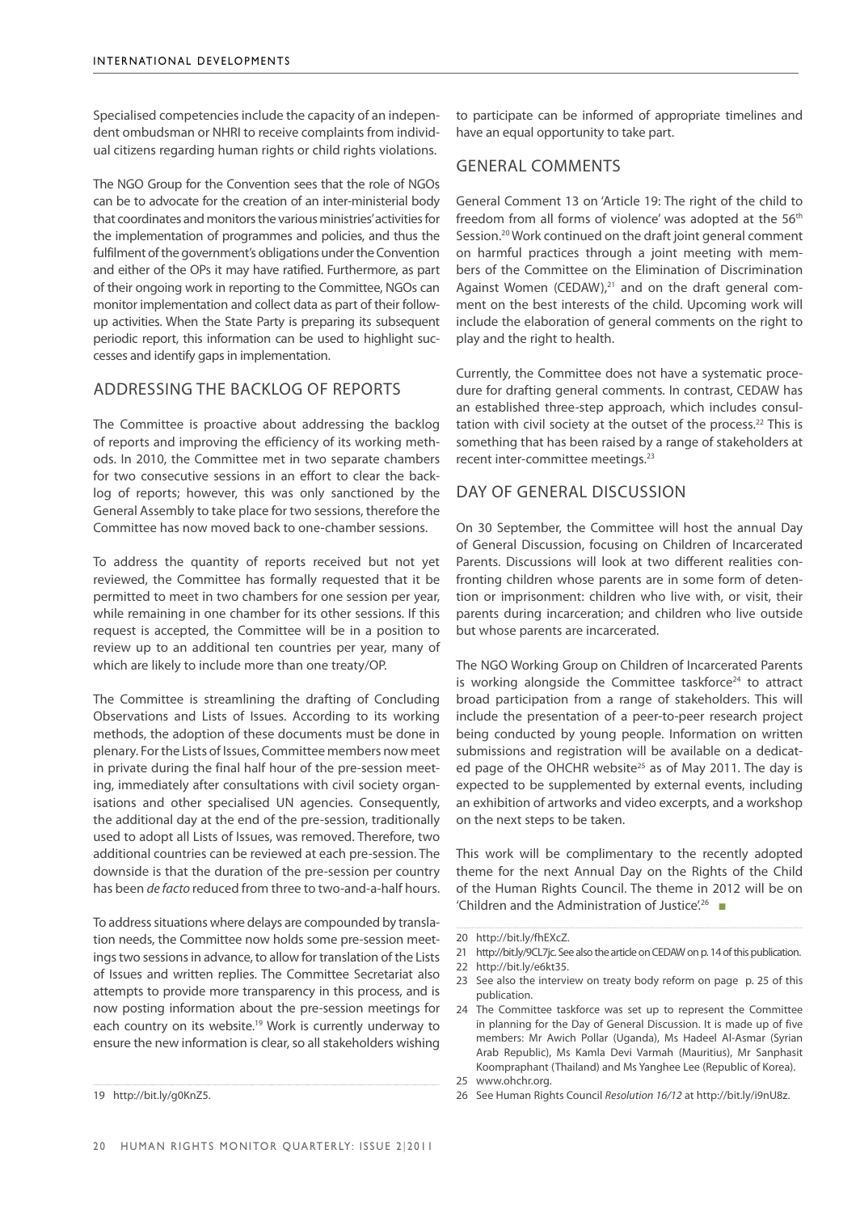Specialised competencies include the capacity of an independent ombudsman or NHRI to receive complaints from individual citizens regarding human rights or child rights violations.

The NGO Group for the Convention sees that the role of NGOs can be to advocate for the creation of an inter-ministerial body that coordinates and monitors the various ministries' activities for the implementation of programmes and policies, and thus the fulfilment of the government's obligations under the Convention and either of the OPs it may have ratified. Furthermore, as part of their ongoing work in reporting to the Committee, NGOs can monitor implementation and collect data as part of their follow-up activities. When the State Party is preparing its subsequent periodic report, this information can be used to highlight successes and identify gaps in implementation.

## ADDRESSING THE BACKLOG OF REPORTS

The Committee is proactive about addressing the backlog of reports and improving the efficiency of its working methods. In 2010, the Committee met in two separate chambers for two consecutive sessions in an effort to clear the backlog of reports; however, this was only sanctioned by the General Assembly to take place for two sessions, therefore the Committee has now moved back to one-chamber sessions.

To address the quantity of reports received but not yet reviewed, the Committee has formally requested that it be permitted to meet in two chambers for one session per year, while remaining in one chamber for its other sessions. If this request is accepted, the Committee will be in a position to review up to an additional ten countries per year, many of which are likely to include more than one treaty/OP.

The Committee is streamlining the drafting of Concluding Observations and Lists of Issues. According to its working methods, the adoption of these documents must be done in plenary. For the Lists of Issues, Committee members now meet in private during the final half hour of the pre-session meeting, immediately after consultations with civil society organisations and other specialised UN agencies. Consequently, the additional day at the end of the pre-session, traditionally used to adopt all Lists of Issues, was removed. Therefore, two additional countries can be reviewed at each pre-session. The downside is that the duration of the pre-session per country has been *de facto* reduced from three to two-and-a-half hours.

To address situations where delays are compounded by translation needs, the Committee now holds some pre-session meetings two sessions in advance, to allow for translation of the Lists of Issues and written replies. The Committee Secretariat also attempts to provide more transparency in this process, and is now posting information about the pre-session meetings for each country on its website.[19] Work is currently underway to ensure the new information is clear, so all stakeholders wishing to participate can be informed of appropriate timelines and have an equal opportunity to take part.

## GENERAL COMMENTS

General Comment 13 on 'Article 19: The right of the child to freedom from all forms of violence' was adopted at the 56th Session.[20] Work continued on the draft joint general comment on harmful practices through a joint meeting with members of the Committee on the Elimination of Discrimination Against Women (CEDAW),[21] and on the draft general comment on the best interests of the child. Upcoming work will include the elaboration of general comments on the right to play and the right to health.

Currently, the Committee does not have a systematic procedure for drafting general comments. In contrast, CEDAW has an established three-step approach, which includes consultation with civil society at the outset of the process.[22] This is something that has been raised by a range of stakeholders at recent inter-committee meetings.[23]

## DAY OF GENERAL DISCUSSION

On 30 September, the Committee will host the annual Day of General Discussion, focusing on Children of Incarcerated Parents. Discussions will look at two different realities confronting children whose parents are in some form of detention or imprisonment: children who live with, or visit, their parents during incarceration; and children who live outside but whose parents are incarcerated.

The NGO Working Group on Children of Incarcerated Parents is working alongside the Committee taskforce[24] to attract broad participation from a range of stakeholders. This will include the presentation of a peer-to-peer research project being conducted by young people. Information on written submissions and registration will be available on a dedicated page of the OHCHR website[25] as of May 2011. The day is expected to be supplemented by external events, including an exhibition of artworks and video excerpts, and a workshop on the next steps to be taken.

This work will be complimentary to the recently adopted theme for the next Annual Day on the Rights of the Child of the Human Rights Council. The theme in 2012 will be on 'Children and the Administration of Justice'.[26] ■

---

19 http://bit.ly/g0KnZ5.

20 http://bit.ly/fhEXcZ.

21 http://bit.ly/9CL7jc. See also the article on CEDAW on p. 14 of this publication.

22 http://bit.ly/e6kt35.

23 See also the interview on treaty body reform on page p. 25 of this publication.

24 The Committee taskforce was set up to represent the Committee in planning for the Day of General Discussion. It is made up of five members: Mr Awich Pollar (Uganda), Ms Hadeel Al-Asmar (Syrian Arab Republic), Ms Kamla Devi Varmah (Mauritius), Mr Sanphasit Koompraphant (Thailand) and Ms Yanghee Lee (Republic of Korea).

25 www.ohchr.org.

26 See Human Rights Council *Resolution 16/12* at http://bit.ly/i9nU8z.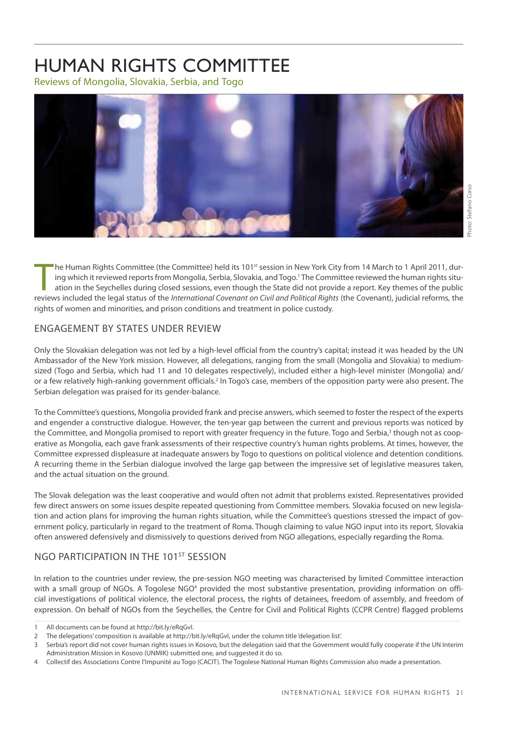# HUMAN RIGHTS COMMITTEE

Reviews of Mongolia, Slovakia, Serbia, and Togo

Photo: Stefano Corso

The Human Rights Committee (the Committee) held its 101st session in New York City from 14 March to 1 April 2011, during which it reviewed reports from Mongolia, Serbia, Slovakia, and Togo.[1] The Committee reviewed the human rights situation in the Seychelles during closed sessions, even though the State did not provide a report. Key themes of the public reviews included the legal status of the *International Covenant on Civil and Political Rights* (the Covenant), judicial reforms, the rights of women and minorities, and prison conditions and treatment in police custody.

## ENGAGEMENT BY STATES UNDER REVIEW

Only the Slovakian delegation was not led by a high-level official from the country's capital; instead it was headed by the UN Ambassador of the New York mission. However, all delegations, ranging from the small (Mongolia and Slovakia) to medium-sized (Togo and Serbia, which had 11 and 10 delegates respectively), included either a high-level minister (Mongolia) and/or a few relatively high-ranking government officials.[2] In Togo's case, members of the opposition party were also present. The Serbian delegation was praised for its gender-balance.

To the Committee's questions, Mongolia provided frank and precise answers, which seemed to foster the respect of the experts and engender a constructive dialogue. However, the ten-year gap between the current and previous reports was noticed by the Committee, and Mongolia promised to report with greater frequency in the future. Togo and Serbia,[3] though not as cooperative as Mongolia, each gave frank assessments of their respective country's human rights problems. At times, however, the Committee expressed displeasure at inadequate answers by Togo to questions on political violence and detention conditions. A recurring theme in the Serbian dialogue involved the large gap between the impressive set of legislative measures taken, and the actual situation on the ground.

The Slovak delegation was the least cooperative and would often not admit that problems existed. Representatives provided few direct answers on some issues despite repeated questioning from Committee members. Slovakia focused on new legislation and action plans for improving the human rights situation, while the Committee's questions stressed the impact of government policy, particularly in regard to the treatment of Roma. Though claiming to value NGO input into its report, Slovakia often answered defensively and dismissively to questions derived from NGO allegations, especially regarding the Roma.

## NGO PARTICIPATION IN THE 101ST SESSION

In relation to the countries under review, the pre-session NGO meeting was characterised by limited Committee interaction with a small group of NGOs. A Togolese NGO[4] provided the most substantive presentation, providing information on official investigations of political violence, the electoral process, the rights of detainees, freedom of assembly, and freedom of expression. On behalf of NGOs from the Seychelles, the Centre for Civil and Political Rights (CCPR Centre) flagged problems

---

1 All documents can be found at http://bit.ly/eRqGvl.

2 The delegations' composition is available at http://bit.ly/eRqGvl, under the column title 'delegation list'.

3 Serbia's report did not cover human rights issues in Kosovo, but the delegation said that the Government would fully cooperate if the UN Interim Administration Mission in Kosovo (UNMIK) submitted one, and suggested it do so.

4 Collectif des Associations Contre l'Impunité au Togo (CACIT). The Togolese National Human Rights Commission also made a presentation.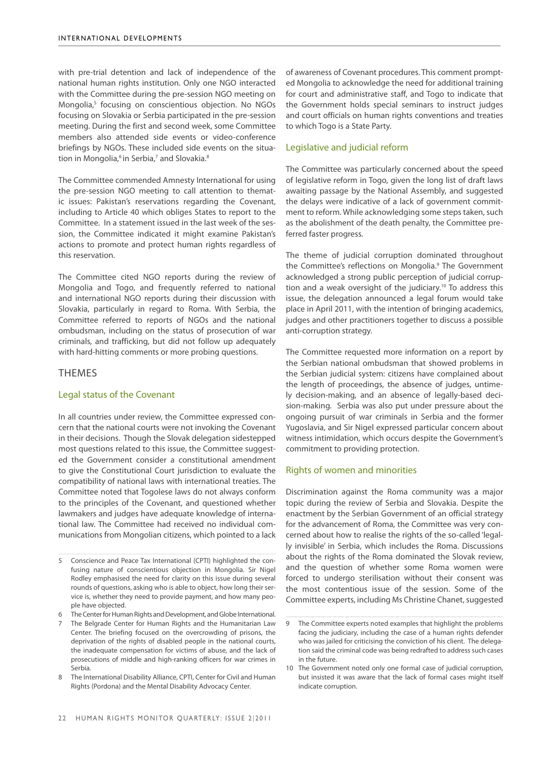with pre-trial detention and lack of independence of the national human rights institution. Only one NGO interacted with the Committee during the pre-session NGO meeting on Mongolia,[5] focusing on conscientious objection. No NGOs focusing on Slovakia or Serbia participated in the pre-session meeting. During the first and second week, some Committee members also attended side events or video-conference briefings by NGOs. These included side events on the situation in Mongolia,[6] in Serbia,[7] and Slovakia.[8]

The Committee commended Amnesty International for using the pre-session NGO meeting to call attention to thematic issues: Pakistan's reservations regarding the Covenant, including to Article 40 which obliges States to report to the Committee. In a statement issued in the last week of the session, the Committee indicated it might examine Pakistan's actions to promote and protect human rights regardless of this reservation.

The Committee cited NGO reports during the review of Mongolia and Togo, and frequently referred to national and international NGO reports during their discussion with Slovakia, particularly in regard to Roma. With Serbia, the Committee referred to reports of NGOs and the national ombudsman, including on the status of prosecution of war criminals, and trafficking, but did not follow up adequately with hard-hitting comments or more probing questions.

## THEMES

### Legal status of the Covenant

In all countries under review, the Committee expressed concern that the national courts were not invoking the Covenant in their decisions. Though the Slovak delegation sidestepped most questions related to this issue, the Committee suggested the Government consider a constitutional amendment to give the Constitutional Court jurisdiction to evaluate the compatibility of national laws with international treaties. The Committee noted that Togolese laws do not always conform to the principles of the Covenant, and questioned whether lawmakers and judges have adequate knowledge of international law. The Committee had received no individual communications from Mongolian citizens, which pointed to a lack of awareness of Covenant procedures. This comment prompted Mongolia to acknowledge the need for additional training for court and administrative staff, and Togo to indicate that the Government holds special seminars to instruct judges and court officials on human rights conventions and treaties to which Togo is a State Party.

### Legislative and judicial reform

The Committee was particularly concerned about the speed of legislative reform in Togo, given the long list of draft laws awaiting passage by the National Assembly, and suggested the delays were indicative of a lack of government commitment to reform. While acknowledging some steps taken, such as the abolishment of the death penalty, the Committee preferred faster progress.

The theme of judicial corruption dominated throughout the Committee's reflections on Mongolia.[9] The Government acknowledged a strong public perception of judicial corruption and a weak oversight of the judiciary.[10] To address this issue, the delegation announced a legal forum would take place in April 2011, with the intention of bringing academics, judges and other practitioners together to discuss a possible anti-corruption strategy.

The Committee requested more information on a report by the Serbian national ombudsman that showed problems in the Serbian judicial system: citizens have complained about the length of proceedings, the absence of judges, untimely decision-making, and an absence of legally-based decision-making. Serbia was also put under pressure about the ongoing pursuit of war criminals in Serbia and the former Yugoslavia, and Sir Nigel expressed particular concern about witness intimidation, which occurs despite the Government's commitment to providing protection.

### Rights of women and minorities

Discrimination against the Roma community was a major topic during the review of Serbia and Slovakia. Despite the enactment by the Serbian Government of an official strategy for the advancement of Roma, the Committee was very concerned about how to realise the rights of the so-called 'legally invisible' in Serbia, which includes the Roma. Discussions about the rights of the Roma dominated the Slovak review, and the question of whether some Roma women were forced to undergo sterilisation without their consent was the most contentious issue of the session. Some of the Committee experts, including Ms Christine Chanet, suggested

---

5 Conscience and Peace Tax International (CPTI) highlighted the confusing nature of conscientious objection in Mongolia. Sir Nigel Rodley emphasised the need for clarity on this issue during several rounds of questions, asking who is able to object, how long their service is, whether they need to provide payment, and how many people have objected.

6 The Center for Human Rights and Development, and Globe International.

7 The Belgrade Center for Human Rights and the Humanitarian Law Center. The briefing focused on the overcrowding of prisons, the deprivation of the rights of disabled people in the national courts, the inadequate compensation for victims of abuse, and the lack of prosecutions of middle and high-ranking officers for war crimes in Serbia.

8 The International Disability Alliance, CPTI, Center for Civil and Human Rights (Pordona) and the Mental Disability Advocacy Center.

9 The Committee experts noted examples that highlight the problems facing the judiciary, including the case of a human rights defender who was jailed for criticising the conviction of his client. The delegation said the criminal code was being redrafted to address such cases in the future.

10 The Government noted only one formal case of judicial corruption, but insisted it was aware that the lack of formal cases might itself indicate corruption.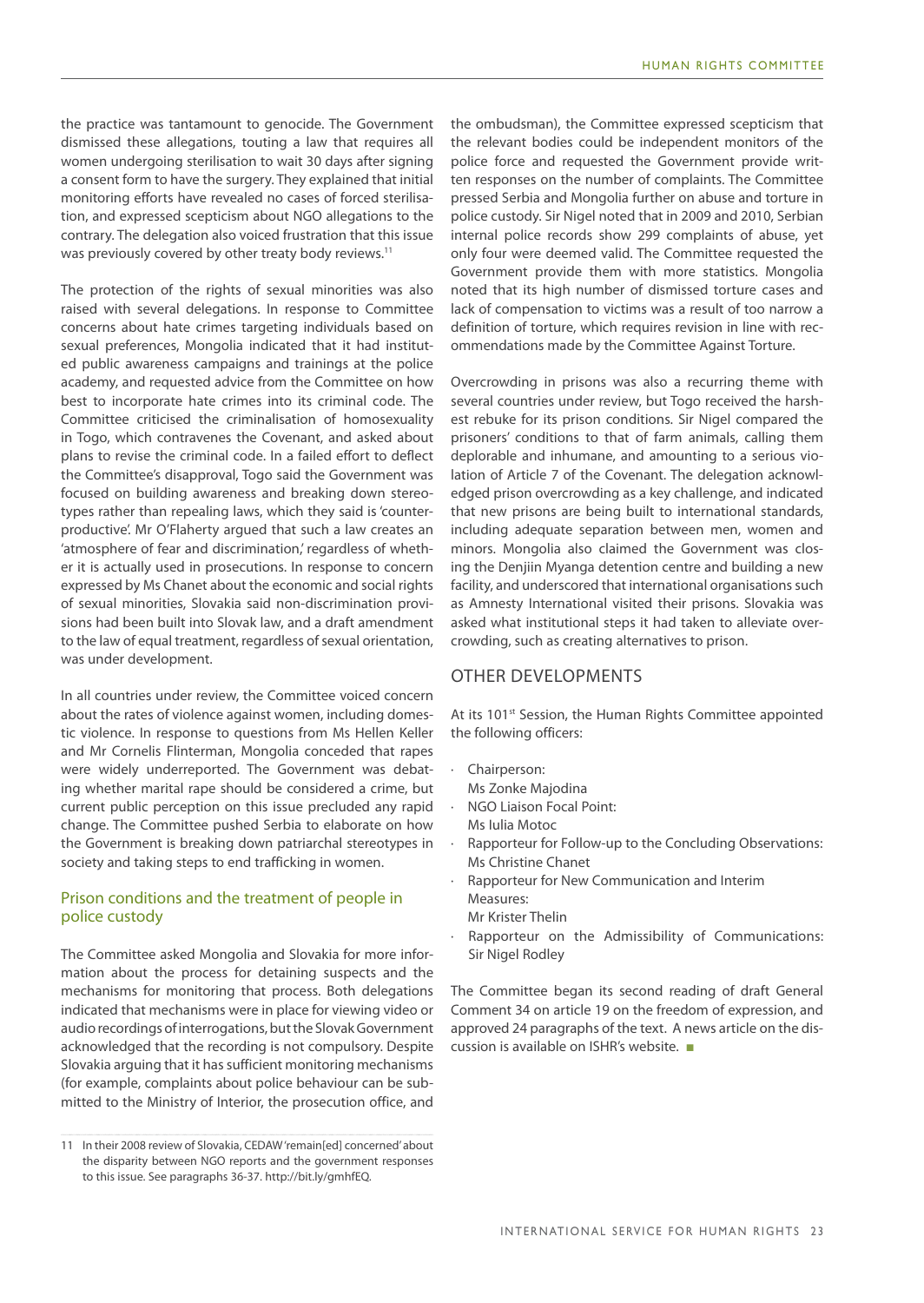the practice was tantamount to genocide. The Government dismissed these allegations, touting a law that requires all women undergoing sterilisation to wait 30 days after signing a consent form to have the surgery. They explained that initial monitoring efforts have revealed no cases of forced sterilisation, and expressed scepticism about NGO allegations to the contrary. The delegation also voiced frustration that this issue was previously covered by other treaty body reviews.[11]

The protection of the rights of sexual minorities was also raised with several delegations. In response to Committee concerns about hate crimes targeting individuals based on sexual preferences, Mongolia indicated that it had instituted public awareness campaigns and trainings at the police academy, and requested advice from the Committee on how best to incorporate hate crimes into its criminal code. The Committee criticised the criminalisation of homosexuality in Togo, which contravenes the Covenant, and asked about plans to revise the criminal code. In a failed effort to deflect the Committee's disapproval, Togo said the Government was focused on building awareness and breaking down stereotypes rather than repealing laws, which they said is 'counterproductive'. Mr O'Flaherty argued that such a law creates an 'atmosphere of fear and discrimination,' regardless of whether it is actually used in prosecutions. In response to concern expressed by Ms Chanet about the economic and social rights of sexual minorities, Slovakia said non-discrimination provisions had been built into Slovak law, and a draft amendment to the law of equal treatment, regardless of sexual orientation, was under development.

In all countries under review, the Committee voiced concern about the rates of violence against women, including domestic violence. In response to questions from Ms Hellen Keller and Mr Cornelis Flinterman, Mongolia conceded that rapes were widely underreported. The Government was debating whether marital rape should be considered a crime, but current public perception on this issue precluded any rapid change. The Committee pushed Serbia to elaborate on how the Government is breaking down patriarchal stereotypes in society and taking steps to end trafficking in women.

### Prison conditions and the treatment of people in police custody

The Committee asked Mongolia and Slovakia for more information about the process for detaining suspects and the mechanisms for monitoring that process. Both delegations indicated that mechanisms were in place for viewing video or audio recordings of interrogations, but the Slovak Government acknowledged that the recording is not compulsory. Despite Slovakia arguing that it has sufficient monitoring mechanisms (for example, complaints about police behaviour can be submitted to the Ministry of Interior, the prosecution office, and the ombudsman), the Committee expressed scepticism that the relevant bodies could be independent monitors of the police force and requested the Government provide written responses on the number of complaints. The Committee pressed Serbia and Mongolia further on abuse and torture in police custody. Sir Nigel noted that in 2009 and 2010, Serbian internal police records show 299 complaints of abuse, yet only four were deemed valid. The Committee requested the Government provide them with more statistics. Mongolia noted that its high number of dismissed torture cases and lack of compensation to victims was a result of too narrow a definition of torture, which requires revision in line with recommendations made by the Committee Against Torture.

Overcrowding in prisons was also a recurring theme with several countries under review, but Togo received the harshest rebuke for its prison conditions. Sir Nigel compared the prisoners' conditions to that of farm animals, calling them deplorable and inhumane, and amounting to a serious violation of Article 7 of the Covenant. The delegation acknowledged prison overcrowding as a key challenge, and indicated that new prisons are being built to international standards, including adequate separation between men, women and minors. Mongolia also claimed the Government was closing the Denjiin Myanga detention centre and building a new facility, and underscored that international organisations such as Amnesty International visited their prisons. Slovakia was asked what institutional steps it had taken to alleviate overcrowding, such as creating alternatives to prison.

## OTHER DEVELOPMENTS

At its 101st Session, the Human Rights Committee appointed the following officers:

- Chairperson: Ms Zonke Majodina
- NGO Liaison Focal Point: Ms Iulia Motoc
- Rapporteur for Follow-up to the Concluding Observations: Ms Christine Chanet
- Rapporteur for New Communication and Interim Measures: Mr Krister Thelin
- Rapporteur on the Admissibility of Communications: Sir Nigel Rodley

The Committee began its second reading of draft General Comment 34 on article 19 on the freedom of expression, and approved 24 paragraphs of the text. A news article on the discussion is available on ISHR's website. ■

---

11 In their 2008 review of Slovakia, CEDAW 'remain[ed] concerned' about the disparity between NGO reports and the government responses to this issue. See paragraphs 36-37. http://bit.ly/gmhfEQ.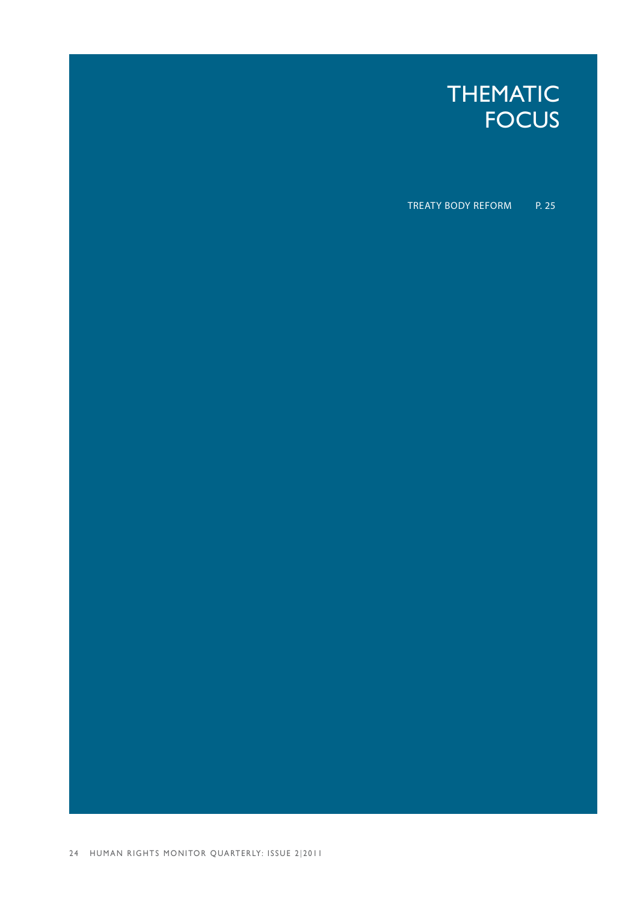# THEMATIC FOCUS

TREATY BODY REFORM P. 25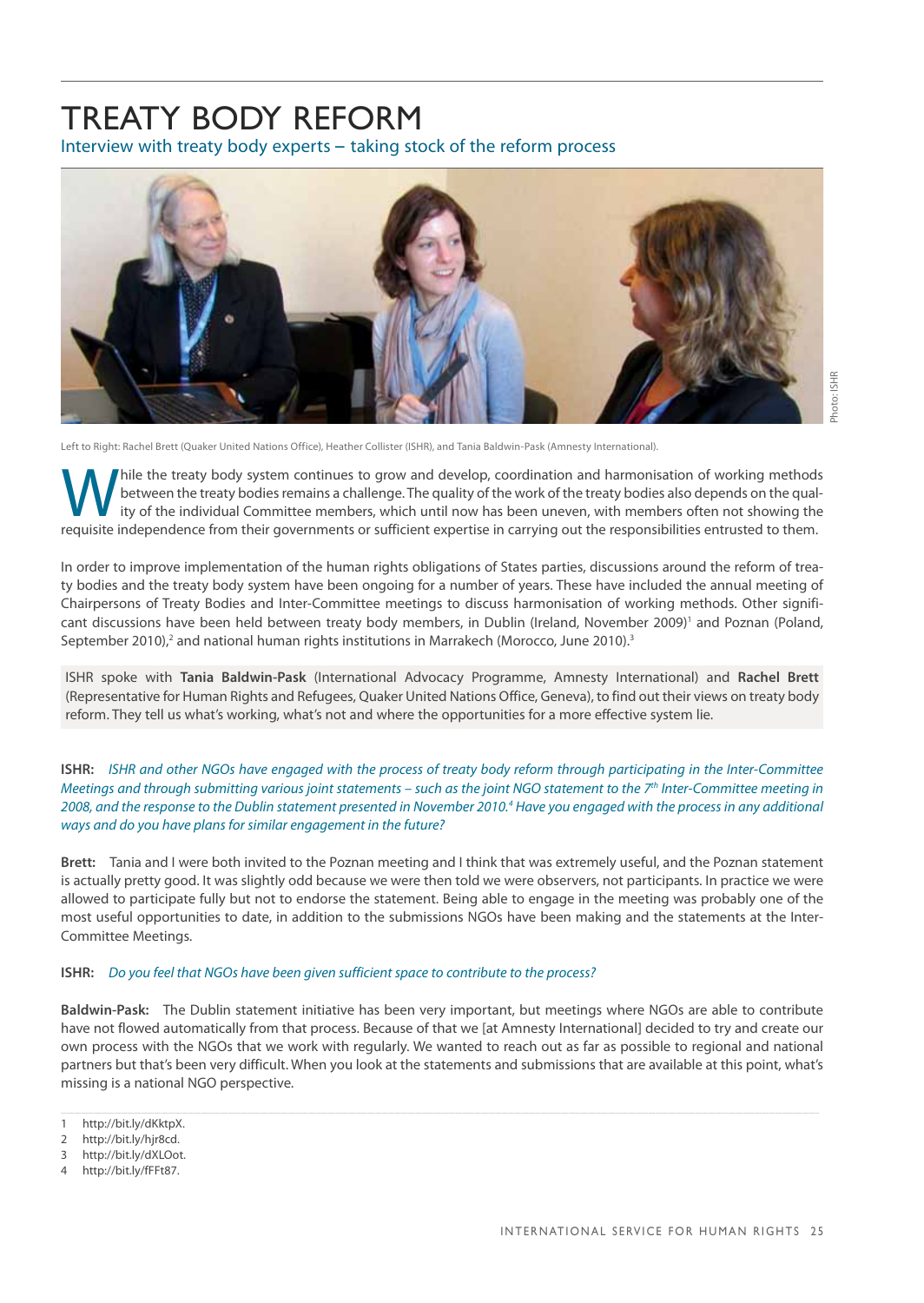# TREATY BODY REFORM

## Interview with treaty body experts – taking stock of the reform process

Photo: ISHR

Left to Right: Rachel Brett (Quaker United Nations Office), Heather Collister (ISHR), and Tania Baldwin-Pask (Amnesty International).

While the treaty body system continues to grow and develop, coordination and harmonisation of working methods between the treaty bodies remains a challenge. The quality of the work of the treaty bodies also depends on the quality of the individual Committee members, which until now has been uneven, with members often not showing the requisite independence from their governments or sufficient expertise in carrying out the responsibilities entrusted to them.

In order to improve implementation of the human rights obligations of States parties, discussions around the reform of treaty bodies and the treaty body system have been ongoing for a number of years. These have included the annual meeting of Chairpersons of Treaty Bodies and Inter-Committee meetings to discuss harmonisation of working methods. Other significant discussions have been held between treaty body members, in Dublin (Ireland, November 2009)[1] and Poznan (Poland, September 2010),[2] and national human rights institutions in Marrakech (Morocco, June 2010).[3]

ISHR spoke with **Tania Baldwin-Pask** (International Advocacy Programme, Amnesty International) and **Rachel Brett** (Representative for Human Rights and Refugees, Quaker United Nations Office, Geneva), to find out their views on treaty body reform. They tell us what's working, what's not and where the opportunities for a more effective system lie.

**ISHR:** *ISHR and other NGOs have engaged with the process of treaty body reform through participating in the Inter-Committee Meetings and through submitting various joint statements – such as the joint NGO statement to the 7th Inter-Committee meeting in 2008, and the response to the Dublin statement presented in November 2010.[4] Have you engaged with the process in any additional ways and do you have plans for similar engagement in the future?*

**Brett:** Tania and I were both invited to the Poznan meeting and I think that was extremely useful, and the Poznan statement is actually pretty good. It was slightly odd because we were then told we were observers, not participants. In practice we were allowed to participate fully but not to endorse the statement. Being able to engage in the meeting was probably one of the most useful opportunities to date, in addition to the submissions NGOs have been making and the statements at the Inter-Committee Meetings.

**ISHR:** *Do you feel that NGOs have been given sufficient space to contribute to the process?*

**Baldwin-Pask:** The Dublin statement initiative has been very important, but meetings where NGOs are able to contribute have not flowed automatically from that process. Because of that we [at Amnesty International] decided to try and create our own process with the NGOs that we work with regularly. We wanted to reach out as far as possible to regional and national partners but that's been very difficult. When you look at the statements and submissions that are available at this point, what's missing is a national NGO perspective.

---

1 http://bit.ly/dKktpX.
2 http://bit.ly/hjr8cd.
3 http://bit.ly/dXLOot.
4 http://bit.ly/fFFt87.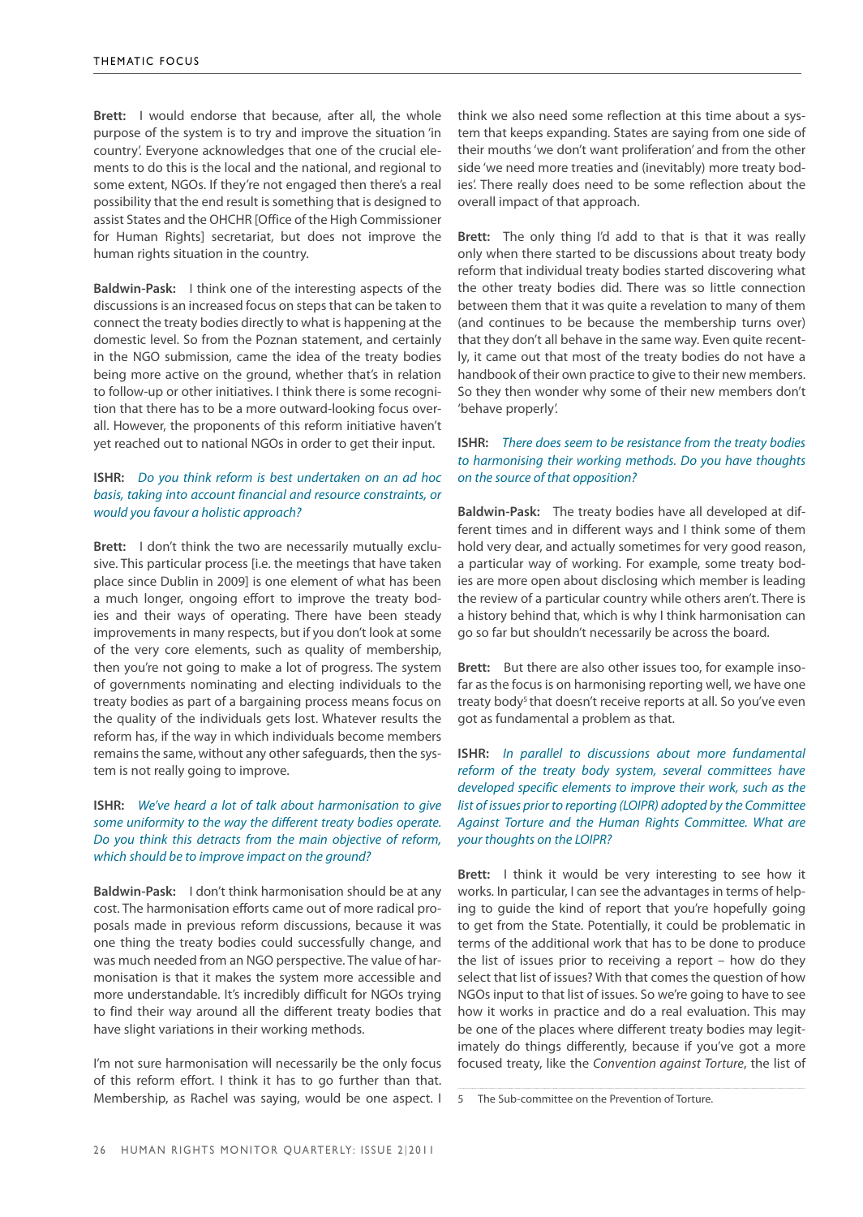**Brett:** I would endorse that because, after all, the whole purpose of the system is to try and improve the situation 'in country'. Everyone acknowledges that one of the crucial elements to do this is the local and the national, and regional to some extent, NGOs. If they're not engaged then there's a real possibility that the end result is something that is designed to assist States and the OHCHR [Office of the High Commissioner for Human Rights] secretariat, but does not improve the human rights situation in the country.

**Baldwin-Pask:** I think one of the interesting aspects of the discussions is an increased focus on steps that can be taken to connect the treaty bodies directly to what is happening at the domestic level. So from the Poznan statement, and certainly in the NGO submission, came the idea of the treaty bodies being more active on the ground, whether that's in relation to follow-up or other initiatives. I think there is some recognition that there has to be a more outward-looking focus overall. However, the proponents of this reform initiative haven't yet reached out to national NGOs in order to get their input.

**ISHR:** *Do you think reform is best undertaken on an ad hoc basis, taking into account financial and resource constraints, or would you favour a holistic approach?*

**Brett:** I don't think the two are necessarily mutually exclusive. This particular process [i.e. the meetings that have taken place since Dublin in 2009] is one element of what has been a much longer, ongoing effort to improve the treaty bodies and their ways of operating. There have been steady improvements in many respects, but if you don't look at some of the very core elements, such as quality of membership, then you're not going to make a lot of progress. The system of governments nominating and electing individuals to the treaty bodies as part of a bargaining process means focus on the quality of the individuals gets lost. Whatever results the reform has, if the way in which individuals become members remains the same, without any other safeguards, then the system is not really going to improve.

**ISHR:** *We've heard a lot of talk about harmonisation to give some uniformity to the way the different treaty bodies operate. Do you think this detracts from the main objective of reform, which should be to improve impact on the ground?*

**Baldwin-Pask:** I don't think harmonisation should be at any cost. The harmonisation efforts came out of more radical proposals made in previous reform discussions, because it was one thing the treaty bodies could successfully change, and was much needed from an NGO perspective. The value of harmonisation is that it makes the system more accessible and more understandable. It's incredibly difficult for NGOs trying to find their way around all the different treaty bodies that have slight variations in their working methods.

I'm not sure harmonisation will necessarily be the only focus of this reform effort. I think it has to go further than that. Membership, as Rachel was saying, would be one aspect. I think we also need some reflection at this time about a system that keeps expanding. States are saying from one side of their mouths 'we don't want proliferation' and from the other side 'we need more treaties and (inevitably) more treaty bodies'. There really does need to be some reflection about the overall impact of that approach.

**Brett:** The only thing I'd add to that is that it was really only when there started to be discussions about treaty body reform that individual treaty bodies started discovering what the other treaty bodies did. There was so little connection between them that it was quite a revelation to many of them (and continues to be because the membership turns over) that they don't all behave in the same way. Even quite recently, it came out that most of the treaty bodies do not have a handbook of their own practice to give to their new members. So they then wonder why some of their new members don't 'behave properly'.

**ISHR:** *There does seem to be resistance from the treaty bodies to harmonising their working methods. Do you have thoughts on the source of that opposition?*

**Baldwin-Pask:** The treaty bodies have all developed at different times and in different ways and I think some of them hold very dear, and actually sometimes for very good reason, a particular way of working. For example, some treaty bodies are more open about disclosing which member is leading the review of a particular country while others aren't. There is a history behind that, which is why I think harmonisation can go so far but shouldn't necessarily be across the board.

**Brett:** But there are also other issues too, for example insofar as the focus is on harmonising reporting well, we have one treaty body[5] that doesn't receive reports at all. So you've even got as fundamental a problem as that.

**ISHR:** *In parallel to discussions about more fundamental reform of the treaty body system, several committees have developed specific elements to improve their work, such as the list of issues prior to reporting (LOIPR) adopted by the Committee Against Torture and the Human Rights Committee. What are your thoughts on the LOIPR?*

**Brett:** I think it would be very interesting to see how it works. In particular, I can see the advantages in terms of helping to guide the kind of report that you're hopefully going to get from the State. Potentially, it could be problematic in terms of the additional work that has to be done to produce the list of issues prior to receiving a report – how do they select that list of issues? With that comes the question of how NGOs input to that list of issues. So we're going to have to see how it works in practice and do a real evaluation. This may be one of the places where different treaty bodies may legitimately do things differently, because if you've got a more focused treaty, like the *Convention against Torture*, the list of

5 The Sub-committee on the Prevention of Torture.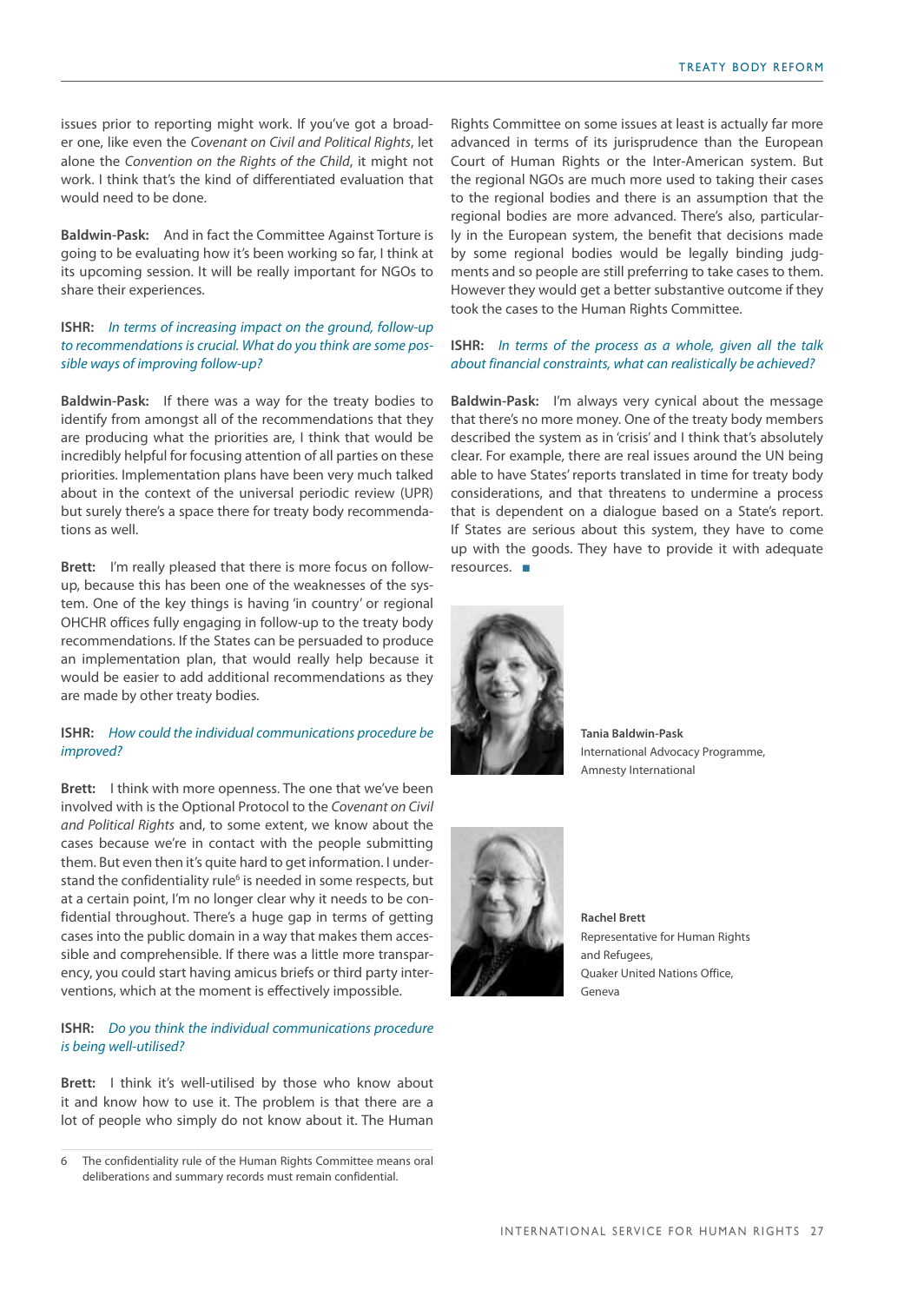issues prior to reporting might work. If you've got a broader one, like even the *Covenant on Civil and Political Rights*, let alone the *Convention on the Rights of the Child*, it might not work. I think that's the kind of differentiated evaluation that would need to be done.

**Baldwin-Pask:** And in fact the Committee Against Torture is going to be evaluating how it's been working so far, I think at its upcoming session. It will be really important for NGOs to share their experiences.

**ISHR:** *In terms of increasing impact on the ground, follow-up to recommendations is crucial. What do you think are some possible ways of improving follow-up?*

**Baldwin-Pask:** If there was a way for the treaty bodies to identify from amongst all of the recommendations that they are producing what the priorities are, I think that would be incredibly helpful for focusing attention of all parties on these priorities. Implementation plans have been very much talked about in the context of the universal periodic review (UPR) but surely there's a space there for treaty body recommendations as well.

**Brett:** I'm really pleased that there is more focus on follow-up, because this has been one of the weaknesses of the system. One of the key things is having 'in country' or regional OHCHR offices fully engaging in follow-up to the treaty body recommendations. If the States can be persuaded to produce an implementation plan, that would really help because it would be easier to add additional recommendations as they are made by other treaty bodies.

**ISHR:** *How could the individual communications procedure be improved?*

**Brett:** I think with more openness. The one that we've been involved with is the Optional Protocol to the *Covenant on Civil and Political Rights* and, to some extent, we know about the cases because we're in contact with the people submitting them. But even then it's quite hard to get information. I understand the confidentiality rule[6] is needed in some respects, but at a certain point, I'm no longer clear why it needs to be confidential throughout. There's a huge gap in terms of getting cases into the public domain in a way that makes them accessible and comprehensible. If there was a little more transparency, you could start having amicus briefs or third party interventions, which at the moment is effectively impossible.

**ISHR:** *Do you think the individual communications procedure is being well-utilised?*

**Brett:** I think it's well-utilised by those who know about it and know how to use it. The problem is that there are a lot of people who simply do not know about it. The Human Rights Committee on some issues at least is actually far more advanced in terms of its jurisprudence than the European Court of Human Rights or the Inter-American system. But the regional NGOs are much more used to taking their cases to the regional bodies and there is an assumption that the regional bodies are more advanced. There's also, particularly in the European system, the benefit that decisions made by some regional bodies would be legally binding judgments and so people are still preferring to take cases to them. However they would get a better substantive outcome if they took the cases to the Human Rights Committee.

**ISHR:** *In terms of the process as a whole, given all the talk about financial constraints, what can realistically be achieved?*

**Baldwin-Pask:** I'm always very cynical about the message that there's no more money. One of the treaty body members described the system as in 'crisis' and I think that's absolutely clear. For example, there are real issues around the UN being able to have States' reports translated in time for treaty body considerations, and that threatens to undermine a process that is dependent on a dialogue based on a State's report. If States are serious about this system, they have to come up with the goods. They have to provide it with adequate resources. ■

**Tania Baldwin-Pask**
International Advocacy Programme, Amnesty International

**Rachel Brett**
Representative for Human Rights and Refugees, Quaker United Nations Office, Geneva

---

6 The confidentiality rule of the Human Rights Committee means oral deliberations and summary records must remain confidential.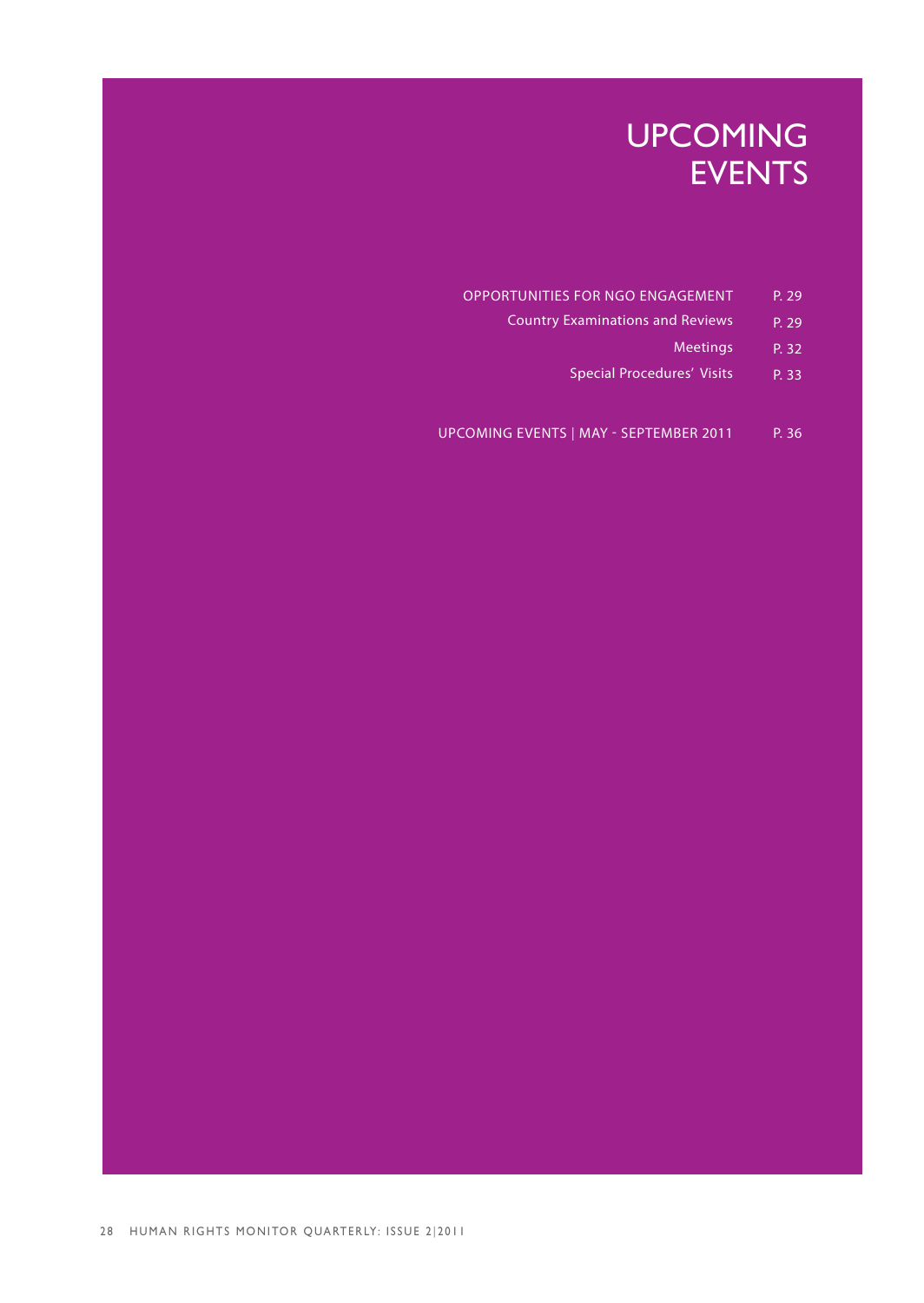# UPCOMING EVENTS

| | |
|---|---|
| OPPORTUNITIES FOR NGO ENGAGEMENT | P. 29 |
| Country Examinations and Reviews | P. 29 |
| Meetings | P. 32 |
| Special Procedures' Visits | P. 33 |
| UPCOMING EVENTS \| MAY - SEPTEMBER 2011 | P. 36 |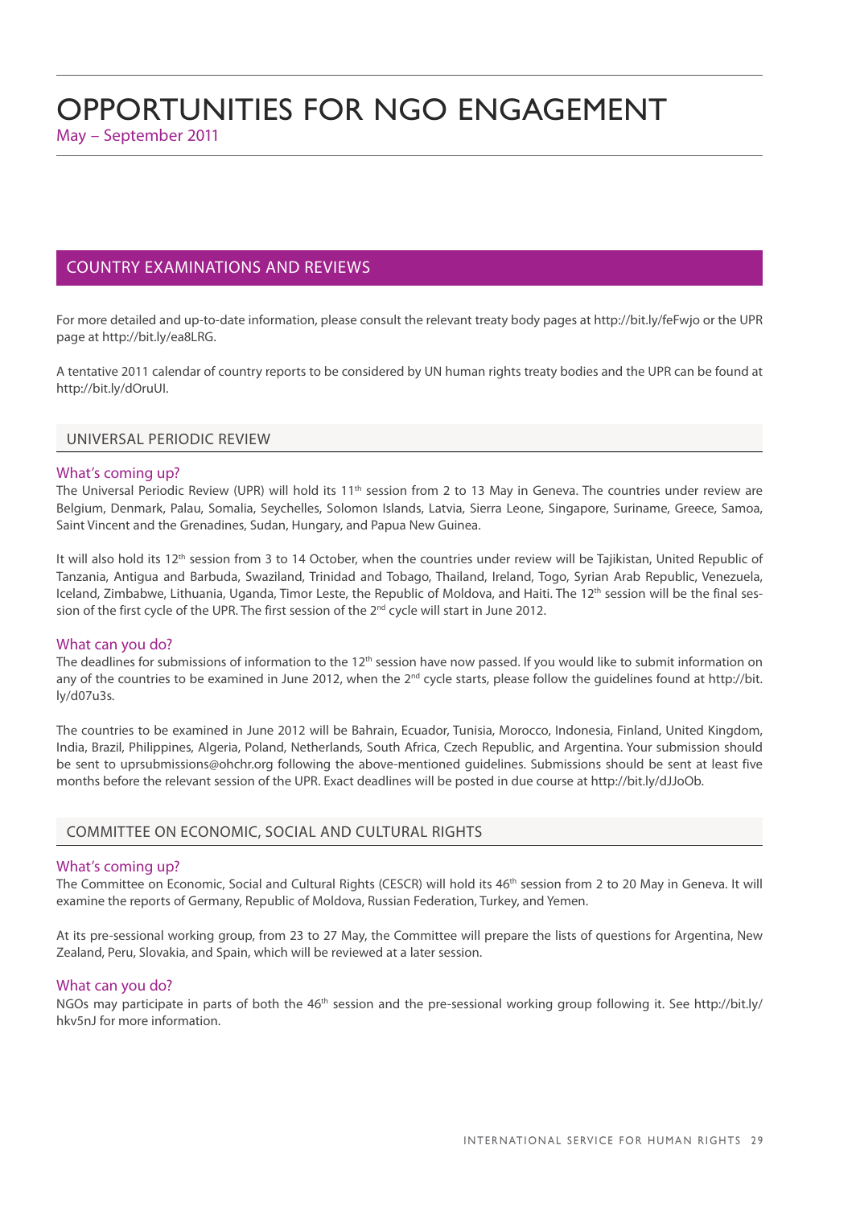# OPPORTUNITIES FOR NGO ENGAGEMENT

May – September 2011

## COUNTRY EXAMINATIONS AND REVIEWS

For more detailed and up-to-date information, please consult the relevant treaty body pages at http://bit.ly/feFwjo or the UPR page at http://bit.ly/ea8LRG.

A tentative 2011 calendar of country reports to be considered by UN human rights treaty bodies and the UPR can be found at http://bit.ly/dOruUI.

### UNIVERSAL PERIODIC REVIEW

#### What's coming up?

The Universal Periodic Review (UPR) will hold its 11th session from 2 to 13 May in Geneva. The countries under review are Belgium, Denmark, Palau, Somalia, Seychelles, Solomon Islands, Latvia, Sierra Leone, Singapore, Suriname, Greece, Samoa, Saint Vincent and the Grenadines, Sudan, Hungary, and Papua New Guinea.

It will also hold its 12th session from 3 to 14 October, when the countries under review will be Tajikistan, United Republic of Tanzania, Antigua and Barbuda, Swaziland, Trinidad and Tobago, Thailand, Ireland, Togo, Syrian Arab Republic, Venezuela, Iceland, Zimbabwe, Lithuania, Uganda, Timor Leste, the Republic of Moldova, and Haiti. The 12th session will be the final session of the first cycle of the UPR. The first session of the 2nd cycle will start in June 2012.

#### What can you do?

The deadlines for submissions of information to the 12th session have now passed. If you would like to submit information on any of the countries to be examined in June 2012, when the 2nd cycle starts, please follow the guidelines found at http://bit.ly/d07u3s.

The countries to be examined in June 2012 will be Bahrain, Ecuador, Tunisia, Morocco, Indonesia, Finland, United Kingdom, India, Brazil, Philippines, Algeria, Poland, Netherlands, South Africa, Czech Republic, and Argentina. Your submission should be sent to uprsubmissions@ohchr.org following the above-mentioned guidelines. Submissions should be sent at least five months before the relevant session of the UPR. Exact deadlines will be posted in due course at http://bit.ly/dJJoOb.

### COMMITTEE ON ECONOMIC, SOCIAL AND CULTURAL RIGHTS

#### What's coming up?

The Committee on Economic, Social and Cultural Rights (CESCR) will hold its 46th session from 2 to 20 May in Geneva. It will examine the reports of Germany, Republic of Moldova, Russian Federation, Turkey, and Yemen.

At its pre-sessional working group, from 23 to 27 May, the Committee will prepare the lists of questions for Argentina, New Zealand, Peru, Slovakia, and Spain, which will be reviewed at a later session.

#### What can you do?

NGOs may participate in parts of both the 46th session and the pre-sessional working group following it. See http://bit.ly/hkv5nJ for more information.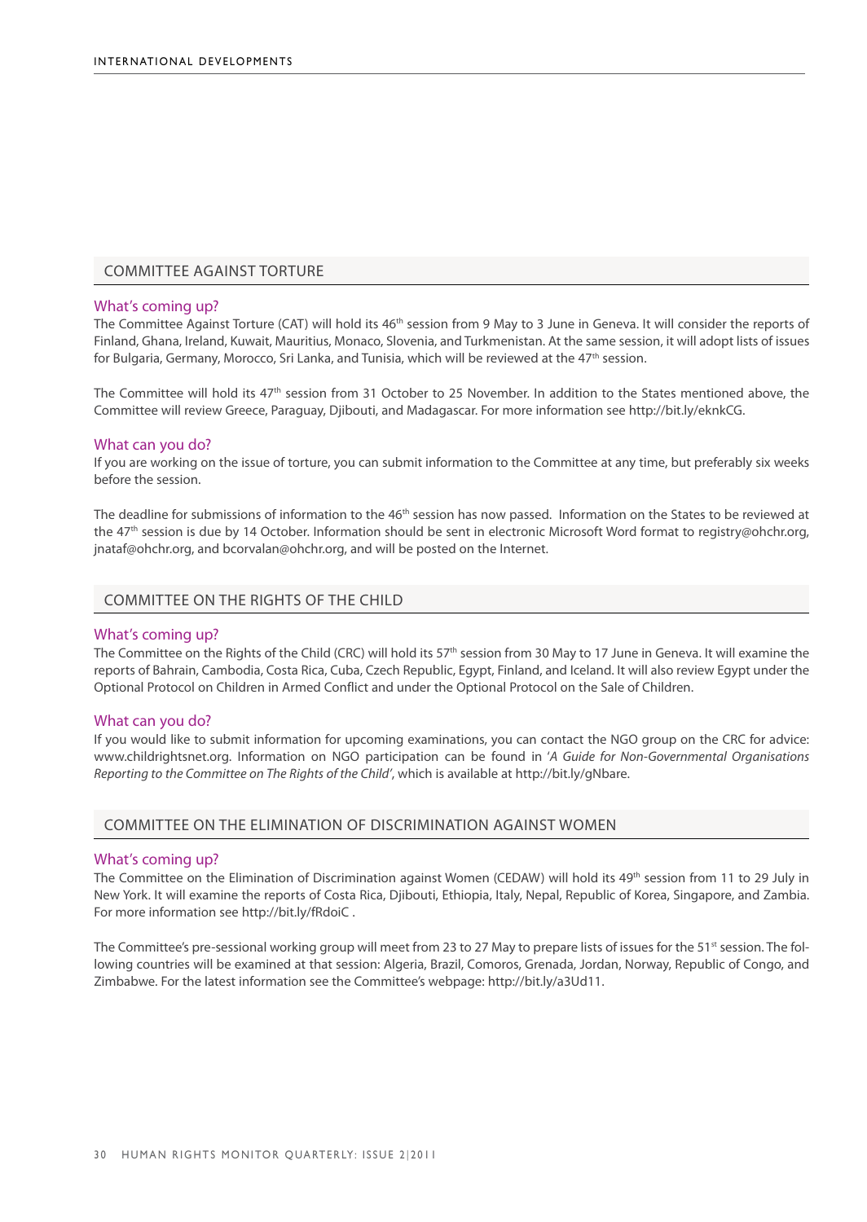## COMMITTEE AGAINST TORTURE

### What's coming up?

The Committee Against Torture (CAT) will hold its 46th session from 9 May to 3 June in Geneva. It will consider the reports of Finland, Ghana, Ireland, Kuwait, Mauritius, Monaco, Slovenia, and Turkmenistan. At the same session, it will adopt lists of issues for Bulgaria, Germany, Morocco, Sri Lanka, and Tunisia, which will be reviewed at the 47th session.

The Committee will hold its 47th session from 31 October to 25 November. In addition to the States mentioned above, the Committee will review Greece, Paraguay, Djibouti, and Madagascar. For more information see http://bit.ly/eknkCG.

### What can you do?

If you are working on the issue of torture, you can submit information to the Committee at any time, but preferably six weeks before the session.

The deadline for submissions of information to the 46th session has now passed. Information on the States to be reviewed at the 47th session is due by 14 October. Information should be sent in electronic Microsoft Word format to registry@ohchr.org, jnataf@ohchr.org, and bcorvalan@ohchr.org, and will be posted on the Internet.

## COMMITTEE ON THE RIGHTS OF THE CHILD

### What's coming up?

The Committee on the Rights of the Child (CRC) will hold its 57th session from 30 May to 17 June in Geneva. It will examine the reports of Bahrain, Cambodia, Costa Rica, Cuba, Czech Republic, Egypt, Finland, and Iceland. It will also review Egypt under the Optional Protocol on Children in Armed Conflict and under the Optional Protocol on the Sale of Children.

### What can you do?

If you would like to submit information for upcoming examinations, you can contact the NGO group on the CRC for advice: www.childrightsnet.org. Information on NGO participation can be found in '*A Guide for Non-Governmental Organisations Reporting to the Committee on The Rights of the Child*', which is available at http://bit.ly/gNbare.

## COMMITTEE ON THE ELIMINATION OF DISCRIMINATION AGAINST WOMEN

### What's coming up?

The Committee on the Elimination of Discrimination against Women (CEDAW) will hold its 49th session from 11 to 29 July in New York. It will examine the reports of Costa Rica, Djibouti, Ethiopia, Italy, Nepal, Republic of Korea, Singapore, and Zambia. For more information see http://bit.ly/fRdoiC .

The Committee's pre-sessional working group will meet from 23 to 27 May to prepare lists of issues for the 51st session. The following countries will be examined at that session: Algeria, Brazil, Comoros, Grenada, Jordan, Norway, Republic of Congo, and Zimbabwe. For the latest information see the Committee's webpage: http://bit.ly/a3Ud11.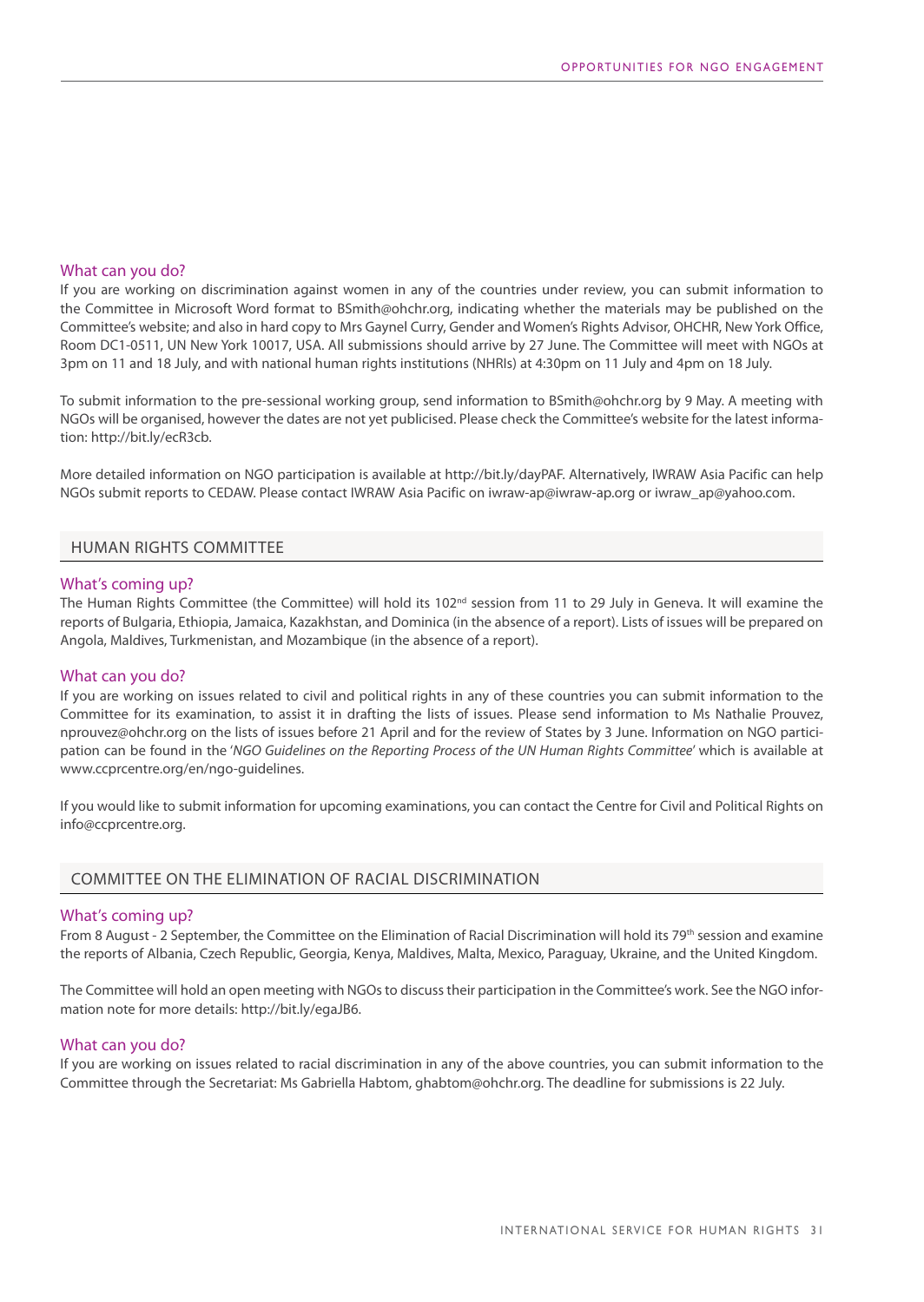### What can you do?

If you are working on discrimination against women in any of the countries under review, you can submit information to the Committee in Microsoft Word format to BSmith@ohchr.org, indicating whether the materials may be published on the Committee's website; and also in hard copy to Mrs Gaynel Curry, Gender and Women's Rights Advisor, OHCHR, New York Office, Room DC1-0511, UN New York 10017, USA. All submissions should arrive by 27 June. The Committee will meet with NGOs at 3pm on 11 and 18 July, and with national human rights institutions (NHRIs) at 4:30pm on 11 July and 4pm on 18 July.

To submit information to the pre-sessional working group, send information to BSmith@ohchr.org by 9 May. A meeting with NGOs will be organised, however the dates are not yet publicised. Please check the Committee's website for the latest information: http://bit.ly/ecR3cb.

More detailed information on NGO participation is available at http://bit.ly/dayPAF. Alternatively, IWRAW Asia Pacific can help NGOs submit reports to CEDAW. Please contact IWRAW Asia Pacific on iwraw-ap@iwraw-ap.org or iwraw_ap@yahoo.com.

## HUMAN RIGHTS COMMITTEE

### What's coming up?

The Human Rights Committee (the Committee) will hold its 102nd session from 11 to 29 July in Geneva. It will examine the reports of Bulgaria, Ethiopia, Jamaica, Kazakhstan, and Dominica (in the absence of a report). Lists of issues will be prepared on Angola, Maldives, Turkmenistan, and Mozambique (in the absence of a report).

### What can you do?

If you are working on issues related to civil and political rights in any of these countries you can submit information to the Committee for its examination, to assist it in drafting the lists of issues. Please send information to Ms Nathalie Prouvez, nprouvez@ohchr.org on the lists of issues before 21 April and for the review of States by 3 June. Information on NGO participation can be found in the '*NGO Guidelines on the Reporting Process of the UN Human Rights Committee*' which is available at www.ccprcentre.org/en/ngo-guidelines.

If you would like to submit information for upcoming examinations, you can contact the Centre for Civil and Political Rights on info@ccprcentre.org.

## COMMITTEE ON THE ELIMINATION OF RACIAL DISCRIMINATION

### What's coming up?

From 8 August - 2 September, the Committee on the Elimination of Racial Discrimination will hold its 79th session and examine the reports of Albania, Czech Republic, Georgia, Kenya, Maldives, Malta, Mexico, Paraguay, Ukraine, and the United Kingdom.

The Committee will hold an open meeting with NGOs to discuss their participation in the Committee's work. See the NGO information note for more details: http://bit.ly/egaJB6.

### What can you do?

If you are working on issues related to racial discrimination in any of the above countries, you can submit information to the Committee through the Secretariat: Ms Gabriella Habtom, ghabtom@ohchr.org. The deadline for submissions is 22 July.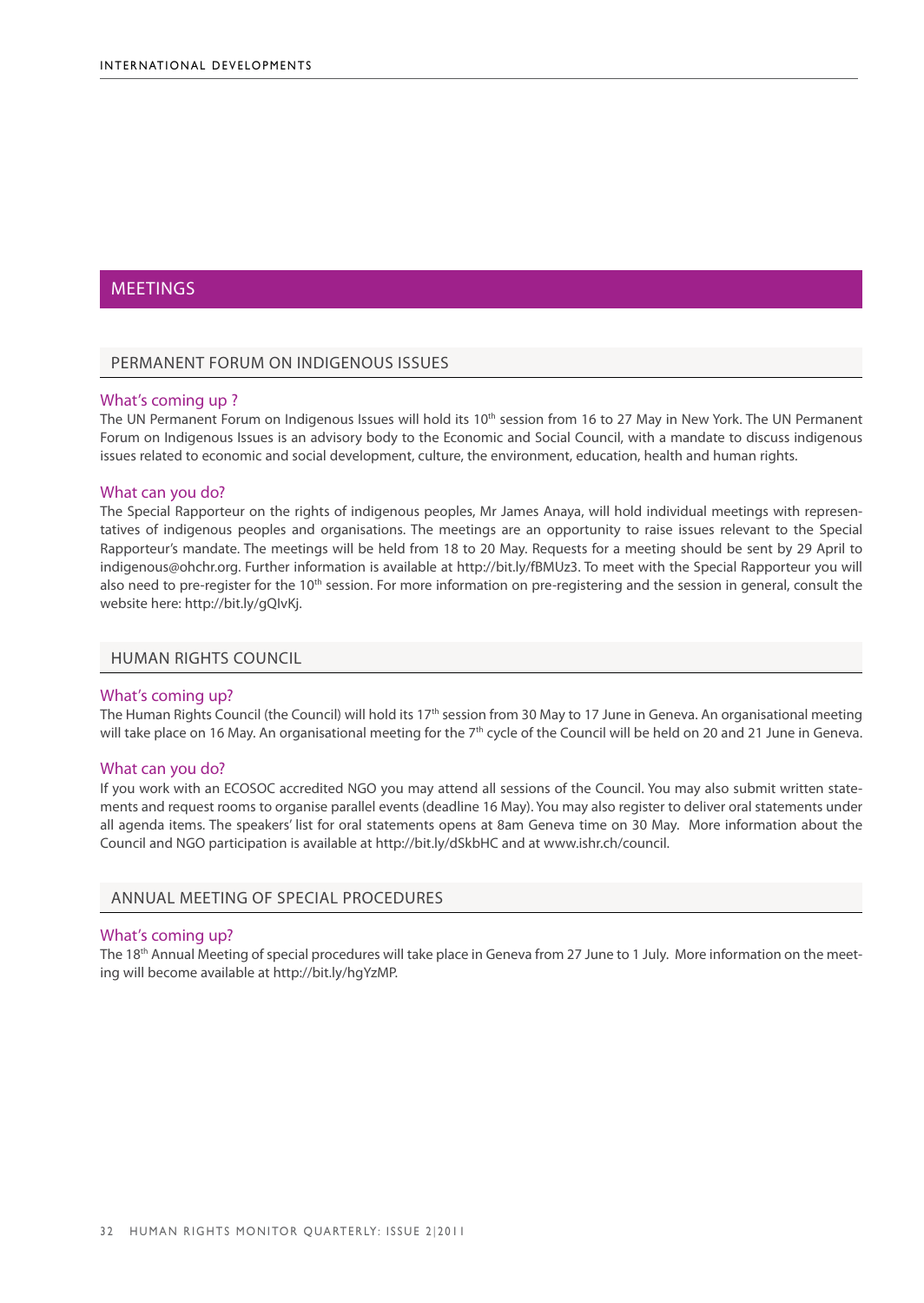## MEETINGS

### PERMANENT FORUM ON INDIGENOUS ISSUES

#### What's coming up ?

The UN Permanent Forum on Indigenous Issues will hold its 10th session from 16 to 27 May in New York. The UN Permanent Forum on Indigenous Issues is an advisory body to the Economic and Social Council, with a mandate to discuss indigenous issues related to economic and social development, culture, the environment, education, health and human rights.

#### What can you do?

The Special Rapporteur on the rights of indigenous peoples, Mr James Anaya, will hold individual meetings with representatives of indigenous peoples and organisations. The meetings are an opportunity to raise issues relevant to the Special Rapporteur's mandate. The meetings will be held from 18 to 20 May. Requests for a meeting should be sent by 29 April to indigenous@ohchr.org. Further information is available at http://bit.ly/fBMUz3. To meet with the Special Rapporteur you will also need to pre-register for the 10th session. For more information on pre-registering and the session in general, consult the website here: http://bit.ly/gQlvKj.

### HUMAN RIGHTS COUNCIL

#### What's coming up?

The Human Rights Council (the Council) will hold its 17th session from 30 May to 17 June in Geneva. An organisational meeting will take place on 16 May. An organisational meeting for the 7th cycle of the Council will be held on 20 and 21 June in Geneva.

#### What can you do?

If you work with an ECOSOC accredited NGO you may attend all sessions of the Council. You may also submit written statements and request rooms to organise parallel events (deadline 16 May). You may also register to deliver oral statements under all agenda items. The speakers' list for oral statements opens at 8am Geneva time on 30 May. More information about the Council and NGO participation is available at http://bit.ly/dSkbHC and at www.ishr.ch/council.

### ANNUAL MEETING OF SPECIAL PROCEDURES

#### What's coming up?

The 18th Annual Meeting of special procedures will take place in Geneva from 27 June to 1 July. More information on the meeting will become available at http://bit.ly/hgYzMP.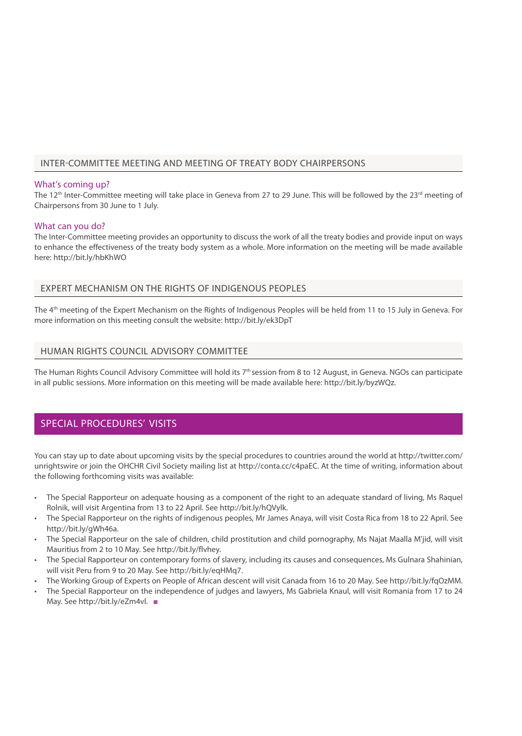## INTER-COMMITTEE MEETING AND MEETING OF TREATY BODY CHAIRPERSONS

### What's coming up?

The 12th Inter-Committee meeting will take place in Geneva from 27 to 29 June. This will be followed by the 23rd meeting of Chairpersons from 30 June to 1 July.

### What can you do?

The Inter-Committee meeting provides an opportunity to discuss the work of all the treaty bodies and provide input on ways to enhance the effectiveness of the treaty body system as a whole. More information on the meeting will be made available here: http://bit.ly/hbKhWO

## EXPERT MECHANISM ON THE RIGHTS OF INDIGENOUS PEOPLES

The 4th meeting of the Expert Mechanism on the Rights of Indigenous Peoples will be held from 11 to 15 July in Geneva. For more information on this meeting consult the website: http://bit.ly/ek3DpT

## HUMAN RIGHTS COUNCIL ADVISORY COMMITTEE

The Human Rights Council Advisory Committee will hold its 7th session from 8 to 12 August, in Geneva. NGOs can participate in all public sessions. More information on this meeting will be made available here: http://bit.ly/byzWQz.

# SPECIAL PROCEDURES' VISITS

You can stay up to date about upcoming visits by the special procedures to countries around the world at http://twitter.com/unrightswire or join the OHCHR Civil Society mailing list at http://conta.cc/c4paEC. At the time of writing, information about the following forthcoming visits was available:

- The Special Rapporteur on adequate housing as a component of the right to an adequate standard of living, Ms Raquel Rolnik, will visit Argentina from 13 to 22 April. See http://bit.ly/hQVylk.
- The Special Rapporteur on the rights of indigenous peoples, Mr James Anaya, will visit Costa Rica from 18 to 22 April. See http://bit.ly/gWh46a.
- The Special Rapporteur on the sale of children, child prostitution and child pornography, Ms Najat Maalla M'jid, will visit Mauritius from 2 to 10 May. See http://bit.ly/flvhey.
- The Special Rapporteur on contemporary forms of slavery, including its causes and consequences, Ms Gulnara Shahinian, will visit Peru from 9 to 20 May. See http://bit.ly/eqHMq7.
- The Working Group of Experts on People of African descent will visit Canada from 16 to 20 May. See http://bit.ly/fqOzMM.
- The Special Rapporteur on the independence of judges and lawyers, Ms Gabriela Knaul, will visit Romania from 17 to 24 May. See http://bit.ly/eZm4vl. ■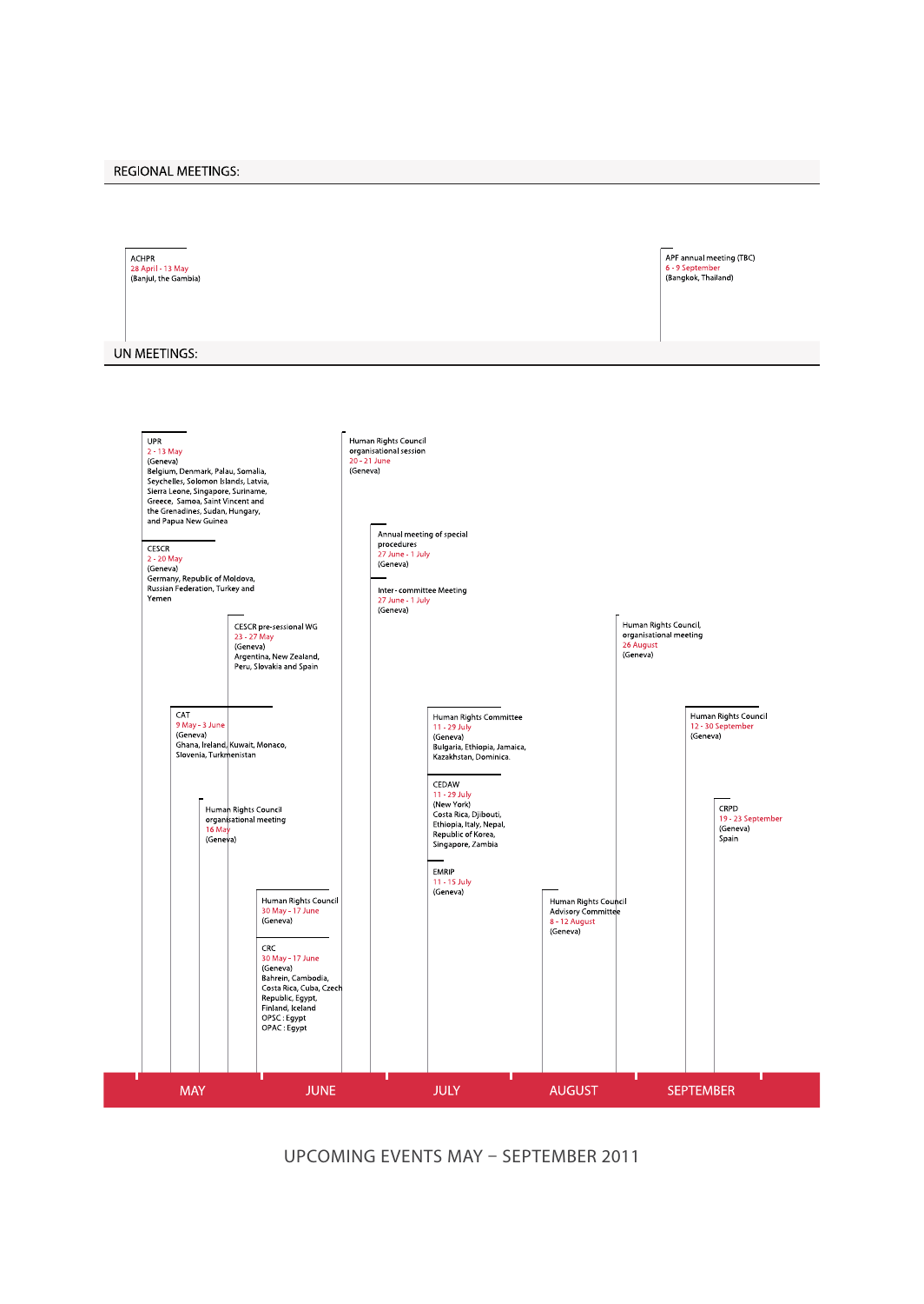## REGIONAL MEETINGS:

ACHPR
28 April - 13 May
(Banjul, the Gambia)

APF annual meeting (TBC)
6 - 9 September
(Bangkok, Thailand)

## UN MEETINGS:

UPR
2 - 13 May
(Geneva)
Belgium, Denmark, Palau, Somalia, Seychelles, Solomon Islands, Latvia, Sierra Leone, Singapore, Suriname, Greece, Samoa, Saint Vincent and the Grenadines, Sudan, Hungary, and Papua New Guinea

CESCR
2 - 20 May
(Geneva)
Germany, Republic of Moldova, Russian Federation, Turkey and Yemen

CAT
9 May - 3 June
(Geneva)
Ghana, Ireland, Kuwait, Monaco, Slovenia, Turkmenistan

Human Rights Council organisational meeting
16 May
(Geneva)

CESCR pre-sessional WG
23 - 27 May
(Geneva)
Argentina, New Zealand, Peru, Slovakia and Spain

Human Rights Council
30 May - 17 June
(Geneva)

CRC
30 May - 17 June
(Geneva)
Bahrein, Cambodia, Costa Rica, Cuba, Czech Republic, Egypt, Finland, Iceland
OPSC : Egypt
OPAC : Egypt

Human Rights Council organisational session
20 - 21 June
(Geneva)

Annual meeting of special procedures
27 June - 1 July
(Geneva)

Inter - committee Meeting
27 June - 1 July
(Geneva)

Human Rights Committee
11 - 29 July
(Geneva)
Bulgaria, Ethiopia, Jamaica, Kazakhstan, Dominica.

CEDAW
11 - 29 July
(New York)
Costa Rica, Djibouti, Ethiopia, Italy, Nepal, Republic of Korea, Singapore, Zambia

EMRIP
11 - 15 July
(Geneva)

Human Rights Council Advisory Committee
8 - 12 August
(Geneva)

Human Rights Council, organisational meeting
26 August
(Geneva)

Human Rights Council
12 - 30 September
(Geneva)

CRPD
19 - 23 September
(Geneva)
Spain

MAY JUNE JULY AUGUST SEPTEMBER

UPCOMING EVENTS MAY – SEPTEMBER 2011